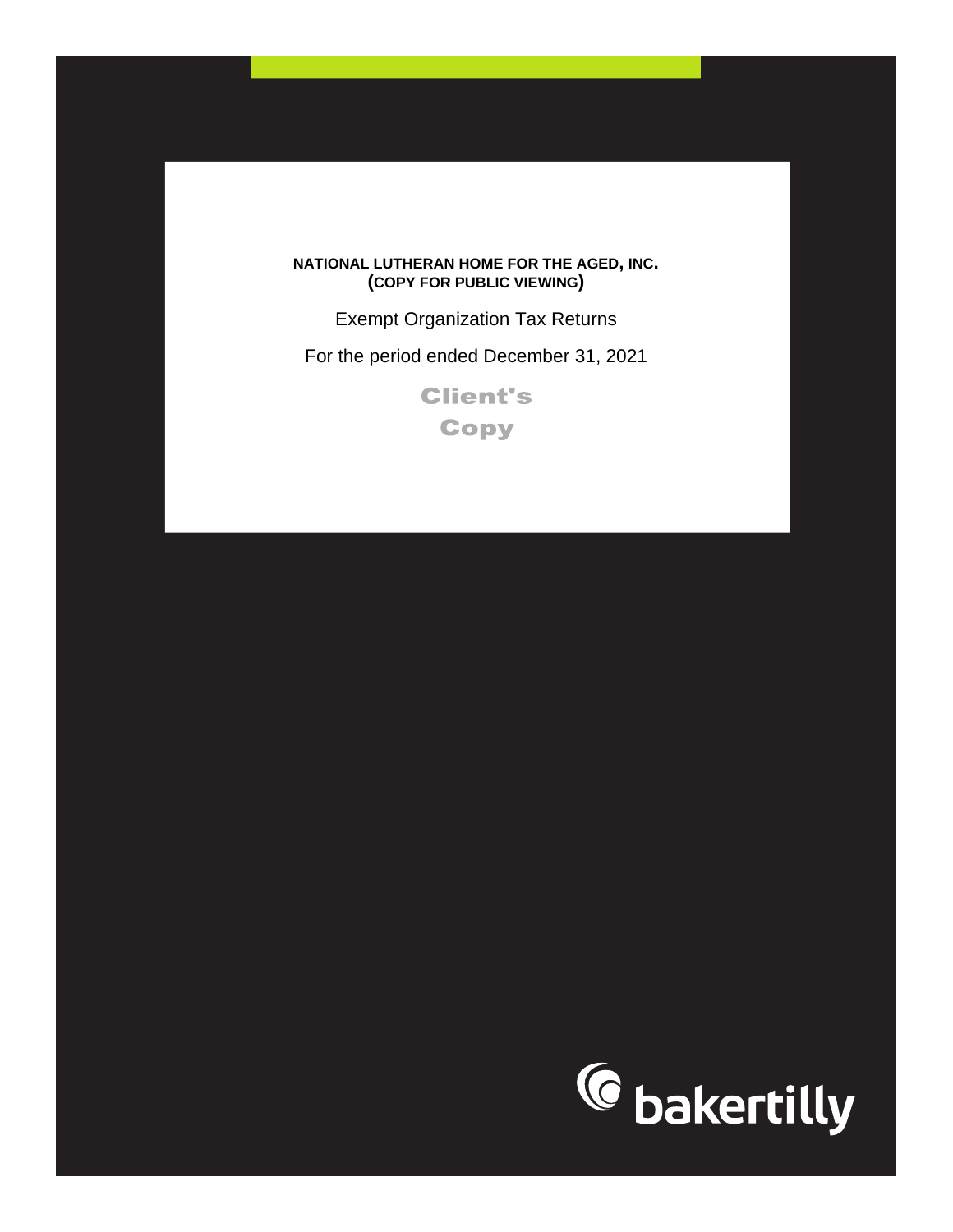**NATIONAL LUTHERAN HOME FOR THE AGED, INC.**
**(COPY FOR PUBLIC VIEWING)**

Exempt Organization Tax Returns

For the period ended December 31, 2021

**Client's Copy**

bakertilly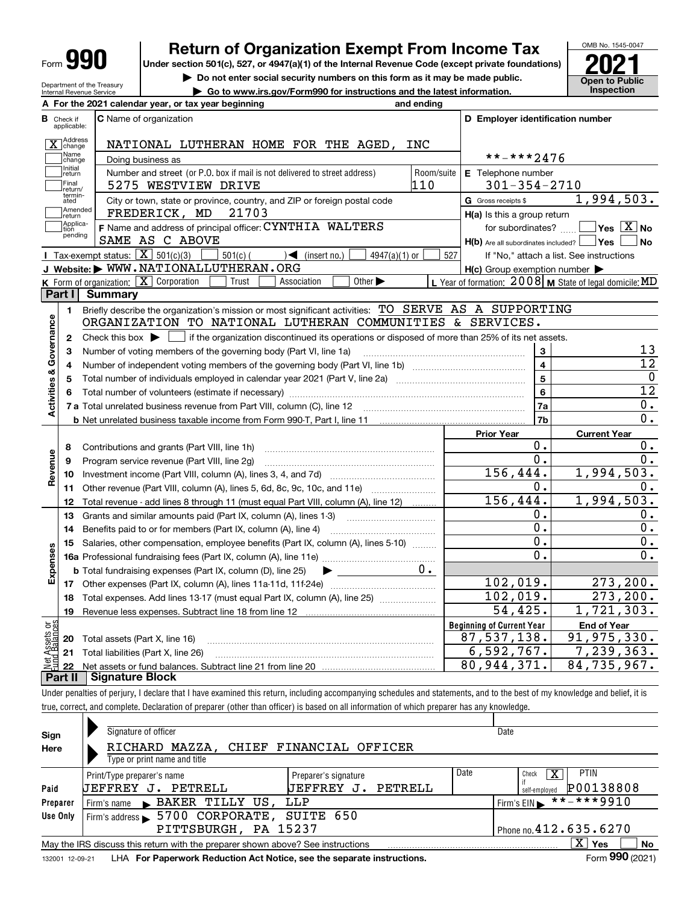Form **990**

# Return of Organization Exempt From Income Tax

**Under section 501(c), 527, or 4947(a)(1) of the Internal Revenue Code (except private foundations)**

▶ **Do not enter social security numbers on this form as it may be made public.**

▶ **Go to www.irs.gov/Form990 for instructions and the latest information.**

OMB No. 1545-0047

**2021**

**Open to Public Inspection**

Department of the Treasury
Internal Revenue Service

**A** For the 2021 calendar year, or tax year beginning and ending

**B** Check if applicable:
- [X] Address change
- [ ] Name change
- [ ] Initial return
- [ ] Final return/terminated
- [ ] Amended return
- [ ] Application pending

**C** Name of organization: NATIONAL LUTHERAN HOME FOR THE AGED, INC

Doing business as

Number and street (or P.O. box if mail is not delivered to street address): 5275 WESTVIEW DRIVE | Room/suite: 110

City or town, state or province, country, and ZIP or foreign postal code: FREDERICK, MD 21703

**D** Employer identification number: **-***2476

**E** Telephone number: 301-354-2710

**G** Gross receipts $ 1,994,503.

**F** Name and address of principal officer: CYNTHIA WALTERS
SAME AS C ABOVE

**H(a)** Is this a group return for subordinates? [ ] Yes [X] No

**H(b)** Are all subordinates included? [ ] Yes [ ] No
If "No," attach a list. See instructions

**H(c)** Group exemption number ▶

**I** Tax-exempt status: [X] 501(c)(3) [ ] 501(c) ( ) ◀ (insert no.) [ ] 4947(a)(1) or [ ] 527

**J** Website: ▶ WWW.NATIONALLUTHERAN.ORG

**K** Form of organization: [X] Corporation [ ] Trust [ ] Association [ ] Other ▶

**L** Year of formation: 2008 **M** State of legal domicile: MD

## Part I Summary

**Activities & Governance**

1 Briefly describe the organization's mission or most significant activities: TO SERVE AS A SUPPORTING ORGANIZATION TO NATIONAL LUTHERAN COMMUNITIES & SERVICES.

2 Check this box ▶ [ ] if the organization discontinued its operations or disposed of more than 25% of its net assets.

| | | Line | Value |
|---|---|---|---|
| 3 | Number of voting members of the governing body (Part VI, line 1a) | 3 | 13 |
| 4 | Number of independent voting members of the governing body (Part VI, line 1b) | 4 | 12 |
| 5 | Total number of individuals employed in calendar year 2021 (Part V, line 2a) | 5 | 0 |
| 6 | Total number of volunteers (estimate if necessary) | 6 | 12 |
| 7a | Total unrelated business revenue from Part VIII, column (C), line 12 | 7a | 0. |
| b | Net unrelated business taxable income from Form 990-T, Part I, line 11 | 7b | 0. |

| | | Prior Year | Current Year |
|---|---|---|---|
| **Revenue** | | | |
| 8 | Contributions and grants (Part VIII, line 1h) | 0. | 0. |
| 9 | Program service revenue (Part VIII, line 2g) | 0. | 0. |
| 10 | Investment income (Part VIII, column (A), lines 3, 4, and 7d) | 156,444. | 1,994,503. |
| 11 | Other revenue (Part VIII, column (A), lines 5, 6d, 8c, 9c, 10c, and 11e) | 0. | 0. |
| 12 | Total revenue - add lines 8 through 11 (must equal Part VIII, column (A), line 12) | 156,444. | 1,994,503. |
| **Expenses** | | | |
| 13 | Grants and similar amounts paid (Part IX, column (A), lines 1-3) | 0. | 0. |
| 14 | Benefits paid to or for members (Part IX, column (A), line 4) | 0. | 0. |
| 15 | Salaries, other compensation, employee benefits (Part IX, column (A), lines 5-10) | 0. | 0. |
| 16a | Professional fundraising fees (Part IX, column (A), line 11e) | 0. | 0. |
| b | Total fundraising expenses (Part IX, column (D), line 25) ▶ 0. | | |
| 17 | Other expenses (Part IX, column (A), lines 11a-11d, 11f-24e) | 102,019. | 273,200. |
| 18 | Total expenses. Add lines 13-17 (must equal Part IX, column (A), line 25) | 102,019. | 273,200. |
| 19 | Revenue less expenses. Subtract line 18 from line 12 | 54,425. | 1,721,303. |

| **Net Assets or Fund Balances** | | Beginning of Current Year | End of Year |
|---|---|---|---|
| 20 | Total assets (Part X, line 16) | 87,537,138. | 91,975,330. |
| 21 | Total liabilities (Part X, line 26) | 6,592,767. | 7,239,363. |
| 22 | Net assets or fund balances. Subtract line 21 from line 20 | 80,944,371. | 84,735,967. |

## Part II Signature Block

Under penalties of perjury, I declare that I have examined this return, including accompanying schedules and statements, and to the best of my knowledge and belief, it is true, correct, and complete. Declaration of preparer (other than officer) is based on all information of which preparer has any knowledge.

**Sign Here**

Signature of officer | Date

RICHARD MAZZA, CHIEF FINANCIAL OFFICER
Type or print name and title

**Paid Preparer Use Only**

| Print/Type preparer's name | Preparer's signature | Date | Check [X] if self-employed | PTIN |
|---|---|---|---|---|
| JEFFREY J. PETRELL | JEFFREY J. PETRELL | | | P00138808 |

Firm's name ▶ BAKER TILLY US, LLP | Firm's EIN ▶ **-***9910

Firm's address ▶ 5700 CORPORATE, SUITE 650
PITTSBURGH, PA 15237 | Phone no. 412.635.6270

May the IRS discuss this return with the preparer shown above? See instructions [X] Yes [ ] No

132001 12-09-21 LHA **For Paperwork Reduction Act Notice, see the separate instructions.** Form **990** (2021)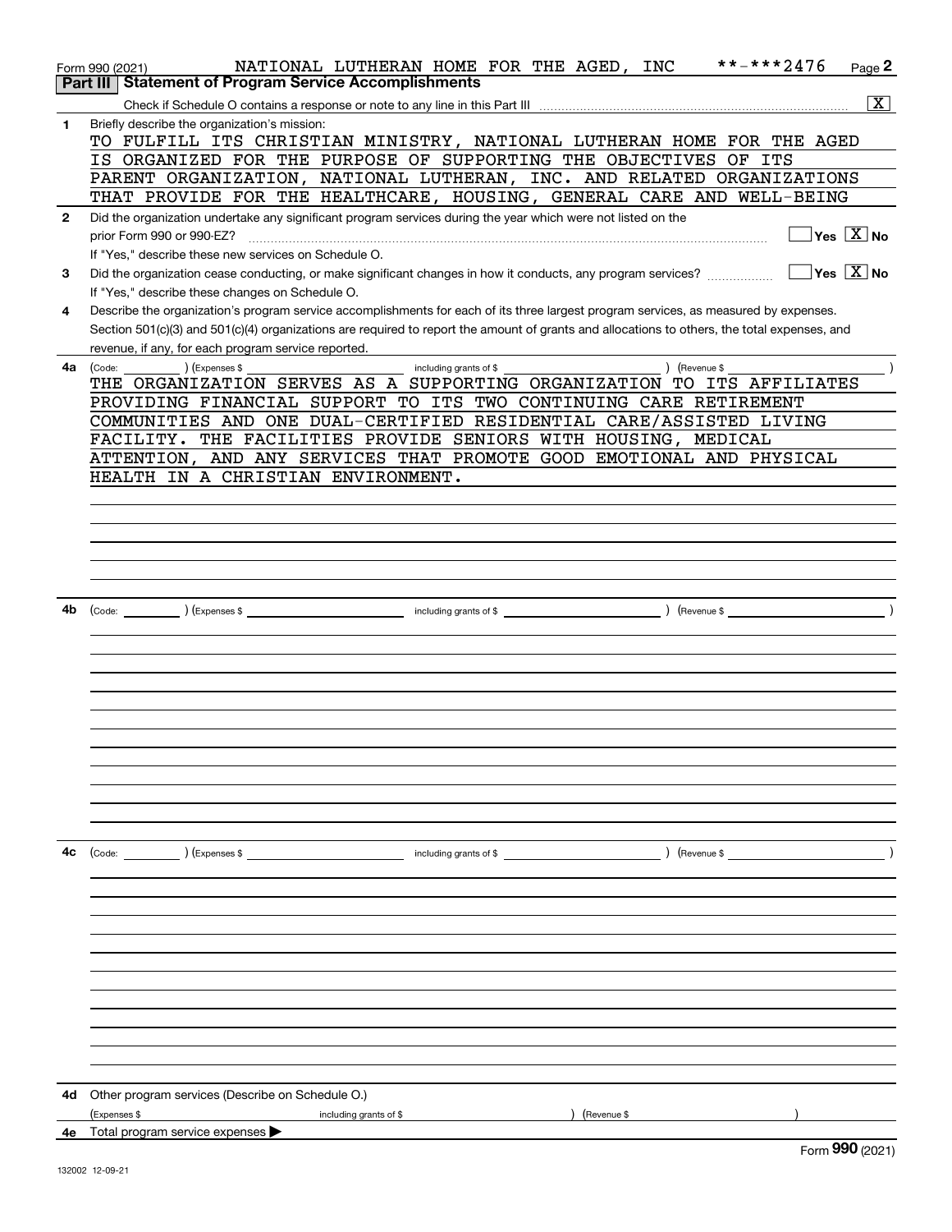Form 990 (2021) NATIONAL LUTHERAN HOME FOR THE AGED, INC **-***2476

## Part III Statement of Program Service Accomplishments

Check if Schedule O contains a response or note to any line in this Part III ..... [X]

**1** Briefly describe the organization's mission:

TO FULFILL ITS CHRISTIAN MINISTRY, NATIONAL LUTHERAN HOME FOR THE AGED IS ORGANIZED FOR THE PURPOSE OF SUPPORTING THE OBJECTIVES OF ITS PARENT ORGANIZATION, NATIONAL LUTHERAN, INC. AND RELATED ORGANIZATIONS THAT PROVIDE FOR THE HEALTHCARE, HOUSING, GENERAL CARE AND WELL-BEING

**2** Did the organization undertake any significant program services during the year which were not listed on the prior Form 990 or 990-EZ? ..... [ ] Yes [X] No

If "Yes," describe these new services on Schedule O.

**3** Did the organization cease conducting, or make significant changes in how it conducts, any program services? ..... [ ] Yes [X] No

If "Yes," describe these changes on Schedule O.

**4** Describe the organization's program service accomplishments for each of its three largest program services, as measured by expenses. Section 501(c)(3) and 501(c)(4) organizations are required to report the amount of grants and allocations to others, the total expenses, and revenue, if any, for each program service reported.

**4a** (Code: ) (Expenses $ including grants of $ ) (Revenue $ )

THE ORGANIZATION SERVES AS A SUPPORTING ORGANIZATION TO ITS AFFILIATES PROVIDING FINANCIAL SUPPORT TO ITS TWO CONTINUING CARE RETIREMENT COMMUNITIES AND ONE DUAL-CERTIFIED RESIDENTIAL CARE/ASSISTED LIVING FACILITY. THE FACILITIES PROVIDE SENIORS WITH HOUSING, MEDICAL ATTENTION, AND ANY SERVICES THAT PROMOTE GOOD EMOTIONAL AND PHYSICAL HEALTH IN A CHRISTIAN ENVIRONMENT.

**4b** (Code: ) (Expenses $ including grants of $ ) (Revenue $ )

**4c** (Code: ) (Expenses $ including grants of $ ) (Revenue $ )

**4d** Other program services (Describe on Schedule O.)

(Expenses $ including grants of $ ) (Revenue $ )

**4e** Total program service expenses ▶

Form 990 (2021)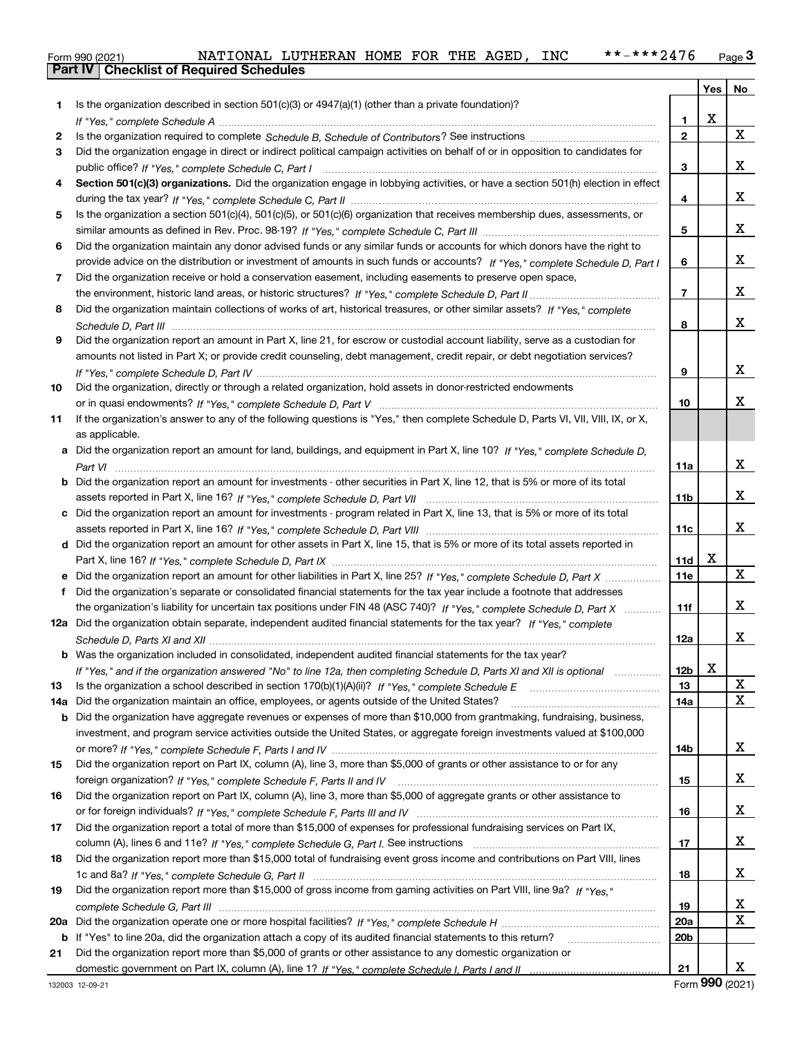Form 990 (2021) NATIONAL LUTHERAN HOME FOR THE AGED, INC **-***2476 Page 3

**Part IV | Checklist of Required Schedules**

| | | | Yes | No |
|---|---|---|---|---|
| 1 | Is the organization described in section 501(c)(3) or 4947(a)(1) (other than a private foundation)? *If "Yes," complete Schedule A* | 1 | X | |
| 2 | Is the organization required to complete *Schedule B, Schedule of Contributors*? See instructions | 2 | | X |
| 3 | Did the organization engage in direct or indirect political campaign activities on behalf of or in opposition to candidates for public office? *If "Yes," complete Schedule C, Part I* | 3 | | X |
| 4 | **Section 501(c)(3) organizations.** Did the organization engage in lobbying activities, or have a section 501(h) election in effect during the tax year? *If "Yes," complete Schedule C, Part II* | 4 | | X |
| 5 | Is the organization a section 501(c)(4), 501(c)(5), or 501(c)(6) organization that receives membership dues, assessments, or similar amounts as defined in Rev. Proc. 98-19? *If "Yes," complete Schedule C, Part III* | 5 | | X |
| 6 | Did the organization maintain any donor advised funds or any similar funds or accounts for which donors have the right to provide advice on the distribution or investment of amounts in such funds or accounts? *If "Yes," complete Schedule D, Part I* | 6 | | X |
| 7 | Did the organization receive or hold a conservation easement, including easements to preserve open space, the environment, historic land areas, or historic structures? *If "Yes," complete Schedule D, Part II* | 7 | | X |
| 8 | Did the organization maintain collections of works of art, historical treasures, or other similar assets? *If "Yes," complete Schedule D, Part III* | 8 | | X |
| 9 | Did the organization report an amount in Part X, line 21, for escrow or custodial account liability, serve as a custodian for amounts not listed in Part X; or provide credit counseling, debt management, credit repair, or debt negotiation services? *If "Yes," complete Schedule D, Part IV* | 9 | | X |
| 10 | Did the organization, directly or through a related organization, hold assets in donor-restricted endowments or in quasi endowments? *If "Yes," complete Schedule D, Part V* | 10 | | X |
| 11 | If the organization's answer to any of the following questions is "Yes," then complete Schedule D, Parts VI, VII, VIII, IX, or X, as applicable. | | | |
| a | Did the organization report an amount for land, buildings, and equipment in Part X, line 10? *If "Yes," complete Schedule D, Part VI* | 11a | | X |
| b | Did the organization report an amount for investments - other securities in Part X, line 12, that is 5% or more of its total assets reported in Part X, line 16? *If "Yes," complete Schedule D, Part VII* | 11b | | X |
| c | Did the organization report an amount for investments - program related in Part X, line 13, that is 5% or more of its total assets reported in Part X, line 16? *If "Yes," complete Schedule D, Part VIII* | 11c | | X |
| d | Did the organization report an amount for other assets in Part X, line 15, that is 5% or more of its total assets reported in Part X, line 16? *If "Yes," complete Schedule D, Part IX* | 11d | X | |
| e | Did the organization report an amount for other liabilities in Part X, line 25? *If "Yes," complete Schedule D, Part X* | 11e | | X |
| f | Did the organization's separate or consolidated financial statements for the tax year include a footnote that addresses the organization's liability for uncertain tax positions under FIN 48 (ASC 740)? *If "Yes," complete Schedule D, Part X* | 11f | | X |
| 12a | Did the organization obtain separate, independent audited financial statements for the tax year? *If "Yes," complete Schedule D, Parts XI and XII* | 12a | | X |
| b | Was the organization included in consolidated, independent audited financial statements for the tax year? *If "Yes," and if the organization answered "No" to line 12a, then completing Schedule D, Parts XI and XII is optional* | 12b | X | |
| 13 | Is the organization a school described in section 170(b)(1)(A)(ii)? *If "Yes," complete Schedule E* | 13 | | X |
| 14a | Did the organization maintain an office, employees, or agents outside of the United States? | 14a | | X |
| b | Did the organization have aggregate revenues or expenses of more than $10,000 from grantmaking, fundraising, business, investment, and program service activities outside the United States, or aggregate foreign investments valued at $100,000 or more? *If "Yes," complete Schedule F, Parts I and IV* | 14b | | X |
| 15 | Did the organization report on Part IX, column (A), line 3, more than $5,000 of grants or other assistance to or for any foreign organization? *If "Yes," complete Schedule F, Parts II and IV* | 15 | | X |
| 16 | Did the organization report on Part IX, column (A), line 3, more than $5,000 of aggregate grants or other assistance to or for foreign individuals? *If "Yes," complete Schedule F, Parts III and IV* | 16 | | X |
| 17 | Did the organization report a total of more than $15,000 of expenses for professional fundraising services on Part IX, column (A), lines 6 and 11e? *If "Yes," complete Schedule G, Part I.* See instructions | 17 | | X |
| 18 | Did the organization report more than $15,000 total of fundraising event gross income and contributions on Part VIII, lines 1c and 8a? *If "Yes," complete Schedule G, Part II* | 18 | | X |
| 19 | Did the organization report more than $15,000 of gross income from gaming activities on Part VIII, line 9a? *If "Yes," complete Schedule G, Part III* | 19 | | X |
| 20a | Did the organization operate one or more hospital facilities? *If "Yes," complete Schedule H* | 20a | | X |
| b | If "Yes" to line 20a, did the organization attach a copy of its audited financial statements to this return? | 20b | | |
| 21 | Did the organization report more than $5,000 of grants or other assistance to any domestic organization or domestic government on Part IX, column (A), line 1? *If "Yes," complete Schedule I, Parts I and II* | 21 | | X |

132003 12-09-21 Form **990** (2021)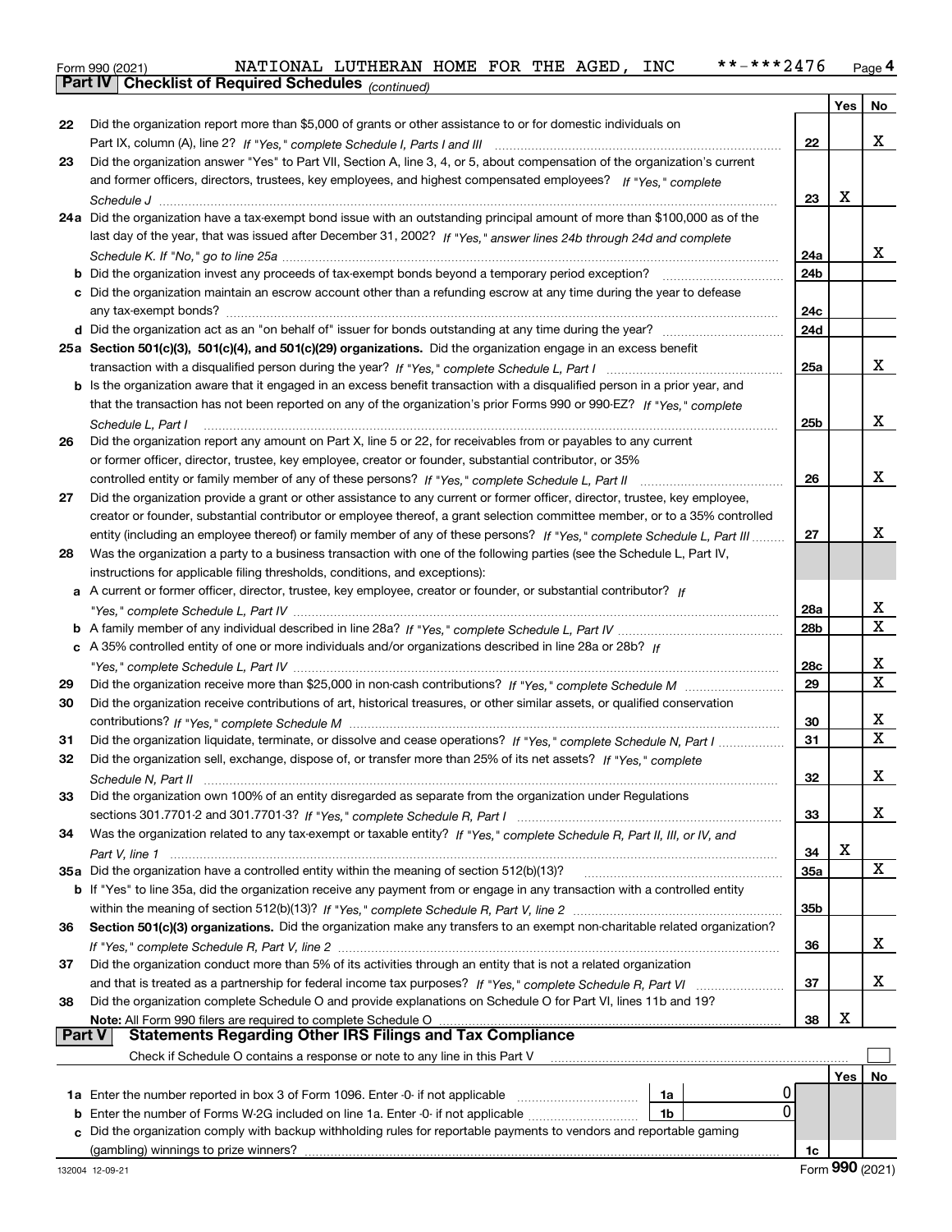Form 990 (2021) NATIONAL LUTHERAN HOME FOR THE AGED, INC **-***2476 Page 4

**Part IV Checklist of Required Schedules** *(continued)*

| | | | Yes | No |
|---|---|---|---|---|
| 22 | Did the organization report more than $5,000 of grants or other assistance to or for domestic individuals on Part IX, column (A), line 2? *If "Yes," complete Schedule I, Parts I and III* | 22 | | X |
| 23 | Did the organization answer "Yes" to Part VII, Section A, line 3, 4, or 5, about compensation of the organization's current and former officers, directors, trustees, key employees, and highest compensated employees? *If "Yes," complete Schedule J* | 23 | X | |
| 24a | Did the organization have a tax-exempt bond issue with an outstanding principal amount of more than $100,000 as of the last day of the year, that was issued after December 31, 2002? *If "Yes," answer lines 24b through 24d and complete Schedule K. If "No," go to line 25a* | 24a | | X |
| b | Did the organization invest any proceeds of tax-exempt bonds beyond a temporary period exception? | 24b | | |
| c | Did the organization maintain an escrow account other than a refunding escrow at any time during the year to defease any tax-exempt bonds? | 24c | | |
| d | Did the organization act as an "on behalf of" issuer for bonds outstanding at any time during the year? | 24d | | |
| 25a | **Section 501(c)(3), 501(c)(4), and 501(c)(29) organizations.** Did the organization engage in an excess benefit transaction with a disqualified person during the year? *If "Yes," complete Schedule L, Part I* | 25a | | X |
| b | Is the organization aware that it engaged in an excess benefit transaction with a disqualified person in a prior year, and that the transaction has not been reported on any of the organization's prior Forms 990 or 990-EZ? *If "Yes," complete Schedule L, Part I* | 25b | | X |
| 26 | Did the organization report any amount on Part X, line 5 or 22, for receivables from or payables to any current or former officer, director, trustee, key employee, creator or founder, substantial contributor, or 35% controlled entity or family member of any of these persons? *If "Yes," complete Schedule L, Part II* | 26 | | X |
| 27 | Did the organization provide a grant or other assistance to any current or former officer, director, trustee, key employee, creator or founder, substantial contributor or employee thereof, a grant selection committee member, or to a 35% controlled entity (including an employee thereof) or family member of any of these persons? *If "Yes," complete Schedule L, Part III* | 27 | | X |
| 28 | Was the organization a party to a business transaction with one of the following parties (see the Schedule L, Part IV, instructions for applicable filing thresholds, conditions, and exceptions): | | | |
| a | A current or former officer, director, trustee, key employee, creator or founder, or substantial contributor? *If "Yes," complete Schedule L, Part IV* | 28a | | X |
| b | A family member of any individual described in line 28a? *If "Yes," complete Schedule L, Part IV* | 28b | | X |
| c | A 35% controlled entity of one or more individuals and/or organizations described in line 28a or 28b? *If "Yes," complete Schedule L, Part IV* | 28c | | X |
| 29 | Did the organization receive more than $25,000 in non-cash contributions? *If "Yes," complete Schedule M* | 29 | | X |
| 30 | Did the organization receive contributions of art, historical treasures, or other similar assets, or qualified conservation contributions? *If "Yes," complete Schedule M* | 30 | | X |
| 31 | Did the organization liquidate, terminate, or dissolve and cease operations? *If "Yes," complete Schedule N, Part I* | 31 | | X |
| 32 | Did the organization sell, exchange, dispose of, or transfer more than 25% of its net assets? *If "Yes," complete Schedule N, Part II* | 32 | | X |
| 33 | Did the organization own 100% of an entity disregarded as separate from the organization under Regulations sections 301.7701-2 and 301.7701-3? *If "Yes," complete Schedule R, Part I* | 33 | | X |
| 34 | Was the organization related to any tax-exempt or taxable entity? *If "Yes," complete Schedule R, Part II, III, or IV, and Part V, line 1* | 34 | X | |
| 35a | Did the organization have a controlled entity within the meaning of section 512(b)(13)? | 35a | | X |
| b | If "Yes" to line 35a, did the organization receive any payment from or engage in any transaction with a controlled entity within the meaning of section 512(b)(13)? *If "Yes," complete Schedule R, Part V, line 2* | 35b | | |
| 36 | **Section 501(c)(3) organizations.** Did the organization make any transfers to an exempt non-charitable related organization? *If "Yes," complete Schedule R, Part V, line 2* | 36 | | X |
| 37 | Did the organization conduct more than 5% of its activities through an entity that is not a related organization and that is treated as a partnership for federal income tax purposes? *If "Yes," complete Schedule R, Part VI* | 37 | | X |
| 38 | Did the organization complete Schedule O and provide explanations on Schedule O for Part VI, lines 11b and 19? **Note:** All Form 990 filers are required to complete Schedule O | 38 | X | |

**Part V Statements Regarding Other IRS Filings and Tax Compliance**

Check if Schedule O contains a response or note to any line in this Part V ☐

| | | | | | Yes | No |
|---|---|---|---|---|---|---|
| 1a | Enter the number reported in box 3 of Form 1096. Enter -0- if not applicable | 1a | 0 | | | |
| b | Enter the number of Forms W-2G included on line 1a. Enter -0- if not applicable | 1b | 0 | | | |
| c | Did the organization comply with backup withholding rules for reportable payments to vendors and reportable gaming (gambling) winnings to prize winners? | | | 1c | | |

132004 12-09-21 Form **990** (2021)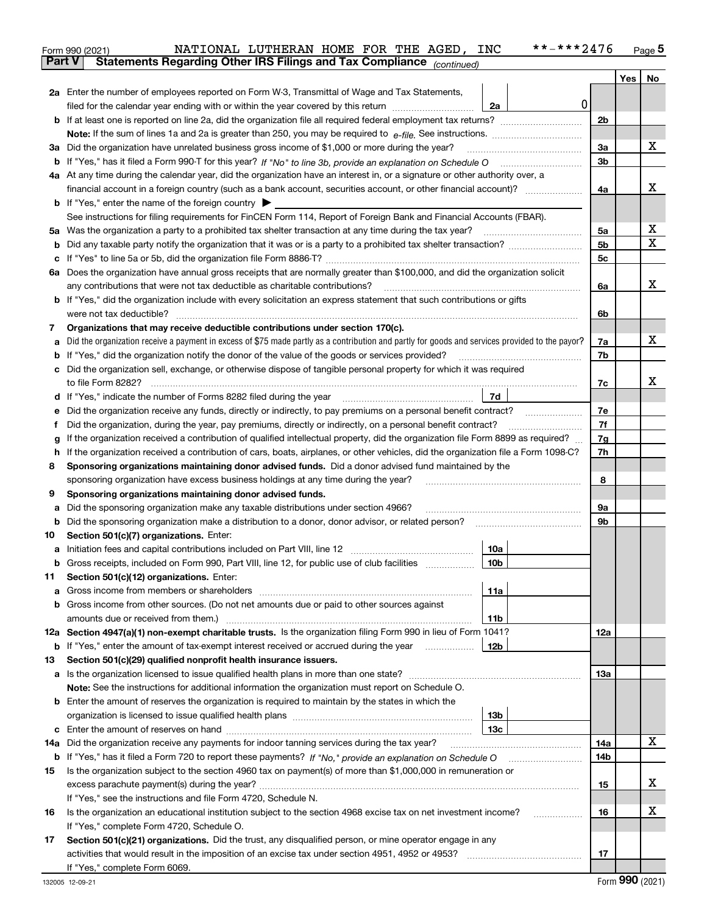Form 990 (2021) NATIONAL LUTHERAN HOME FOR THE AGED, INC **-***2476 Page 5

**Part V Statements Regarding Other IRS Filings and Tax Compliance** *(continued)*

| | | | | Yes | No |
|---|---|---|---|---|---|
| **2a** | Enter the number of employees reported on Form W-3, Transmittal of Wage and Tax Statements, filed for the calendar year ending with or within the year covered by this return | 2a 0 | | | |
| **b** | If at least one is reported on line 2a, did the organization file all required federal employment tax returns? | | 2b | | |
| | **Note:** If the sum of lines 1a and 2a is greater than 250, you may be required to *e-file.* See instructions. | | | | |
| **3a** | Did the organization have unrelated business gross income of $1,000 or more during the year? | | 3a | | X |
| **b** | If "Yes," has it filed a Form 990-T for this year? *If "No" to line 3b, provide an explanation on Schedule O* | | 3b | | |
| **4a** | At any time during the calendar year, did the organization have an interest in, or a signature or other authority over, a financial account in a foreign country (such as a bank account, securities account, or other financial account)? | | 4a | | X |
| **b** | If "Yes," enter the name of the foreign country ▶ | | | | |
| | See instructions for filing requirements for FinCEN Form 114, Report of Foreign Bank and Financial Accounts (FBAR). | | | | |
| **5a** | Was the organization a party to a prohibited tax shelter transaction at any time during the tax year? | | 5a | | X |
| **b** | Did any taxable party notify the organization that it was or is a party to a prohibited tax shelter transaction? | | 5b | | X |
| **c** | If "Yes" to line 5a or 5b, did the organization file Form 8886-T? | | 5c | | |
| **6a** | Does the organization have annual gross receipts that are normally greater than $100,000, and did the organization solicit any contributions that were not tax deductible as charitable contributions? | | 6a | | X |
| **b** | If "Yes," did the organization include with every solicitation an express statement that such contributions or gifts were not tax deductible? | | 6b | | |
| **7** | **Organizations that may receive deductible contributions under section 170(c).** | | | | |
| **a** | Did the organization receive a payment in excess of $75 made partly as a contribution and partly for goods and services provided to the payor? | | 7a | | X |
| **b** | If "Yes," did the organization notify the donor of the value of the goods or services provided? | | 7b | | |
| **c** | Did the organization sell, exchange, or otherwise dispose of tangible personal property for which it was required to file Form 8282? | | 7c | | X |
| **d** | If "Yes," indicate the number of Forms 8282 filed during the year | 7d | | | |
| **e** | Did the organization receive any funds, directly or indirectly, to pay premiums on a personal benefit contract? | | 7e | | |
| **f** | Did the organization, during the year, pay premiums, directly or indirectly, on a personal benefit contract? | | 7f | | |
| **g** | If the organization received a contribution of qualified intellectual property, did the organization file Form 8899 as required? | | 7g | | |
| **h** | If the organization received a contribution of cars, boats, airplanes, or other vehicles, did the organization file a Form 1098-C? | | 7h | | |
| **8** | **Sponsoring organizations maintaining donor advised funds.** Did a donor advised fund maintained by the sponsoring organization have excess business holdings at any time during the year? | | 8 | | |
| **9** | **Sponsoring organizations maintaining donor advised funds.** | | | | |
| **a** | Did the sponsoring organization make any taxable distributions under section 4966? | | 9a | | |
| **b** | Did the sponsoring organization make a distribution to a donor, donor advisor, or related person? | | 9b | | |
| **10** | **Section 501(c)(7) organizations.** Enter: | | | | |
| **a** | Initiation fees and capital contributions included on Part VIII, line 12 | 10a | | | |
| **b** | Gross receipts, included on Form 990, Part VIII, line 12, for public use of club facilities | 10b | | | |
| **11** | **Section 501(c)(12) organizations.** Enter: | | | | |
| **a** | Gross income from members or shareholders | 11a | | | |
| **b** | Gross income from other sources. (Do not net amounts due or paid to other sources against amounts due or received from them.) | 11b | | | |
| **12a** | **Section 4947(a)(1) non-exempt charitable trusts.** Is the organization filing Form 990 in lieu of Form 1041? | | 12a | | |
| **b** | If "Yes," enter the amount of tax-exempt interest received or accrued during the year | 12b | | | |
| **13** | **Section 501(c)(29) qualified nonprofit health insurance issuers.** | | | | |
| **a** | Is the organization licensed to issue qualified health plans in more than one state? | | 13a | | |
| | **Note:** See the instructions for additional information the organization must report on Schedule O. | | | | |
| **b** | Enter the amount of reserves the organization is required to maintain by the states in which the organization is licensed to issue qualified health plans | 13b | | | |
| **c** | Enter the amount of reserves on hand | 13c | | | |
| **14a** | Did the organization receive any payments for indoor tanning services during the tax year? | | 14a | | X |
| **b** | If "Yes," has it filed a Form 720 to report these payments? *If "No," provide an explanation on Schedule O* | | 14b | | |
| **15** | Is the organization subject to the section 4960 tax on payment(s) of more than $1,000,000 in remuneration or excess parachute payment(s) during the year? | | 15 | | X |
| | If "Yes," see the instructions and file Form 4720, Schedule N. | | | | |
| **16** | Is the organization an educational institution subject to the section 4968 excise tax on net investment income? | | 16 | | X |
| | If "Yes," complete Form 4720, Schedule O. | | | | |
| **17** | **Section 501(c)(21) organizations.** Did the trust, any disqualified person, or mine operator engage in any activities that would result in the imposition of an excise tax under section 4951, 4952 or 4953? | | 17 | | |
| | If "Yes," complete Form 6069. | | | | |

132005 12-09-21 Form **990** (2021)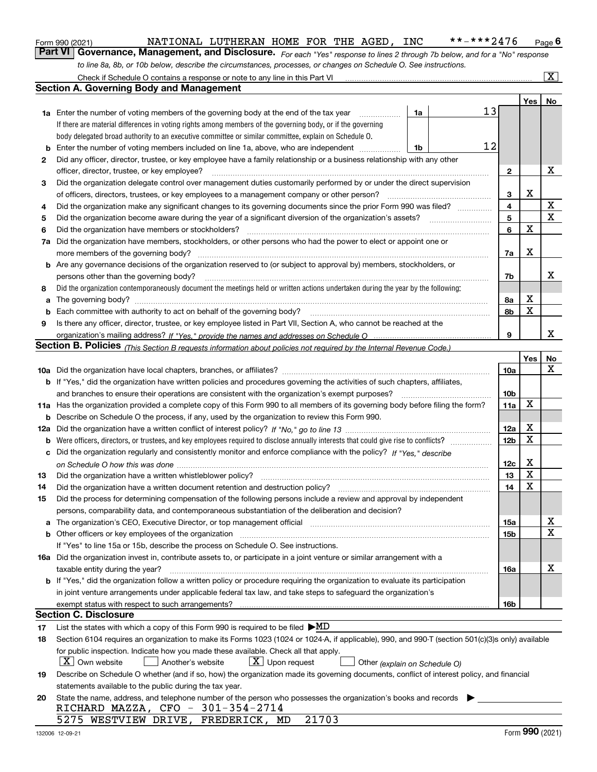Form 990 (2021) NATIONAL LUTHERAN HOME FOR THE AGED, INC **-***2476 Page 6

## Part VI Governance, Management, and Disclosure.

*For each "Yes" response to lines 2 through 7b below, and for a "No" response to line 8a, 8b, or 10b below, describe the circumstances, processes, or changes on Schedule O. See instructions.*

Check if Schedule O contains a response or note to any line in this Part VI ..... [X]

### Section A. Governing Body and Management

| | | | | Yes | No |
|---|---|---|---|---|---|
| **1a** | Enter the number of voting members of the governing body at the end of the tax year ..... **1a** 13. If there are material differences in voting rights among members of the governing body, or if the governing body delegated broad authority to an executive committee or similar committee, explain on Schedule O. | | | | |
| **b** | Enter the number of voting members included on line 1a, above, who are independent ..... **1b** 12 | | | | |
| **2** | Did any officer, director, trustee, or key employee have a family relationship or a business relationship with any other officer, director, trustee, or key employee? | **2** | | | X |
| **3** | Did the organization delegate control over management duties customarily performed by or under the direct supervision of officers, directors, trustees, or key employees to a management company or other person? | **3** | | X | |
| **4** | Did the organization make any significant changes to its governing documents since the prior Form 990 was filed? | **4** | | | X |
| **5** | Did the organization become aware during the year of a significant diversion of the organization's assets? | **5** | | | X |
| **6** | Did the organization have members or stockholders? | **6** | | X | |
| **7a** | Did the organization have members, stockholders, or other persons who had the power to elect or appoint one or more members of the governing body? | **7a** | | X | |
| **b** | Are any governance decisions of the organization reserved to (or subject to approval by) members, stockholders, or persons other than the governing body? | **7b** | | | X |
| **8** | Did the organization contemporaneously document the meetings held or written actions undertaken during the year by the following: | | | | |
| **a** | The governing body? | **8a** | | X | |
| **b** | Each committee with authority to act on behalf of the governing body? | **8b** | | X | |
| **9** | Is there any officer, director, trustee, or key employee listed in Part VII, Section A, who cannot be reached at the organization's mailing address? *If "Yes," provide the names and addresses on Schedule O* | **9** | | | X |

### Section B. Policies *(This Section B requests information about policies not required by the Internal Revenue Code.)*

| | | | Yes | No |
|---|---|---|---|---|
| **10a** | Did the organization have local chapters, branches, or affiliates? | **10a** | | X |
| **b** | If "Yes," did the organization have written policies and procedures governing the activities of such chapters, affiliates, and branches to ensure their operations are consistent with the organization's exempt purposes? | **10b** | | |
| **11a** | Has the organization provided a complete copy of this Form 990 to all members of its governing body before filing the form? | **11a** | X | |
| **b** | Describe on Schedule O the process, if any, used by the organization to review this Form 990. | | | |
| **12a** | Did the organization have a written conflict of interest policy? *If "No," go to line 13* | **12a** | X | |
| **b** | Were officers, directors, or trustees, and key employees required to disclose annually interests that could give rise to conflicts? | **12b** | X | |
| **c** | Did the organization regularly and consistently monitor and enforce compliance with the policy? *If "Yes," describe on Schedule O how this was done* | **12c** | X | |
| **13** | Did the organization have a written whistleblower policy? | **13** | X | |
| **14** | Did the organization have a written document retention and destruction policy? | **14** | X | |
| **15** | Did the process for determining compensation of the following persons include a review and approval by independent persons, comparability data, and contemporaneous substantiation of the deliberation and decision? | | | |
| **a** | The organization's CEO, Executive Director, or top management official | **15a** | | X |
| **b** | Other officers or key employees of the organization | **15b** | | X |
| | If "Yes" to line 15a or 15b, describe the process on Schedule O. See instructions. | | | |
| **16a** | Did the organization invest in, contribute assets to, or participate in a joint venture or similar arrangement with a taxable entity during the year? | **16a** | | X |
| **b** | If "Yes," did the organization follow a written policy or procedure requiring the organization to evaluate its participation in joint venture arrangements under applicable federal tax law, and take steps to safeguard the organization's exempt status with respect to such arrangements? | **16b** | | |

### Section C. Disclosure

**17** List the states with which a copy of this Form 990 is required to be filed ▶MD

**18** Section 6104 requires an organization to make its Forms 1023 (1024 or 1024-A, if applicable), 990, and 990-T (section 501(c)(3)s only) available for public inspection. Indicate how you made these available. Check all that apply.

[X] Own website [ ] Another's website [X] Upon request [ ] Other *(explain on Schedule O)*

**19** Describe on Schedule O whether (and if so, how) the organization made its governing documents, conflict of interest policy, and financial statements available to the public during the tax year.

**20** State the name, address, and telephone number of the person who possesses the organization's books and records ▶

RICHARD MAZZA, CFO - 301-354-2714
5275 WESTVIEW DRIVE, FREDERICK, MD 21703

132006 12-09-21 Form **990** (2021)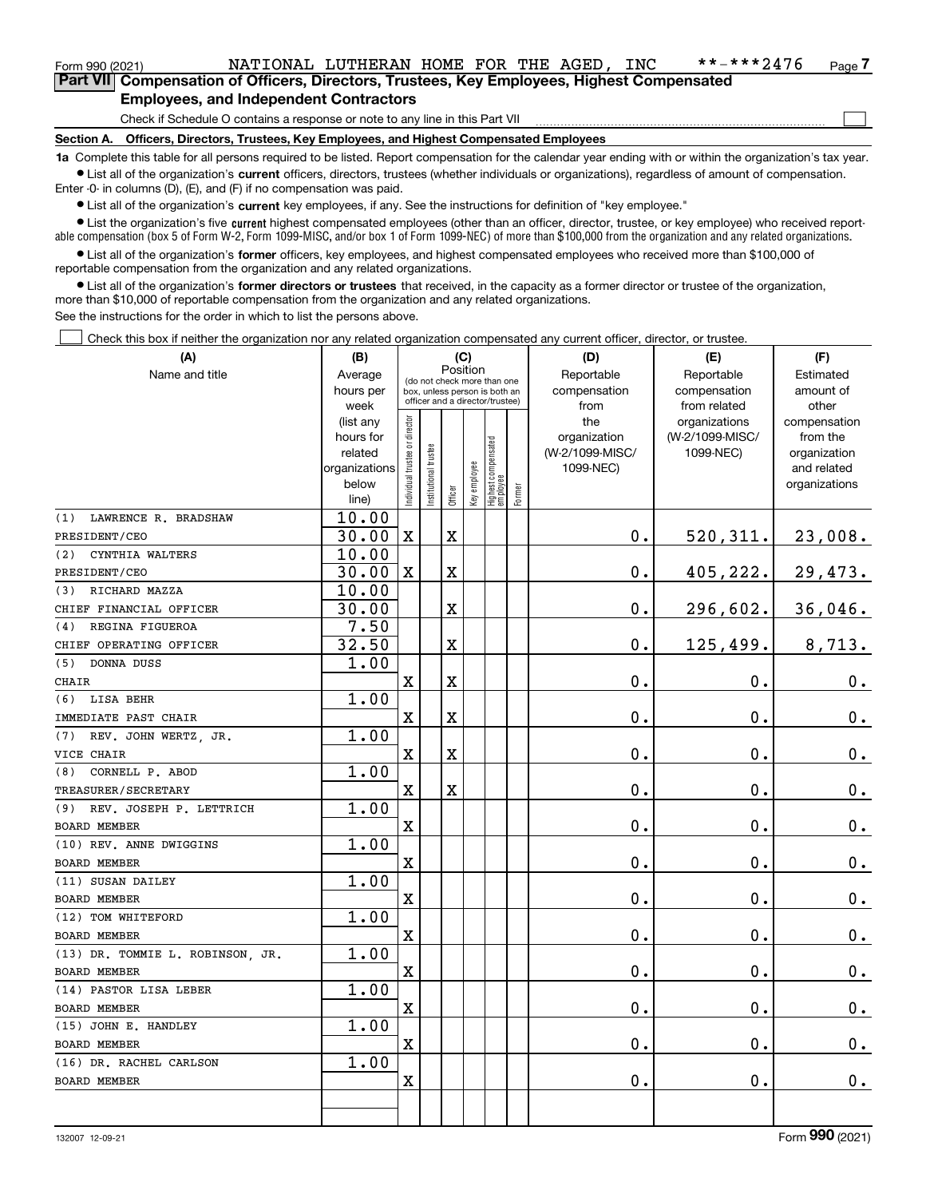Form 990 (2021) NATIONAL LUTHERAN HOME FOR THE AGED, INC **-***2476 Page 7

## Part VII Compensation of Officers, Directors, Trustees, Key Employees, Highest Compensated Employees, and Independent Contractors

Check if Schedule O contains a response or note to any line in this Part VII ☐

**Section A. Officers, Directors, Trustees, Key Employees, and Highest Compensated Employees**

**1a** Complete this table for all persons required to be listed. Report compensation for the calendar year ending with or within the organization's tax year.

- List all of the organization's **current** officers, directors, trustees (whether individuals or organizations), regardless of amount of compensation. Enter -0- in columns (D), (E), and (F) if no compensation was paid.
- List all of the organization's **current** key employees, if any. See the instructions for definition of "key employee."
- List the organization's five **current** highest compensated employees (other than an officer, director, trustee, or key employee) who received reportable compensation (box 5 of Form W-2, Form 1099-MISC, and/or box 1 of Form 1099-NEC) of more than $100,000 from the organization and any related organizations.
- List all of the organization's **former** officers, key employees, and highest compensated employees who received more than $100,000 of reportable compensation from the organization and any related organizations.
- List all of the organization's **former directors or trustees** that received, in the capacity as a former director or trustee of the organization, more than $10,000 of reportable compensation from the organization and any related organizations.

See the instructions for the order in which to list the persons above.

☐ Check this box if neither the organization nor any related organization compensated any current officer, director, or trustee.

| (A) Name and title | (B) Average hours per week (list any hours for related organizations below line) | (C) Individual trustee or director | Institutional trustee | Officer | Key employee | Highest compensated employee | Former | (D) Reportable compensation from the organization (W-2/1099-MISC/ 1099-NEC) | (E) Reportable compensation from related organizations (W-2/1099-MISC/ 1099-NEC) | (F) Estimated amount of other compensation from the organization and related organizations |
|---|---|---|---|---|---|---|---|---|---|---|
| (1) LAWRENCE R. BRADSHAW | 10.00 | | | | | | | | | |
| PRESIDENT/CEO | 30.00 | X | | X | | | | 0. | 520,311. | 23,008. |
| (2) CYNTHIA WALTERS | 10.00 | | | | | | | | | |
| PRESIDENT/CEO | 30.00 | X | | X | | | | 0. | 405,222. | 29,473. |
| (3) RICHARD MAZZA | 10.00 | | | | | | | | | |
| CHIEF FINANCIAL OFFICER | 30.00 | | | X | | | | 0. | 296,602. | 36,046. |
| (4) REGINA FIGUEROA | 7.50 | | | | | | | | | |
| CHIEF OPERATING OFFICER | 32.50 | | | X | | | | 0. | 125,499. | 8,713. |
| (5) DONNA DUSS | 1.00 | | | | | | | | | |
| CHAIR | | X | | X | | | | 0. | 0. | 0. |
| (6) LISA BEHR | 1.00 | | | | | | | | | |
| IMMEDIATE PAST CHAIR | | X | | X | | | | 0. | 0. | 0. |
| (7) REV. JOHN WERTZ, JR. | 1.00 | | | | | | | | | |
| VICE CHAIR | | X | | X | | | | 0. | 0. | 0. |
| (8) CORNELL P. ABOD | 1.00 | | | | | | | | | |
| TREASURER/SECRETARY | | X | | X | | | | 0. | 0. | 0. |
| (9) REV. JOSEPH P. LETTRICH | 1.00 | | | | | | | | | |
| BOARD MEMBER | | X | | | | | | 0. | 0. | 0. |
| (10) REV. ANNE DWIGGINS | 1.00 | | | | | | | | | |
| BOARD MEMBER | | X | | | | | | 0. | 0. | 0. |
| (11) SUSAN DAILEY | 1.00 | | | | | | | | | |
| BOARD MEMBER | | X | | | | | | 0. | 0. | 0. |
| (12) TOM WHITEFORD | 1.00 | | | | | | | | | |
| BOARD MEMBER | | X | | | | | | 0. | 0. | 0. |
| (13) DR. TOMMIE L. ROBINSON, JR. | 1.00 | | | | | | | | | |
| BOARD MEMBER | | X | | | | | | 0. | 0. | 0. |
| (14) PASTOR LISA LEBER | 1.00 | | | | | | | | | |
| BOARD MEMBER | | X | | | | | | 0. | 0. | 0. |
| (15) JOHN E. HANDLEY | 1.00 | | | | | | | | | |
| BOARD MEMBER | | X | | | | | | 0. | 0. | 0. |
| (16) DR. RACHEL CARLSON | 1.00 | | | | | | | | | |
| BOARD MEMBER | | X | | | | | | 0. | 0. | 0. |

132007 12-09-21 Form **990** (2021)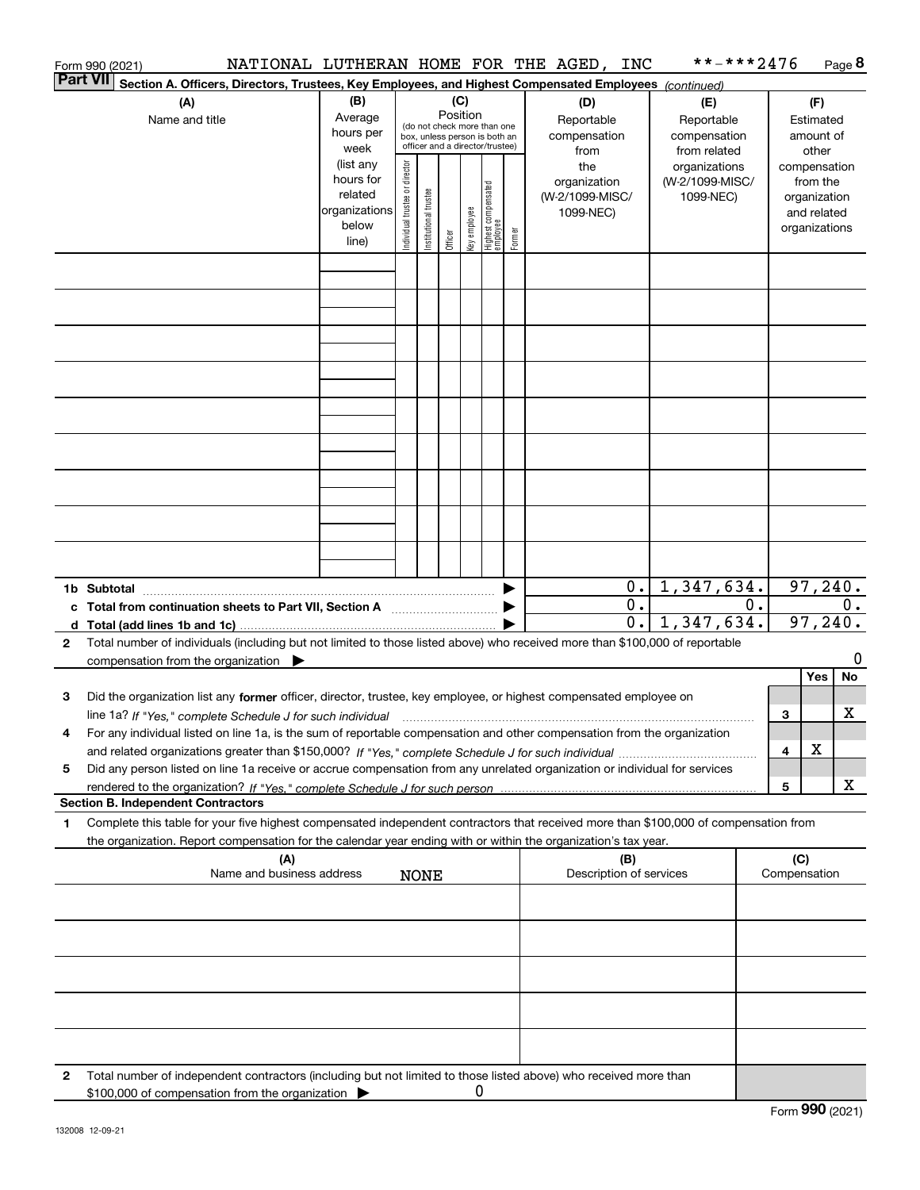Form 990 (2021) NATIONAL LUTHERAN HOME FOR THE AGED, INC **-***2476 Page 8

**Part VII Section A. Officers, Directors, Trustees, Key Employees, and Highest Compensated Employees** *(continued)*

| (A) Name and title | (B) Average hours per week (list any hours for related organizations below line) | (C) Position (do not check more than one box, unless person is both an officer and a director/trustee) Individual trustee or director | Institutional trustee | Officer | Key employee | Highest compensated employee | Former | (D) Reportable compensation from the organization (W-2/1099-MISC/ 1099-NEC) | (E) Reportable compensation from related organizations (W-2/1099-MISC/ 1099-NEC) | (F) Estimated amount of other compensation from the organization and related organizations |
|---|---|---|---|---|---|---|---|---|---|---|
| | | | | | | | | | | |
| | | | | | | | | | | |
| | | | | | | | | | | |
| | | | | | | | | | | |
| | | | | | | | | | | |
| | | | | | | | | | | |
| | | | | | | | | | | |
| | | | | | | | | | | |
| | | | | | | | | | | |
| **1b Subtotal** | | | | | | | | 0. | 1,347,634. | 97,240. |
| **c Total from continuation sheets to Part VII, Section A** | | | | | | | | 0. | 0. | 0. |
| **d Total (add lines 1b and 1c)** | | | | | | | | 0. | 1,347,634. | 97,240. |

**2** Total number of individuals (including but not limited to those listed above) who received more than $100,000 of reportable compensation from the organization ▶ 0

| | | | Yes | No |
|---|---|---|---|---|
| **3** | Did the organization list any **former** officer, director, trustee, key employee, or highest compensated employee on line 1a? *If "Yes," complete Schedule J for such individual* | 3 | | X |
| **4** | For any individual listed on line 1a, is the sum of reportable compensation and other compensation from the organization and related organizations greater than $150,000? *If "Yes," complete Schedule J for such individual* | 4 | X | |
| **5** | Did any person listed on line 1a receive or accrue compensation from any unrelated organization or individual for services rendered to the organization? *If "Yes," complete Schedule J for such person* | 5 | | X |

**Section B. Independent Contractors**

**1** Complete this table for your five highest compensated independent contractors that received more than $100,000 of compensation from the organization. Report compensation for the calendar year ending with or within the organization's tax year.

| (A) Name and business address NONE | (B) Description of services | (C) Compensation |
|---|---|---|
| | | |
| | | |
| | | |
| | | |
| | | |

**2** Total number of independent contractors (including but not limited to those listed above) who received more than $100,000 of compensation from the organization ▶ 0

Form **990** (2021)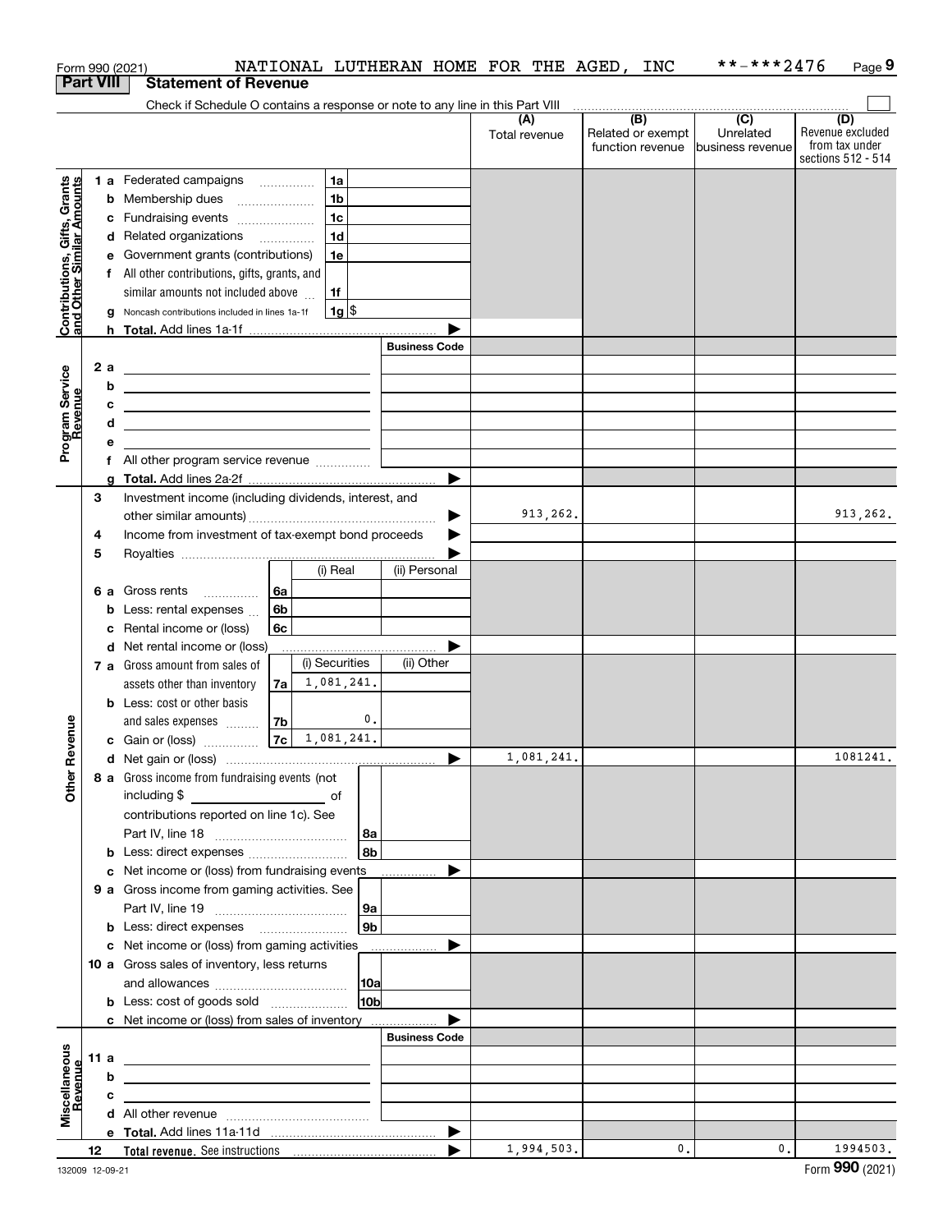Form 990 (2021) NATIONAL LUTHERAN HOME FOR THE AGED, INC **-***2476 Page 9

## Part VIII Statement of Revenue

Check if Schedule O contains a response or note to any line in this Part VIII

| | | | (A) Total revenue | (B) Related or exempt function revenue | (C) Unrelated business revenue | (D) Revenue excluded from tax under sections 512 - 514 |
|---|---|---|---|---|---|---|
| **Contributions, Gifts, Grants and Other Similar Amounts** | 1 a Federated campaigns | 1a | | | | |
| | b Membership dues | 1b | | | | |
| | c Fundraising events | 1c | | | | |
| | d Related organizations | 1d | | | | |
| | e Government grants (contributions) | 1e | | | | |
| | f All other contributions, gifts, grants, and similar amounts not included above | 1f | | | | |
| | g Noncash contributions included in lines 1a-1f | 1g $ | | | | |
| | h **Total.** Add lines 1a-1f | | | | | |
| **Program Service Revenue** | | **Business Code** | | | | |
| | 2 a | | | | | |
| | b | | | | | |
| | c | | | | | |
| | d | | | | | |
| | e | | | | | |
| | f All other program service revenue | | | | | |
| | g **Total.** Add lines 2a-2f | | | | | |
| **Other Revenue** | 3 Investment income (including dividends, interest, and other similar amounts) | | 913,262. | | | 913,262. |
| | 4 Income from investment of tax-exempt bond proceeds | | | | | |
| | 5 Royalties | | | | | |
| | 6 a Gross rents — (i) Real: ; (ii) Personal: | 6a | | | | |
| | b Less: rental expenses | 6b | | | | |
| | c Rental income or (loss) | 6c | | | | |
| | d Net rental income or (loss) | | | | | |
| | 7 a Gross amount from sales of assets other than inventory — (i) Securities: 1,081,241.; (ii) Other: | 7a | | | | |
| | b Less: cost or other basis and sales expenses — (i) Securities: 0. | 7b | | | | |
| | c Gain or (loss) — (i) Securities: 1,081,241. | 7c | | | | |
| | d Net gain or (loss) | | 1,081,241. | | | 1081241. |
| | 8 a Gross income from fundraising events (not including $ of contributions reported on line 1c). See Part IV, line 18 | 8a | | | | |
| | b Less: direct expenses | 8b | | | | |
| | c Net income or (loss) from fundraising events | | | | | |
| | 9 a Gross income from gaming activities. See Part IV, line 19 | 9a | | | | |
| | b Less: direct expenses | 9b | | | | |
| | c Net income or (loss) from gaming activities | | | | | |
| | 10 a Gross sales of inventory, less returns and allowances | 10a | | | | |
| | b Less: cost of goods sold | 10b | | | | |
| | c Net income or (loss) from sales of inventory | | | | | |
| **Miscellaneous Revenue** | | **Business Code** | | | | |
| | 11 a | | | | | |
| | b | | | | | |
| | c | | | | | |
| | d All other revenue | | | | | |
| | e **Total.** Add lines 11a-11d | | | | | |
| | 12 **Total revenue.** See instructions | | 1,994,503. | 0. | 0. | 1994503. |

132009 12-09-21 Form **990** (2021)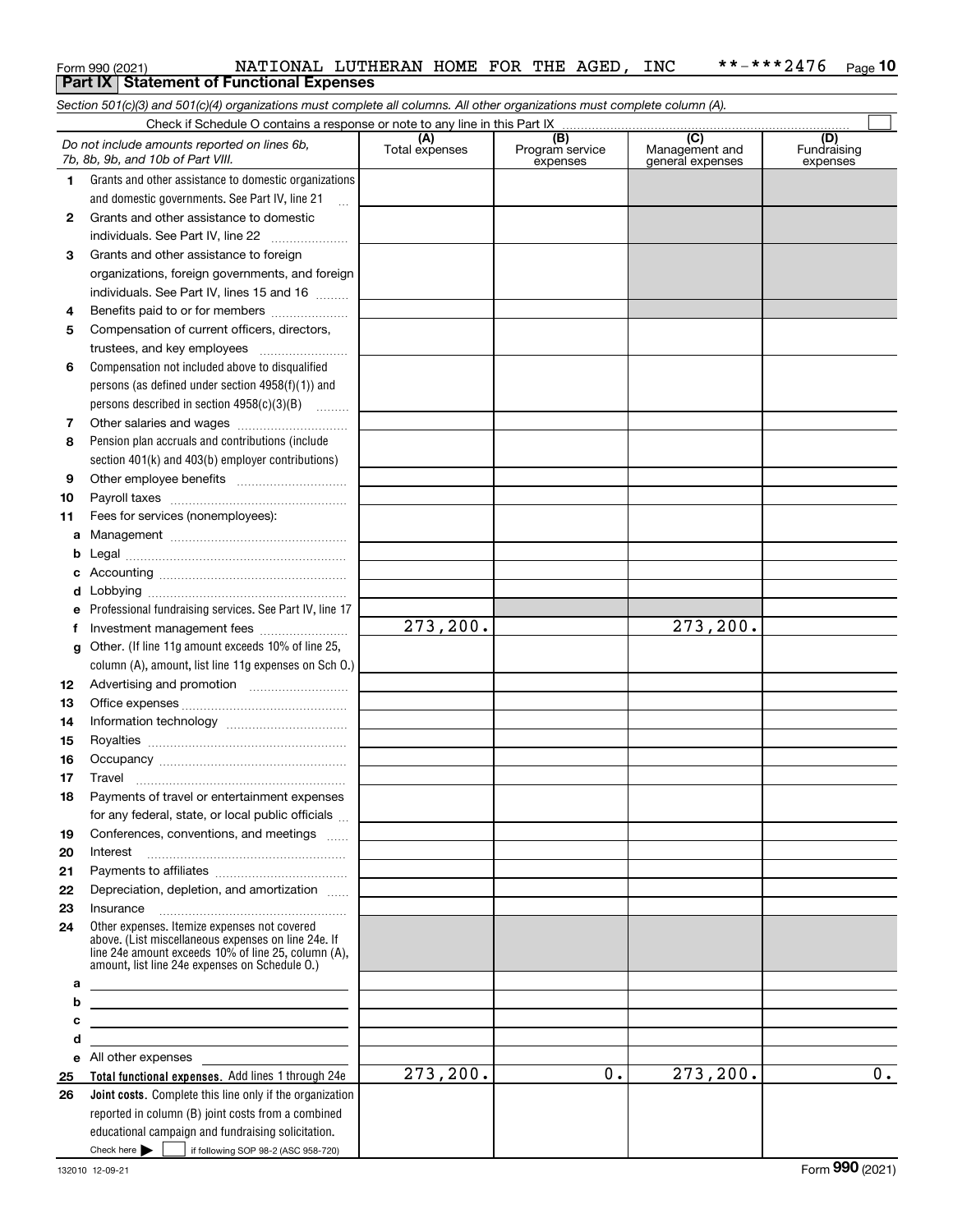Form 990 (2021) NATIONAL LUTHERAN HOME FOR THE AGED, INC **-***2476

## Part IX Statement of Functional Expenses

*Section 501(c)(3) and 501(c)(4) organizations must complete all columns. All other organizations must complete column (A).*

Check if Schedule O contains a response or note to any line in this Part IX ☐

| *Do not include amounts reported on lines 6b, 7b, 8b, 9b, and 10b of Part VIII.* | (A) Total expenses | (B) Program service expenses | (C) Management and general expenses | (D) Fundraising expenses |
|---|---|---|---|---|
| **1** Grants and other assistance to domestic organizations and domestic governments. See Part IV, line 21 | | | | |
| **2** Grants and other assistance to domestic individuals. See Part IV, line 22 | | | | |
| **3** Grants and other assistance to foreign organizations, foreign governments, and foreign individuals. See Part IV, lines 15 and 16 | | | | |
| **4** Benefits paid to or for members | | | | |
| **5** Compensation of current officers, directors, trustees, and key employees | | | | |
| **6** Compensation not included above to disqualified persons (as defined under section 4958(f)(1)) and persons described in section 4958(c)(3)(B) | | | | |
| **7** Other salaries and wages | | | | |
| **8** Pension plan accruals and contributions (include section 401(k) and 403(b) employer contributions) | | | | |
| **9** Other employee benefits | | | | |
| **10** Payroll taxes | | | | |
| **11** Fees for services (nonemployees): | | | | |
| **a** Management | | | | |
| **b** Legal | | | | |
| **c** Accounting | | | | |
| **d** Lobbying | | | | |
| **e** Professional fundraising services. See Part IV, line 17 | | | | |
| **f** Investment management fees | 273,200. | | 273,200. | |
| **g** Other. (If line 11g amount exceeds 10% of line 25, column (A), amount, list line 11g expenses on Sch O.) | | | | |
| **12** Advertising and promotion | | | | |
| **13** Office expenses | | | | |
| **14** Information technology | | | | |
| **15** Royalties | | | | |
| **16** Occupancy | | | | |
| **17** Travel | | | | |
| **18** Payments of travel or entertainment expenses for any federal, state, or local public officials | | | | |
| **19** Conferences, conventions, and meetings | | | | |
| **20** Interest | | | | |
| **21** Payments to affiliates | | | | |
| **22** Depreciation, depletion, and amortization | | | | |
| **23** Insurance | | | | |
| **24** Other expenses. Itemize expenses not covered above. (List miscellaneous expenses on line 24e. If line 24e amount exceeds 10% of line 25, column (A), amount, list line 24e expenses on Schedule O.) | | | | |
| **a** | | | | |
| **b** | | | | |
| **c** | | | | |
| **d** | | | | |
| **e** All other expenses | | | | |
| **25** **Total functional expenses.** Add lines 1 through 24e | 273,200. | 0. | 273,200. | 0. |
| **26** **Joint costs.** Complete this line only if the organization reported in column (B) joint costs from a combined educational campaign and fundraising solicitation. Check here ☐ if following SOP 98-2 (ASC 958-720) | | | | |

132010 12-09-21

Form **990** (2021)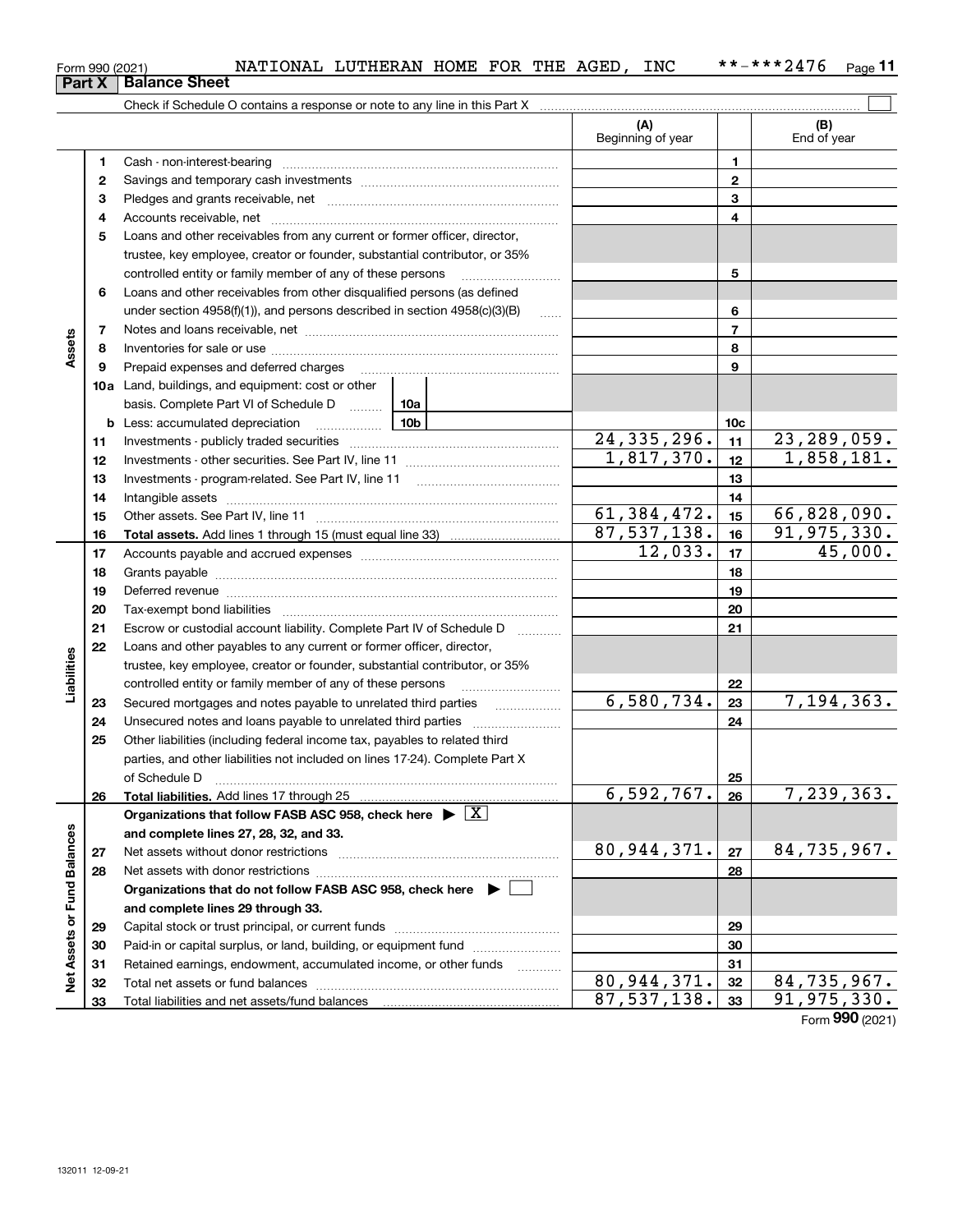Form 990 (2021) NATIONAL LUTHERAN HOME FOR THE AGED, INC \*\*-\*\*\*2476

## Part X Balance Sheet

Check if Schedule O contains a response or note to any line in this Part X

| | | | (A) Beginning of year | | (B) End of year |
|---|---|---|---|---|---|
| Assets | 1 | Cash - non-interest-bearing | | 1 | |
| | 2 | Savings and temporary cash investments | | 2 | |
| | 3 | Pledges and grants receivable, net | | 3 | |
| | 4 | Accounts receivable, net | | 4 | |
| | 5 | Loans and other receivables from any current or former officer, director, trustee, key employee, creator or founder, substantial contributor, or 35% controlled entity or family member of any of these persons | | 5 | |
| | 6 | Loans and other receivables from other disqualified persons (as defined under section 4958(f)(1)), and persons described in section 4958(c)(3)(B) | | 6 | |
| | 7 | Notes and loans receivable, net | | 7 | |
| | 8 | Inventories for sale or use | | 8 | |
| | 9 | Prepaid expenses and deferred charges | | 9 | |
| | 10a | Land, buildings, and equipment: cost or other basis. Complete Part VI of Schedule D ... 10a | | | |
| | b | Less: accumulated depreciation ... 10b | | 10c | |
| | 11 | Investments - publicly traded securities | 24,335,296. | 11 | 23,289,059. |
| | 12 | Investments - other securities. See Part IV, line 11 | 1,817,370. | 12 | 1,858,181. |
| | 13 | Investments - program-related. See Part IV, line 11 | | 13 | |
| | 14 | Intangible assets | | 14 | |
| | 15 | Other assets. See Part IV, line 11 | 61,384,472. | 15 | 66,828,090. |
| | 16 | **Total assets.** Add lines 1 through 15 (must equal line 33) | 87,537,138. | 16 | 91,975,330. |
| Liabilities | 17 | Accounts payable and accrued expenses | 12,033. | 17 | 45,000. |
| | 18 | Grants payable | | 18 | |
| | 19 | Deferred revenue | | 19 | |
| | 20 | Tax-exempt bond liabilities | | 20 | |
| | 21 | Escrow or custodial account liability. Complete Part IV of Schedule D | | 21 | |
| | 22 | Loans and other payables to any current or former officer, director, trustee, key employee, creator or founder, substantial contributor, or 35% controlled entity or family member of any of these persons | | 22 | |
| | 23 | Secured mortgages and notes payable to unrelated third parties | 6,580,734. | 23 | 7,194,363. |
| | 24 | Unsecured notes and loans payable to unrelated third parties | | 24 | |
| | 25 | Other liabilities (including federal income tax, payables to related third parties, and other liabilities not included on lines 17-24). Complete Part X of Schedule D | | 25 | |
| | 26 | **Total liabilities.** Add lines 17 through 25 | 6,592,767. | 26 | 7,239,363. |
| Net Assets or Fund Balances | | **Organizations that follow FASB ASC 958, check here ▶ [X] and complete lines 27, 28, 32, and 33.** | | | |
| | 27 | Net assets without donor restrictions | 80,944,371. | 27 | 84,735,967. |
| | 28 | Net assets with donor restrictions | | 28 | |
| | | **Organizations that do not follow FASB ASC 958, check here ▶ [ ] and complete lines 29 through 33.** | | | |
| | 29 | Capital stock or trust principal, or current funds | | 29 | |
| | 30 | Paid-in or capital surplus, or land, building, or equipment fund | | 30 | |
| | 31 | Retained earnings, endowment, accumulated income, or other funds | | 31 | |
| | 32 | Total net assets or fund balances | 80,944,371. | 32 | 84,735,967. |
| | 33 | Total liabilities and net assets/fund balances | 87,537,138. | 33 | 91,975,330. |

Form **990** (2021)

132011 12-09-21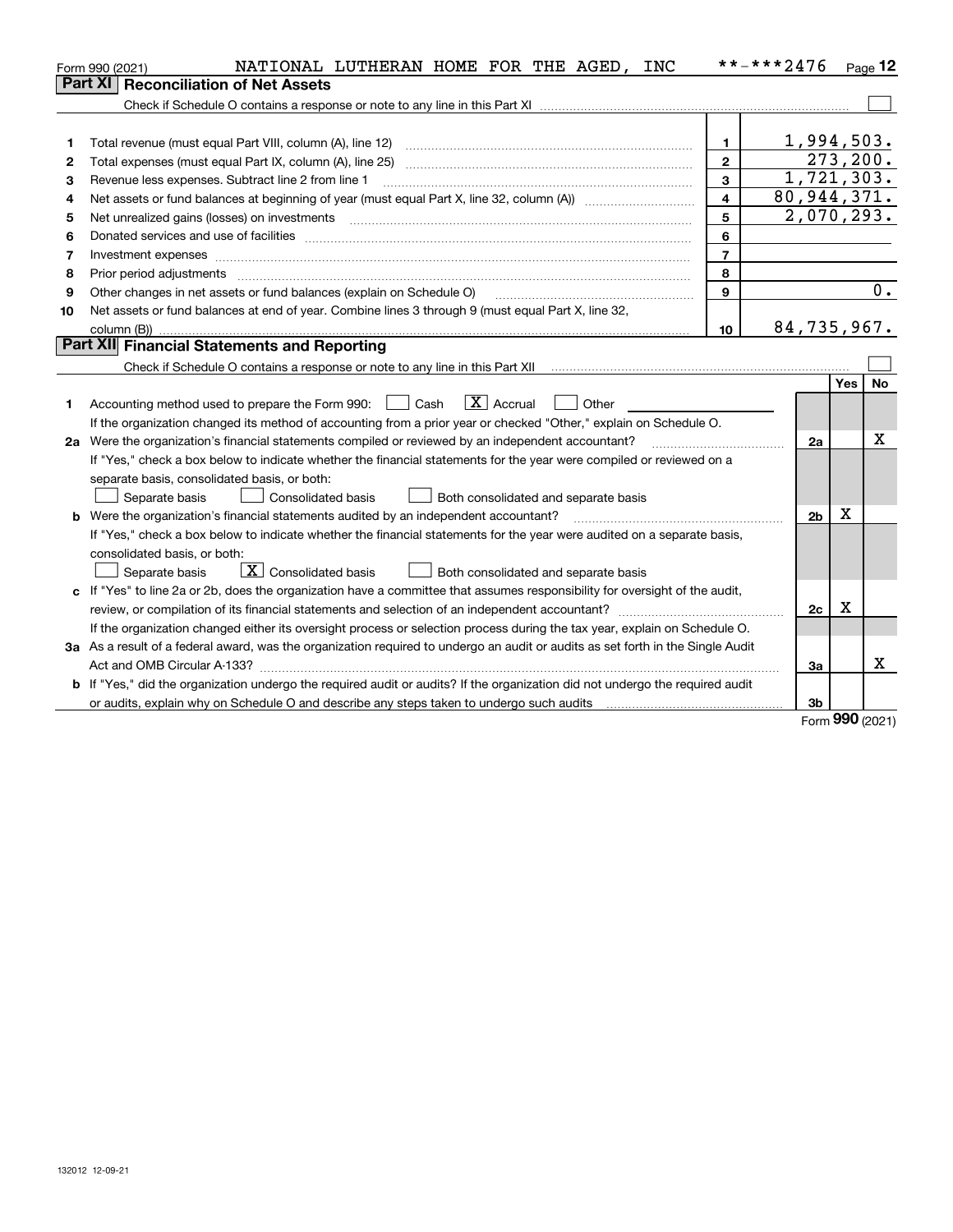Form 990 (2021) NATIONAL LUTHERAN HOME FOR THE AGED, INC **-***2476 Page 12

## Part XI Reconciliation of Net Assets

Check if Schedule O contains a response or note to any line in this Part XI ☐

| | | | |
|---|---|---|---|
| 1 | Total revenue (must equal Part VIII, column (A), line 12) | 1 | 1,994,503. |
| 2 | Total expenses (must equal Part IX, column (A), line 25) | 2 | 273,200. |
| 3 | Revenue less expenses. Subtract line 2 from line 1 | 3 | 1,721,303. |
| 4 | Net assets or fund balances at beginning of year (must equal Part X, line 32, column (A)) | 4 | 80,944,371. |
| 5 | Net unrealized gains (losses) on investments | 5 | 2,070,293. |
| 6 | Donated services and use of facilities | 6 | |
| 7 | Investment expenses | 7 | |
| 8 | Prior period adjustments | 8 | |
| 9 | Other changes in net assets or fund balances (explain on Schedule O) | 9 | 0. |
| 10 | Net assets or fund balances at end of year. Combine lines 3 through 9 (must equal Part X, line 32, column (B)) | 10 | 84,735,967. |

## Part XII Financial Statements and Reporting

Check if Schedule O contains a response or note to any line in this Part XII ☐

| | | | Yes | No |
|---|---|---|---|---|
| 1 | Accounting method used to prepare the Form 990: ☐ Cash ☒ Accrual ☐ Other | | | |
| | If the organization changed its method of accounting from a prior year or checked "Other," explain on Schedule O. | | | |
| 2a | Were the organization's financial statements compiled or reviewed by an independent accountant? | 2a | | X |
| | If "Yes," check a box below to indicate whether the financial statements for the year were compiled or reviewed on a separate basis, consolidated basis, or both: ☐ Separate basis ☐ Consolidated basis ☐ Both consolidated and separate basis | | | |
| b | Were the organization's financial statements audited by an independent accountant? | 2b | X | |
| | If "Yes," check a box below to indicate whether the financial statements for the year were audited on a separate basis, consolidated basis, or both: ☐ Separate basis ☒ Consolidated basis ☐ Both consolidated and separate basis | | | |
| c | If "Yes" to line 2a or 2b, does the organization have a committee that assumes responsibility for oversight of the audit, review, or compilation of its financial statements and selection of an independent accountant? | 2c | X | |
| | If the organization changed either its oversight process or selection process during the tax year, explain on Schedule O. | | | |
| 3a | As a result of a federal award, was the organization required to undergo an audit or audits as set forth in the Single Audit Act and OMB Circular A-133? | 3a | | X |
| b | If "Yes," did the organization undergo the required audit or audits? If the organization did not undergo the required audit or audits, explain why on Schedule O and describe any steps taken to undergo such audits | 3b | | |

Form 990 (2021)

132012 12-09-21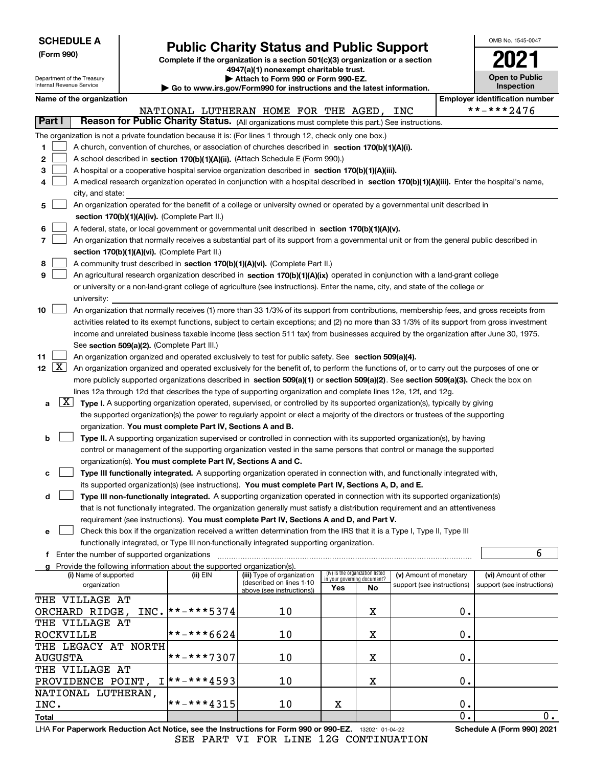**SCHEDULE A**
**(Form 990)**

Department of the Treasury
Internal Revenue Service

# Public Charity Status and Public Support

**Complete if the organization is a section 501(c)(3) organization or a section 4947(a)(1) nonexempt charitable trust.**
**▶ Attach to Form 990 or Form 990-EZ.**
**▶ Go to www.irs.gov/Form990 for instructions and the latest information.**

OMB No. 1545-0047
**2021**
**Open to Public Inspection**

**Name of the organization**
NATIONAL LUTHERAN HOME FOR THE AGED, INC

**Employer identification number**
**-***2476

**Part I** **Reason for Public Charity Status.** (All organizations must complete this part.) See instructions.

The organization is not a private foundation because it is: (For lines 1 through 12, check only one box.)

1 ☐ A church, convention of churches, or association of churches described in **section 170(b)(1)(A)(i).**

2 ☐ A school described in **section 170(b)(1)(A)(ii).** (Attach Schedule E (Form 990).)

3 ☐ A hospital or a cooperative hospital service organization described in **section 170(b)(1)(A)(iii).**

4 ☐ A medical research organization operated in conjunction with a hospital described in **section 170(b)(1)(A)(iii).** Enter the hospital's name, city, and state:

5 ☐ An organization operated for the benefit of a college or university owned or operated by a governmental unit described in **section 170(b)(1)(A)(iv).** (Complete Part II.)

6 ☐ A federal, state, or local government or governmental unit described in **section 170(b)(1)(A)(v).**

7 ☐ An organization that normally receives a substantial part of its support from a governmental unit or from the general public described in **section 170(b)(1)(A)(vi).** (Complete Part II.)

8 ☐ A community trust described in **section 170(b)(1)(A)(vi).** (Complete Part II.)

9 ☐ An agricultural research organization described in **section 170(b)(1)(A)(ix)** operated in conjunction with a land-grant college or university or a non-land-grant college of agriculture (see instructions). Enter the name, city, and state of the college or university:

10 ☐ An organization that normally receives (1) more than 33 1/3% of its support from contributions, membership fees, and gross receipts from activities related to its exempt functions, subject to certain exceptions; and (2) no more than 33 1/3% of its support from gross investment income and unrelated business taxable income (less section 511 tax) from businesses acquired by the organization after June 30, 1975. See **section 509(a)(2).** (Complete Part III.)

11 ☐ An organization organized and operated exclusively to test for public safety. See **section 509(a)(4).**

12 ☒ An organization organized and operated exclusively for the benefit of, to perform the functions of, or to carry out the purposes of one or more publicly supported organizations described in **section 509(a)(1)** or **section 509(a)(2)**. See **section 509(a)(3).** Check the box on lines 12a through 12d that describes the type of supporting organization and complete lines 12e, 12f, and 12g.

a ☒ **Type I.** A supporting organization operated, supervised, or controlled by its supported organization(s), typically by giving the supported organization(s) the power to regularly appoint or elect a majority of the directors or trustees of the supporting organization. **You must complete Part IV, Sections A and B.**

b ☐ **Type II.** A supporting organization supervised or controlled in connection with its supported organization(s), by having control or management of the supporting organization vested in the same persons that control or manage the supported organization(s). **You must complete Part IV, Sections A and C.**

c ☐ **Type III functionally integrated.** A supporting organization operated in connection with, and functionally integrated with, its supported organization(s) (see instructions). **You must complete Part IV, Sections A, D, and E.**

d ☐ **Type III non-functionally integrated.** A supporting organization operated in connection with its supported organization(s) that is not functionally integrated. The organization generally must satisfy a distribution requirement and an attentiveness requirement (see instructions). **You must complete Part IV, Sections A and D, and Part V.**

e ☐ Check this box if the organization received a written determination from the IRS that it is a Type I, Type II, Type III functionally integrated, or Type III non-functionally integrated supporting organization.

f Enter the number of supported organizations: 6

g Provide the following information about the supported organization(s).

| (i) Name of supported organization | (ii) EIN | (iii) Type of organization (described on lines 1-10 above (see instructions)) | (iv) Is the organization listed in your governing document? Yes | No | (v) Amount of monetary support (see instructions) | (vi) Amount of other support (see instructions) |
|---|---|---|---|---|---|---|
| THE VILLAGE AT ORCHARD RIDGE, INC. | **-***5374 | 10 | | X | 0. | |
| THE VILLAGE AT ROCKVILLE | **-***6624 | 10 | | X | 0. | |
| THE LEGACY AT NORTH AUGUSTA | **-***7307 | 10 | | X | 0. | |
| THE VILLAGE AT PROVIDENCE POINT, I | **-***4593 | 10 | | X | 0. | |
| NATIONAL LUTHERAN, INC. | **-***4315 | 10 | X | | 0. | |
| **Total** | | | | | 0. | 0. |

LHA **For Paperwork Reduction Act Notice, see the Instructions for Form 990 or 990-EZ.** 132021 01-04-22 **Schedule A (Form 990) 2021**

SEE PART VI FOR LINE 12G CONTINUATION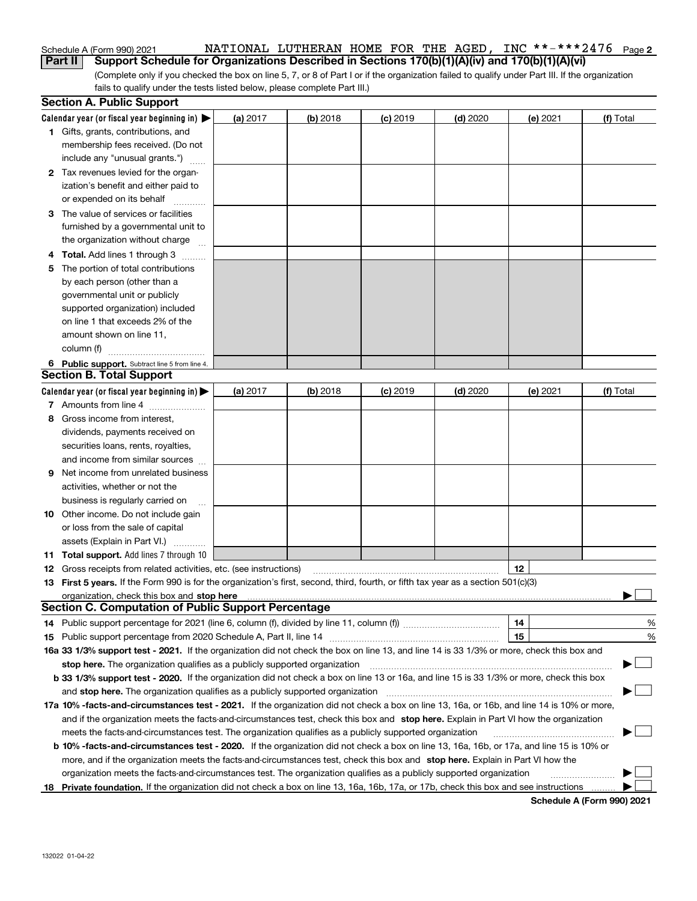Schedule A (Form 990) 2021 NATIONAL LUTHERAN HOME FOR THE AGED, INC **-***2476

## Part II Support Schedule for Organizations Described in Sections 170(b)(1)(A)(iv) and 170(b)(1)(A)(vi)

(Complete only if you checked the box on line 5, 7, or 8 of Part I or if the organization failed to qualify under Part III. If the organization fails to qualify under the tests listed below, please complete Part III.)

### Section A. Public Support

| Calendar year (or fiscal year beginning in) ▶ | (a) 2017 | (b) 2018 | (c) 2019 | (d) 2020 | (e) 2021 | (f) Total |
|---|---|---|---|---|---|---|
| 1 Gifts, grants, contributions, and membership fees received. (Do not include any "unusual grants.") | | | | | | |
| 2 Tax revenues levied for the organization's benefit and either paid to or expended on its behalf | | | | | | |
| 3 The value of services or facilities furnished by a governmental unit to the organization without charge | | | | | | |
| 4 Total. Add lines 1 through 3 | | | | | | |
| 5 The portion of total contributions by each person (other than a governmental unit or publicly supported organization) included on line 1 that exceeds 2% of the amount shown on line 11, column (f) | | | | | | |
| 6 Public support. Subtract line 5 from line 4. | | | | | | |

### Section B. Total Support

| Calendar year (or fiscal year beginning in) ▶ | (a) 2017 | (b) 2018 | (c) 2019 | (d) 2020 | (e) 2021 | (f) Total |
|---|---|---|---|---|---|---|
| 7 Amounts from line 4 | | | | | | |
| 8 Gross income from interest, dividends, payments received on securities loans, rents, royalties, and income from similar sources | | | | | | |
| 9 Net income from unrelated business activities, whether or not the business is regularly carried on | | | | | | |
| 10 Other income. Do not include gain or loss from the sale of capital assets (Explain in Part VI.) | | | | | | |
| 11 Total support. Add lines 7 through 10 | | | | | | |

12 Gross receipts from related activities, etc. (see instructions) | 12 |

13 **First 5 years.** If the Form 990 is for the organization's first, second, third, fourth, or fifth tax year as a section 501(c)(3) organization, check this box and **stop here** ▶ ☐

### Section C. Computation of Public Support Percentage

14 Public support percentage for 2021 (line 6, column (f), divided by line 11, column (f)) | 14 | %

15 Public support percentage from 2020 Schedule A, Part II, line 14 | 15 | %

**16a 33 1/3% support test - 2021.** If the organization did not check the box on line 13, and line 14 is 33 1/3% or more, check this box and **stop here.** The organization qualifies as a publicly supported organization ▶ ☐

**b 33 1/3% support test - 2020.** If the organization did not check a box on line 13 or 16a, and line 15 is 33 1/3% or more, check this box and **stop here.** The organization qualifies as a publicly supported organization ▶ ☐

**17a 10% -facts-and-circumstances test - 2021.** If the organization did not check a box on line 13, 16a, or 16b, and line 14 is 10% or more, and if the organization meets the facts-and-circumstances test, check this box and **stop here.** Explain in Part VI how the organization meets the facts-and-circumstances test. The organization qualifies as a publicly supported organization ▶ ☐

**b 10% -facts-and-circumstances test - 2020.** If the organization did not check a box on line 13, 16a, 16b, or 17a, and line 15 is 10% or more, and if the organization meets the facts-and-circumstances test, check this box and **stop here.** Explain in Part VI how the organization meets the facts-and-circumstances test. The organization qualifies as a publicly supported organization ▶ ☐

**18 Private foundation.** If the organization did not check a box on line 13, 16a, 16b, 17a, or 17b, check this box and see instructions ▶ ☐

Schedule A (Form 990) 2021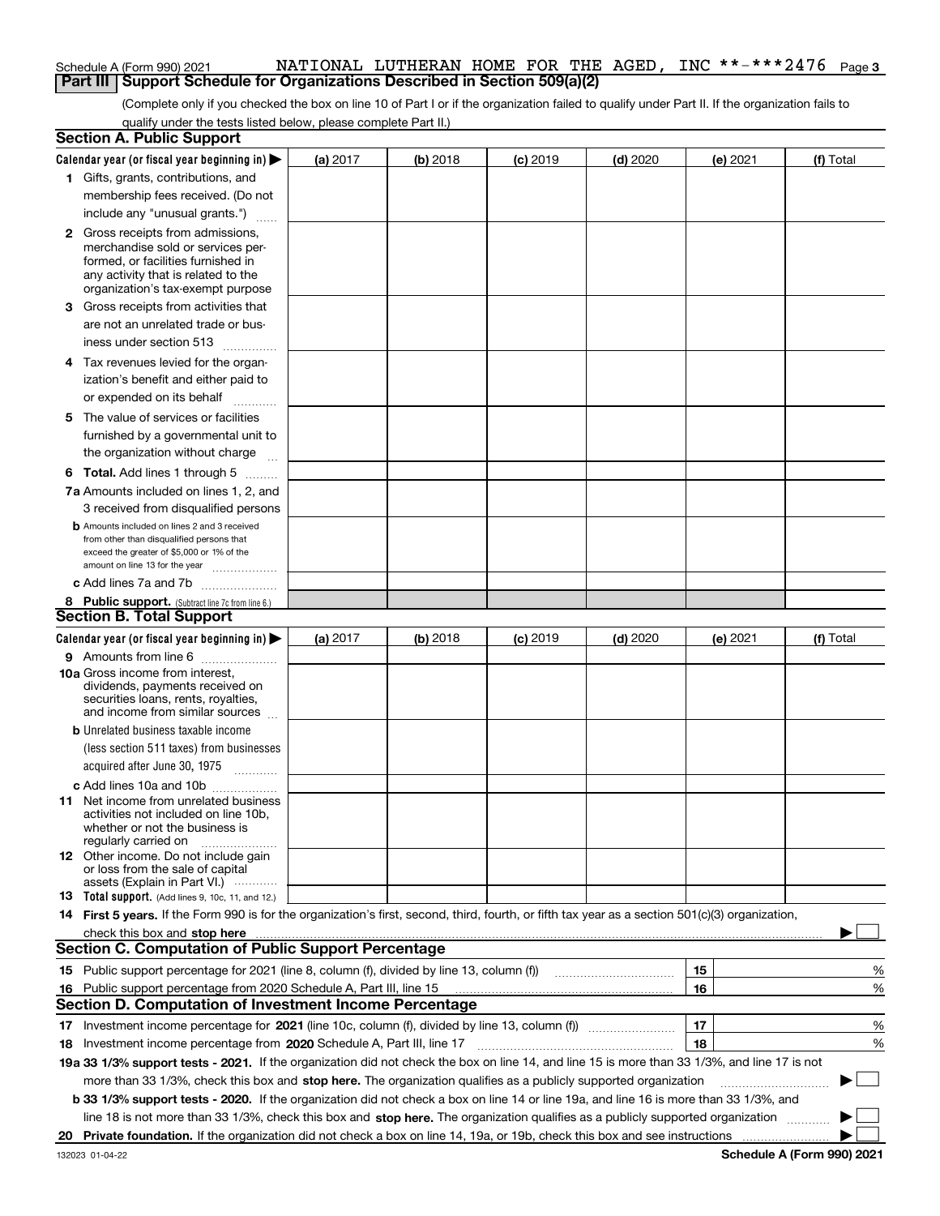Schedule A (Form 990) 2021 NATIONAL LUTHERAN HOME FOR THE AGED, INC **-***2476

## Part III Support Schedule for Organizations Described in Section 509(a)(2)

(Complete only if you checked the box on line 10 of Part I or if the organization failed to qualify under Part II. If the organization fails to qualify under the tests listed below, please complete Part II.)

### Section A. Public Support

| Calendar year (or fiscal year beginning in) ▶ | (a) 2017 | (b) 2018 | (c) 2019 | (d) 2020 | (e) 2021 | (f) Total |
|---|---|---|---|---|---|---|
| 1 Gifts, grants, contributions, and membership fees received. (Do not include any "unusual grants.") | | | | | | |
| 2 Gross receipts from admissions, merchandise sold or services performed, or facilities furnished in any activity that is related to the organization's tax-exempt purpose | | | | | | |
| 3 Gross receipts from activities that are not an unrelated trade or business under section 513 | | | | | | |
| 4 Tax revenues levied for the organization's benefit and either paid to or expended on its behalf | | | | | | |
| 5 The value of services or facilities furnished by a governmental unit to the organization without charge | | | | | | |
| 6 **Total.** Add lines 1 through 5 | | | | | | |
| 7a Amounts included on lines 1, 2, and 3 received from disqualified persons | | | | | | |
| b Amounts included on lines 2 and 3 received from other than disqualified persons that exceed the greater of $5,000 or 1% of the amount on line 13 for the year | | | | | | |
| c Add lines 7a and 7b | | | | | | |
| 8 **Public support.** (Subtract line 7c from line 6.) | | | | | | |

### Section B. Total Support

| Calendar year (or fiscal year beginning in) ▶ | (a) 2017 | (b) 2018 | (c) 2019 | (d) 2020 | (e) 2021 | (f) Total |
|---|---|---|---|---|---|---|
| 9 Amounts from line 6 | | | | | | |
| 10a Gross income from interest, dividends, payments received on securities loans, rents, royalties, and income from similar sources | | | | | | |
| b Unrelated business taxable income (less section 511 taxes) from businesses acquired after June 30, 1975 | | | | | | |
| c Add lines 10a and 10b | | | | | | |
| 11 Net income from unrelated business activities not included on line 10b, whether or not the business is regularly carried on | | | | | | |
| 12 Other income. Do not include gain or loss from the sale of capital assets (Explain in Part VI.) | | | | | | |
| 13 **Total support.** (Add lines 9, 10c, 11, and 12.) | | | | | | |

14 **First 5 years.** If the Form 990 is for the organization's first, second, third, fourth, or fifth tax year as a section 501(c)(3) organization, check this box and **stop here** ▶ ☐

### Section C. Computation of Public Support Percentage

| | | | |
|---|---|---|---|
| 15 | Public support percentage for 2021 (line 8, column (f), divided by line 13, column (f)) | 15 | % |
| 16 | Public support percentage from 2020 Schedule A, Part III, line 15 | 16 | % |

### Section D. Computation of Investment Income Percentage

| | | | |
|---|---|---|---|
| 17 | Investment income percentage for **2021** (line 10c, column (f), divided by line 13, column (f)) | 17 | % |
| 18 | Investment income percentage from **2020** Schedule A, Part III, line 17 | 18 | % |

**19a 33 1/3% support tests - 2021.** If the organization did not check the box on line 14, and line 15 is more than 33 1/3%, and line 17 is not more than 33 1/3%, check this box and **stop here.** The organization qualifies as a publicly supported organization ▶ ☐

**b 33 1/3% support tests - 2020.** If the organization did not check a box on line 14 or line 19a, and line 16 is more than 33 1/3%, and line 18 is not more than 33 1/3%, check this box and **stop here.** The organization qualifies as a publicly supported organization ▶ ☐

**20 Private foundation.** If the organization did not check a box on line 14, 19a, or 19b, check this box and see instructions ▶ ☐

132023 01-04-22 **Schedule A (Form 990) 2021**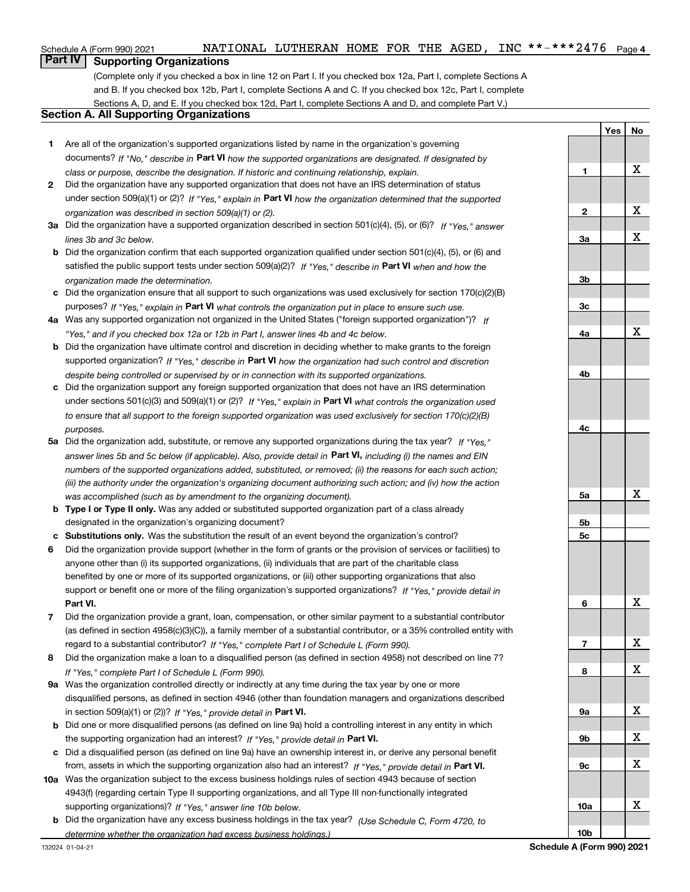Schedule A (Form 990) 2021 NATIONAL LUTHERAN HOME FOR THE AGED, INC **-***2476 Page 4

## Part IV Supporting Organizations

(Complete only if you checked a box in line 12 on Part I. If you checked box 12a, Part I, complete Sections A and B. If you checked box 12b, Part I, complete Sections A and C. If you checked box 12c, Part I, complete Sections A, D, and E. If you checked box 12d, Part I, complete Sections A and D, and complete Part V.)

### Section A. All Supporting Organizations

| | Question | Line | Yes | No |
|---|---|---|---|---|
| 1 | Are all of the organization's supported organizations listed by name in the organization's governing documents? *If "No," describe in* **Part VI** *how the supported organizations are designated. If designated by class or purpose, describe the designation. If historic and continuing relationship, explain.* | 1 | | X |
| 2 | Did the organization have any supported organization that does not have an IRS determination of status under section 509(a)(1) or (2)? *If "Yes," explain in* **Part VI** *how the organization determined that the supported organization was described in section 509(a)(1) or (2).* | 2 | | X |
| 3a | Did the organization have a supported organization described in section 501(c)(4), (5), or (6)? *If "Yes," answer lines 3b and 3c below.* | 3a | | X |
| b | Did the organization confirm that each supported organization qualified under section 501(c)(4), (5), or (6) and satisfied the public support tests under section 509(a)(2)? *If "Yes," describe in* **Part VI** *when and how the organization made the determination.* | 3b | | |
| c | Did the organization ensure that all support to such organizations was used exclusively for section 170(c)(2)(B) purposes? *If "Yes," explain in* **Part VI** *what controls the organization put in place to ensure such use.* | 3c | | |
| 4a | Was any supported organization not organized in the United States ("foreign supported organization")? *If "Yes," and if you checked box 12a or 12b in Part I, answer lines 4b and 4c below.* | 4a | | X |
| b | Did the organization have ultimate control and discretion in deciding whether to make grants to the foreign supported organization? *If "Yes," describe in* **Part VI** *how the organization had such control and discretion despite being controlled or supervised by or in connection with its supported organizations.* | 4b | | |
| c | Did the organization support any foreign supported organization that does not have an IRS determination under sections 501(c)(3) and 509(a)(1) or (2)? *If "Yes," explain in* **Part VI** *what controls the organization used to ensure that all support to the foreign supported organization was used exclusively for section 170(c)(2)(B) purposes.* | 4c | | |
| 5a | Did the organization add, substitute, or remove any supported organizations during the tax year? *If "Yes," answer lines 5b and 5c below (if applicable). Also, provide detail in* **Part VI,** *including (i) the names and EIN numbers of the supported organizations added, substituted, or removed; (ii) the reasons for each such action; (iii) the authority under the organization's organizing document authorizing such action; and (iv) how the action was accomplished (such as by amendment to the organizing document).* | 5a | | X |
| b | **Type I or Type II only.** Was any added or substituted supported organization part of a class already designated in the organization's organizing document? | 5b | | |
| c | **Substitutions only.** Was the substitution the result of an event beyond the organization's control? | 5c | | |
| 6 | Did the organization provide support (whether in the form of grants or the provision of services or facilities) to anyone other than (i) its supported organizations, (ii) individuals that are part of the charitable class benefited by one or more of its supported organizations, or (iii) other supporting organizations that also support or benefit one or more of the filing organization's supported organizations? *If "Yes," provide detail in* **Part VI.** | 6 | | X |
| 7 | Did the organization provide a grant, loan, compensation, or other similar payment to a substantial contributor (as defined in section 4958(c)(3)(C)), a family member of a substantial contributor, or a 35% controlled entity with regard to a substantial contributor? *If "Yes," complete Part I of Schedule L (Form 990).* | 7 | | X |
| 8 | Did the organization make a loan to a disqualified person (as defined in section 4958) not described on line 7? *If "Yes," complete Part I of Schedule L (Form 990).* | 8 | | X |
| 9a | Was the organization controlled directly or indirectly at any time during the tax year by one or more disqualified persons, as defined in section 4946 (other than foundation managers and organizations described in section 509(a)(1) or (2))? *If "Yes," provide detail in* **Part VI.** | 9a | | X |
| b | Did one or more disqualified persons (as defined on line 9a) hold a controlling interest in any entity in which the supporting organization had an interest? *If "Yes," provide detail in* **Part VI.** | 9b | | X |
| c | Did a disqualified person (as defined on line 9a) have an ownership interest in, or derive any personal benefit from, assets in which the supporting organization also had an interest? *If "Yes," provide detail in* **Part VI.** | 9c | | X |
| 10a | Was the organization subject to the excess business holdings rules of section 4943 because of section 4943(f) (regarding certain Type II supporting organizations, and all Type III non-functionally integrated supporting organizations)? *If "Yes," answer line 10b below.* | 10a | | X |
| b | Did the organization have any excess business holdings in the tax year? *(Use Schedule C, Form 4720, to determine whether the organization had excess business holdings.)* | 10b | | |

132024 01-04-21 **Schedule A (Form 990) 2021**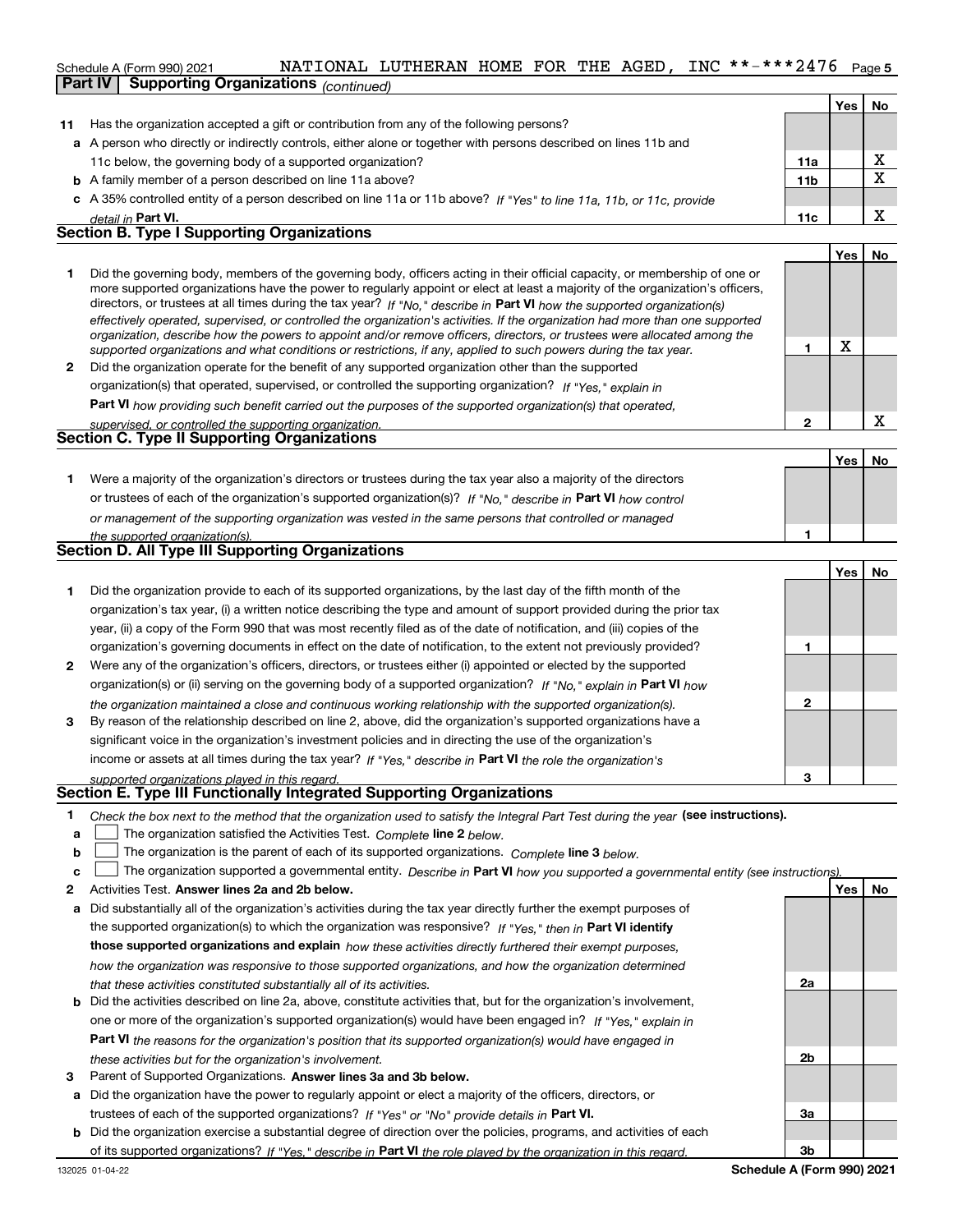Schedule A (Form 990) 2021 NATIONAL LUTHERAN HOME FOR THE AGED, INC **-***2476

**Part IV | Supporting Organizations** *(continued)*

| | | | Yes | No |
|---|---|---|---|---|
| **11** | Has the organization accepted a gift or contribution from any of the following persons? | | | |
| **a** | A person who directly or indirectly controls, either alone or together with persons described on lines 11b and 11c below, the governing body of a supported organization? | 11a | | X |
| **b** | A family member of a person described on line 11a above? | 11b | | X |
| **c** | A 35% controlled entity of a person described on line 11a or 11b above? *If "Yes" to line 11a, 11b, or 11c, provide detail in* **Part VI.** | 11c | | X |

## Section B. Type I Supporting Organizations

| | | | Yes | No |
|---|---|---|---|---|
| **1** | Did the governing body, members of the governing body, officers acting in their official capacity, or membership of one or more supported organizations have the power to regularly appoint or elect at least a majority of the organization's officers, directors, or trustees at all times during the tax year? *If "No," describe in* **Part VI** *how the supported organization(s) effectively operated, supervised, or controlled the organization's activities. If the organization had more than one supported organization, describe how the powers to appoint and/or remove officers, directors, or trustees were allocated among the supported organizations and what conditions or restrictions, if any, applied to such powers during the tax year.* | 1 | X | |
| **2** | Did the organization operate for the benefit of any supported organization other than the supported organization(s) that operated, supervised, or controlled the supporting organization? *If "Yes," explain in* **Part VI** *how providing such benefit carried out the purposes of the supported organization(s) that operated, supervised, or controlled the supporting organization.* | 2 | | X |

## Section C. Type II Supporting Organizations

| | | | Yes | No |
|---|---|---|---|---|
| **1** | Were a majority of the organization's directors or trustees during the tax year also a majority of the directors or trustees of each of the organization's supported organization(s)? *If "No," describe in* **Part VI** *how control or management of the supporting organization was vested in the same persons that controlled or managed the supported organization(s).* | 1 | | |

## Section D. All Type III Supporting Organizations

| | | | Yes | No |
|---|---|---|---|---|
| **1** | Did the organization provide to each of its supported organizations, by the last day of the fifth month of the organization's tax year, (i) a written notice describing the type and amount of support provided during the prior tax year, (ii) a copy of the Form 990 that was most recently filed as of the date of notification, and (iii) copies of the organization's governing documents in effect on the date of notification, to the extent not previously provided? | 1 | | |
| **2** | Were any of the organization's officers, directors, or trustees either (i) appointed or elected by the supported organization(s) or (ii) serving on the governing body of a supported organization? *If "No," explain in* **Part VI** *how the organization maintained a close and continuous working relationship with the supported organization(s).* | 2 | | |
| **3** | By reason of the relationship described on line 2, above, did the organization's supported organizations have a significant voice in the organization's investment policies and in directing the use of the organization's income or assets at all times during the tax year? *If "Yes," describe in* **Part VI** *the role the organization's supported organizations played in this regard.* | 3 | | |

## Section E. Type III Functionally Integrated Supporting Organizations

**1** *Check the box next to the method that the organization used to satisfy the Integral Part Test during the year* **(see instructions).**

- **a** ☐ The organization satisfied the Activities Test. *Complete* **line 2** *below.*
- **b** ☐ The organization is the parent of each of its supported organizations. *Complete* **line 3** *below.*
- **c** ☐ The organization supported a governmental entity. *Describe in* **Part VI** *how you supported a governmental entity (see instructions).*

| | | | Yes | No |
|---|---|---|---|---|
| **2** | Activities Test. **Answer lines 2a and 2b below.** | | | |
| **a** | Did substantially all of the organization's activities during the tax year directly further the exempt purposes of the supported organization(s) to which the organization was responsive? *If "Yes," then in* **Part VI identify those supported organizations and explain** *how these activities directly furthered their exempt purposes, how the organization was responsive to those supported organizations, and how the organization determined that these activities constituted substantially all of its activities.* | 2a | | |
| **b** | Did the activities described on line 2a, above, constitute activities that, but for the organization's involvement, one or more of the organization's supported organization(s) would have been engaged in? *If "Yes," explain in* **Part VI** *the reasons for the organization's position that its supported organization(s) would have engaged in these activities but for the organization's involvement.* | 2b | | |
| **3** | Parent of Supported Organizations. **Answer lines 3a and 3b below.** | | | |
| **a** | Did the organization have the power to regularly appoint or elect a majority of the officers, directors, or trustees of each of the supported organizations? *If "Yes" or "No" provide details in* **Part VI.** | 3a | | |
| **b** | Did the organization exercise a substantial degree of direction over the policies, programs, and activities of each of its supported organizations? *If "Yes," describe in* **Part VI** *the role played by the organization in this regard.* | 3b | | |

132025 01-04-22 **Schedule A (Form 990) 2021**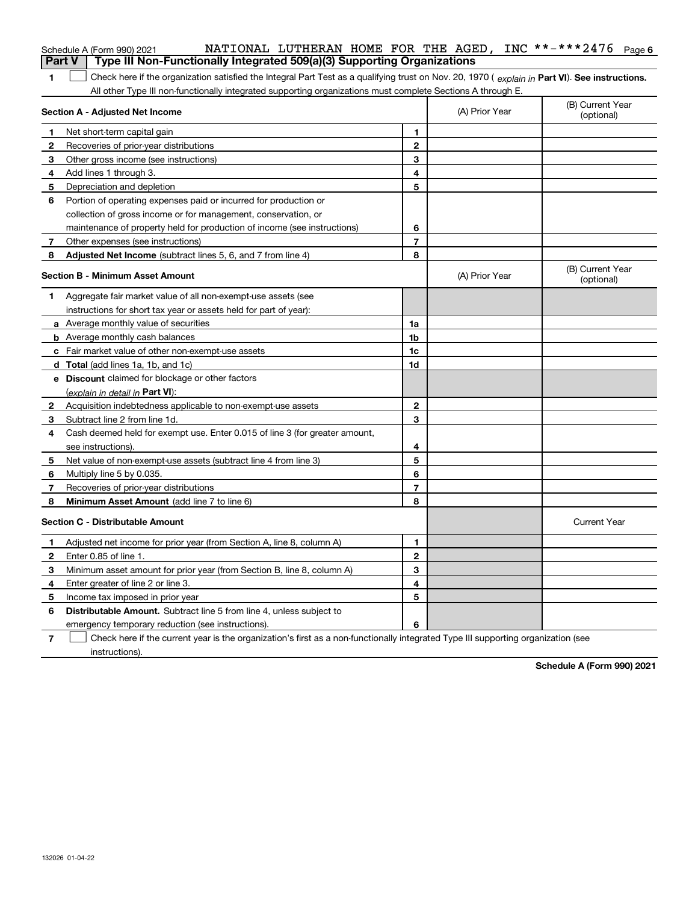Schedule A (Form 990) 2021 NATIONAL LUTHERAN HOME FOR THE AGED, INC **-***2476 Page 6

## Part V Type III Non-Functionally Integrated 509(a)(3) Supporting Organizations

**1** ☐ Check here if the organization satisfied the Integral Part Test as a qualifying trust on Nov. 20, 1970 ( *explain in* **Part VI**). **See instructions.** All other Type III non-functionally integrated supporting organizations must complete Sections A through E.

| **Section A - Adjusted Net Income** | | | (A) Prior Year | (B) Current Year (optional) |
|---|---|---|---|---|
| **1** | Net short-term capital gain | **1** | | |
| **2** | Recoveries of prior-year distributions | **2** | | |
| **3** | Other gross income (see instructions) | **3** | | |
| **4** | Add lines 1 through 3. | **4** | | |
| **5** | Depreciation and depletion | **5** | | |
| **6** | Portion of operating expenses paid or incurred for production or collection of gross income or for management, conservation, or maintenance of property held for production of income (see instructions) | **6** | | |
| **7** | Other expenses (see instructions) | **7** | | |
| **8** | **Adjusted Net Income** (subtract lines 5, 6, and 7 from line 4) | **8** | | |

| **Section B - Minimum Asset Amount** | | | (A) Prior Year | (B) Current Year (optional) |
|---|---|---|---|---|
| **1** | Aggregate fair market value of all non-exempt-use assets (see instructions for short tax year or assets held for part of year): | | | |
| **a** | Average monthly value of securities | **1a** | | |
| **b** | Average monthly cash balances | **1b** | | |
| **c** | Fair market value of other non-exempt-use assets | **1c** | | |
| **d** | **Total** (add lines 1a, 1b, and 1c) | **1d** | | |
| **e** | **Discount** claimed for blockage or other factors (*explain in detail in* **Part VI**): | | | |
| **2** | Acquisition indebtedness applicable to non-exempt-use assets | **2** | | |
| **3** | Subtract line 2 from line 1d. | **3** | | |
| **4** | Cash deemed held for exempt use. Enter 0.015 of line 3 (for greater amount, see instructions). | **4** | | |
| **5** | Net value of non-exempt-use assets (subtract line 4 from line 3) | **5** | | |
| **6** | Multiply line 5 by 0.035. | **6** | | |
| **7** | Recoveries of prior-year distributions | **7** | | |
| **8** | **Minimum Asset Amount** (add line 7 to line 6) | **8** | | |

| **Section C - Distributable Amount** | | | | Current Year |
|---|---|---|---|---|
| **1** | Adjusted net income for prior year (from Section A, line 8, column A) | **1** | | |
| **2** | Enter 0.85 of line 1. | **2** | | |
| **3** | Minimum asset amount for prior year (from Section B, line 8, column A) | **3** | | |
| **4** | Enter greater of line 2 or line 3. | **4** | | |
| **5** | Income tax imposed in prior year | **5** | | |
| **6** | **Distributable Amount.** Subtract line 5 from line 4, unless subject to emergency temporary reduction (see instructions). | **6** | | |

**7** ☐ Check here if the current year is the organization's first as a non-functionally integrated Type III supporting organization (see instructions).

**Schedule A (Form 990) 2021**

132026 01-04-22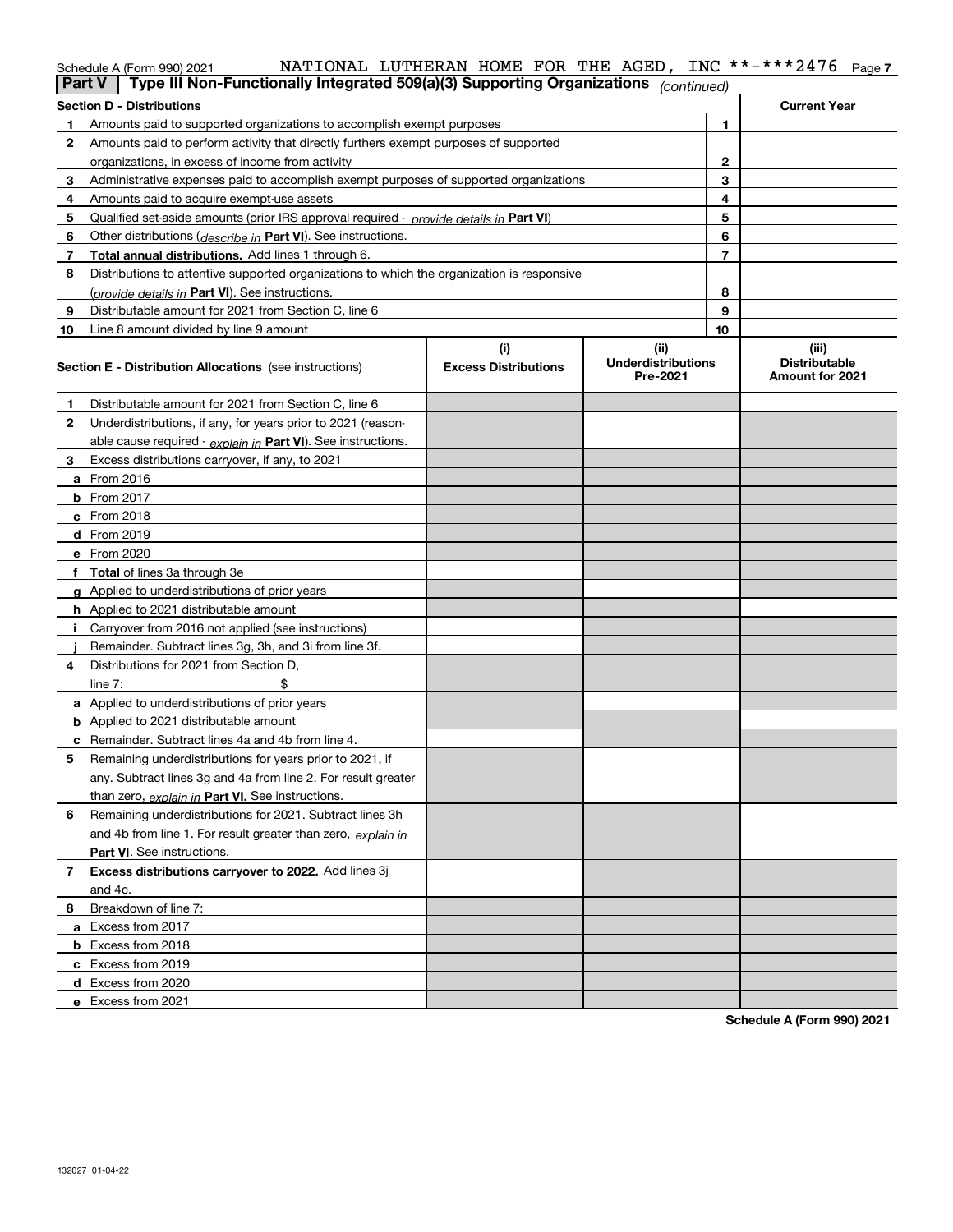Schedule A (Form 990) 2021 NATIONAL LUTHERAN HOME FOR THE AGED, INC **-***2476

**Part V | Type III Non-Functionally Integrated 509(a)(3) Supporting Organizations** *(continued)*

| **Section D - Distributions** | | **Current Year** |
|---|---|---|
| **1** Amounts paid to supported organizations to accomplish exempt purposes | **1** | |
| **2** Amounts paid to perform activity that directly furthers exempt purposes of supported organizations, in excess of income from activity | **2** | |
| **3** Administrative expenses paid to accomplish exempt purposes of supported organizations | **3** | |
| **4** Amounts paid to acquire exempt-use assets | **4** | |
| **5** Qualified set-aside amounts (prior IRS approval required - *provide details in* **Part VI**) | **5** | |
| **6** Other distributions (*describe in* **Part VI**). See instructions. | **6** | |
| **7** **Total annual distributions.** Add lines 1 through 6. | **7** | |
| **8** Distributions to attentive supported organizations to which the organization is responsive (*provide details in* **Part VI**). See instructions. | **8** | |
| **9** Distributable amount for 2021 from Section C, line 6 | **9** | |
| **10** Line 8 amount divided by line 9 amount | **10** | |

| **Section E - Distribution Allocations** (see instructions) | **(i)** **Excess Distributions** | **(ii)** **Underdistributions Pre-2021** | **(iii)** **Distributable Amount for 2021** |
|---|---|---|---|
| **1** Distributable amount for 2021 from Section C, line 6 | | | |
| **2** Underdistributions, if any, for years prior to 2021 (reasonable cause required - *explain in* **Part VI**). See instructions. | | | |
| **3** Excess distributions carryover, if any, to 2021 | | | |
| **a** From 2016 | | | |
| **b** From 2017 | | | |
| **c** From 2018 | | | |
| **d** From 2019 | | | |
| **e** From 2020 | | | |
| **f** **Total** of lines 3a through 3e | | | |
| **g** Applied to underdistributions of prior years | | | |
| **h** Applied to 2021 distributable amount | | | |
| **i** Carryover from 2016 not applied (see instructions) | | | |
| **j** Remainder. Subtract lines 3g, 3h, and 3i from line 3f. | | | |
| **4** Distributions for 2021 from Section D, line 7: $ | | | |
| **a** Applied to underdistributions of prior years | | | |
| **b** Applied to 2021 distributable amount | | | |
| **c** Remainder. Subtract lines 4a and 4b from line 4. | | | |
| **5** Remaining underdistributions for years prior to 2021, if any. Subtract lines 3g and 4a from line 2. For result greater than zero, *explain in* **Part VI.** See instructions. | | | |
| **6** Remaining underdistributions for 2021. Subtract lines 3h and 4b from line 1. For result greater than zero, *explain in* **Part VI**. See instructions. | | | |
| **7** **Excess distributions carryover to 2022.** Add lines 3j and 4c. | | | |
| **8** Breakdown of line 7: | | | |
| **a** Excess from 2017 | | | |
| **b** Excess from 2018 | | | |
| **c** Excess from 2019 | | | |
| **d** Excess from 2020 | | | |
| **e** Excess from 2021 | | | |

**Schedule A (Form 990) 2021**

132027 01-04-22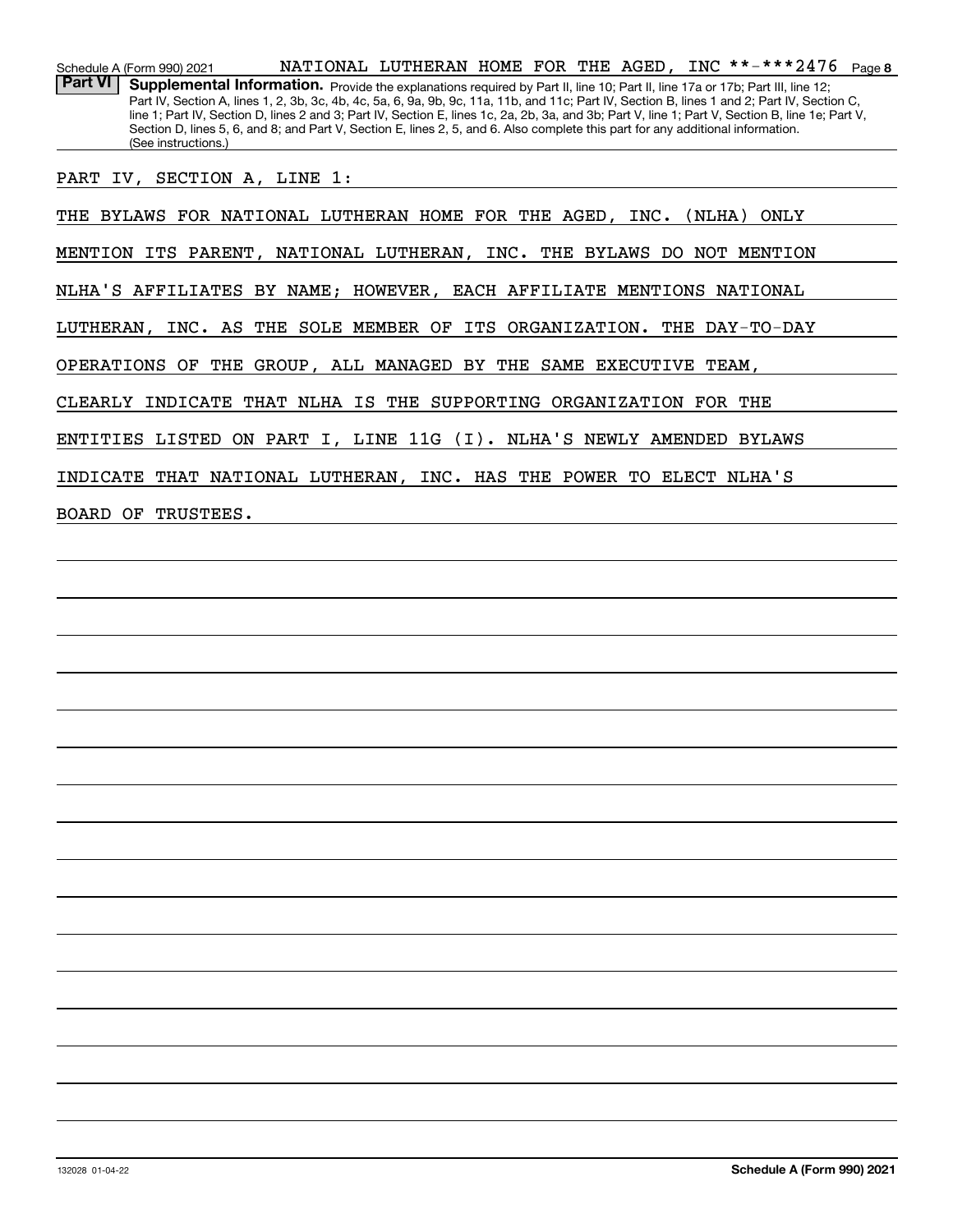Schedule A (Form 990) 2021 NATIONAL LUTHERAN HOME FOR THE AGED, INC **-***2476

**Part VI** **Supplemental Information.** Provide the explanations required by Part II, line 10; Part II, line 17a or 17b; Part III, line 12; Part IV, Section A, lines 1, 2, 3b, 3c, 4b, 4c, 5a, 6, 9a, 9b, 9c, 11a, 11b, and 11c; Part IV, Section B, lines 1 and 2; Part IV, Section C, line 1; Part IV, Section D, lines 2 and 3; Part IV, Section E, lines 1c, 2a, 2b, 3a, and 3b; Part V, line 1; Part V, Section B, line 1e; Part V, Section D, lines 5, 6, and 8; and Part V, Section E, lines 2, 5, and 6. Also complete this part for any additional information. (See instructions.)

PART IV, SECTION A, LINE 1:

THE BYLAWS FOR NATIONAL LUTHERAN HOME FOR THE AGED, INC. (NLHA) ONLY MENTION ITS PARENT, NATIONAL LUTHERAN, INC. THE BYLAWS DO NOT MENTION NLHA'S AFFILIATES BY NAME; HOWEVER, EACH AFFILIATE MENTIONS NATIONAL LUTHERAN, INC. AS THE SOLE MEMBER OF ITS ORGANIZATION. THE DAY-TO-DAY OPERATIONS OF THE GROUP, ALL MANAGED BY THE SAME EXECUTIVE TEAM, CLEARLY INDICATE THAT NLHA IS THE SUPPORTING ORGANIZATION FOR THE ENTITIES LISTED ON PART I, LINE 11G (I). NLHA'S NEWLY AMENDED BYLAWS INDICATE THAT NATIONAL LUTHERAN, INC. HAS THE POWER TO ELECT NLHA'S BOARD OF TRUSTEES.

132028 01-04-22 **Schedule A (Form 990) 2021**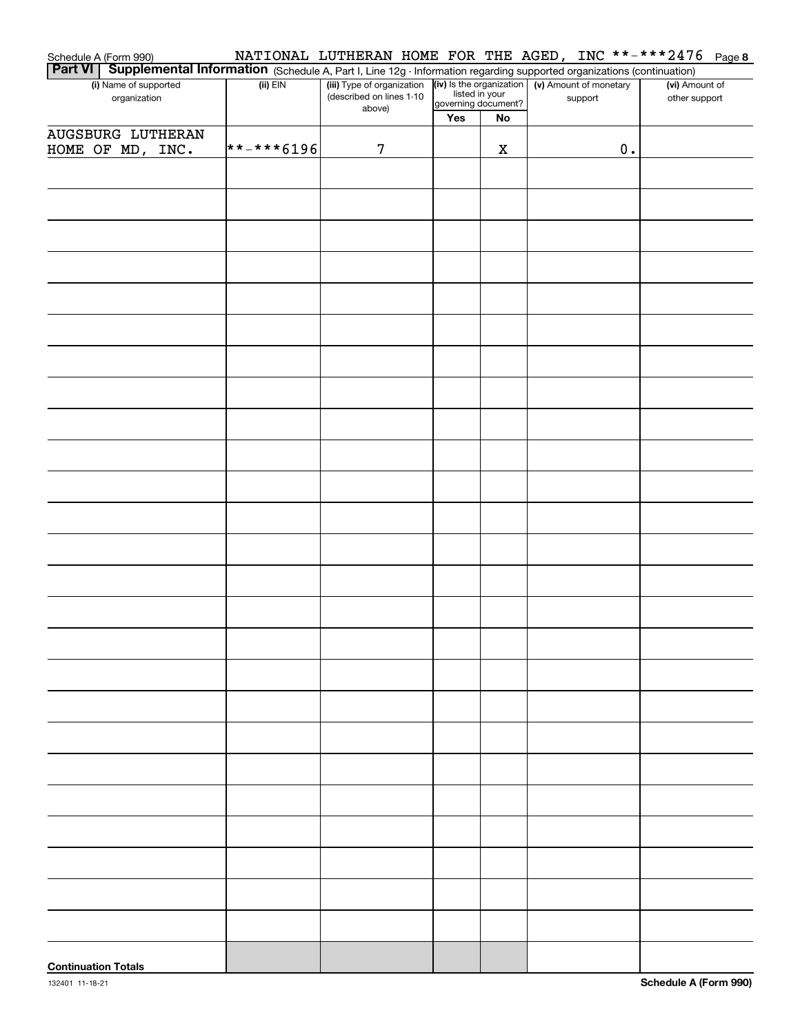Schedule A (Form 990) NATIONAL LUTHERAN HOME FOR THE AGED, INC **-***2476 Page 8

**Part VI | Supplemental Information** (Schedule A, Part I, Line 12g - Information regarding supported organizations (continuation)

| (i) Name of supported organization | (ii) EIN | (iii) Type of organization (described on lines 1-10 above) | (iv) Is the organization listed in your governing document? | | (v) Amount of monetary support | (vi) Amount of other support |
|---|---|---|---|---|---|---|
| | | | Yes | No | | |
| AUGSBURG LUTHERAN HOME OF MD, INC. | **-***6196 | 7 | | X | 0. | |
| | | | | | | |
| | | | | | | |
| | | | | | | |
| | | | | | | |
| | | | | | | |
| | | | | | | |
| | | | | | | |
| | | | | | | |
| | | | | | | |
| | | | | | | |
| | | | | | | |
| | | | | | | |
| | | | | | | |
| | | | | | | |
| | | | | | | |
| | | | | | | |
| | | | | | | |
| | | | | | | |
| | | | | | | |
| | | | | | | |
| | | | | | | |
| | | | | | | |
| | | | | | | |
| | | | | | | |
| | | | | | | |
| | | | | | | |
| **Continuation Totals** | | | | | | |

132401 11-18-21 **Schedule A (Form 990)**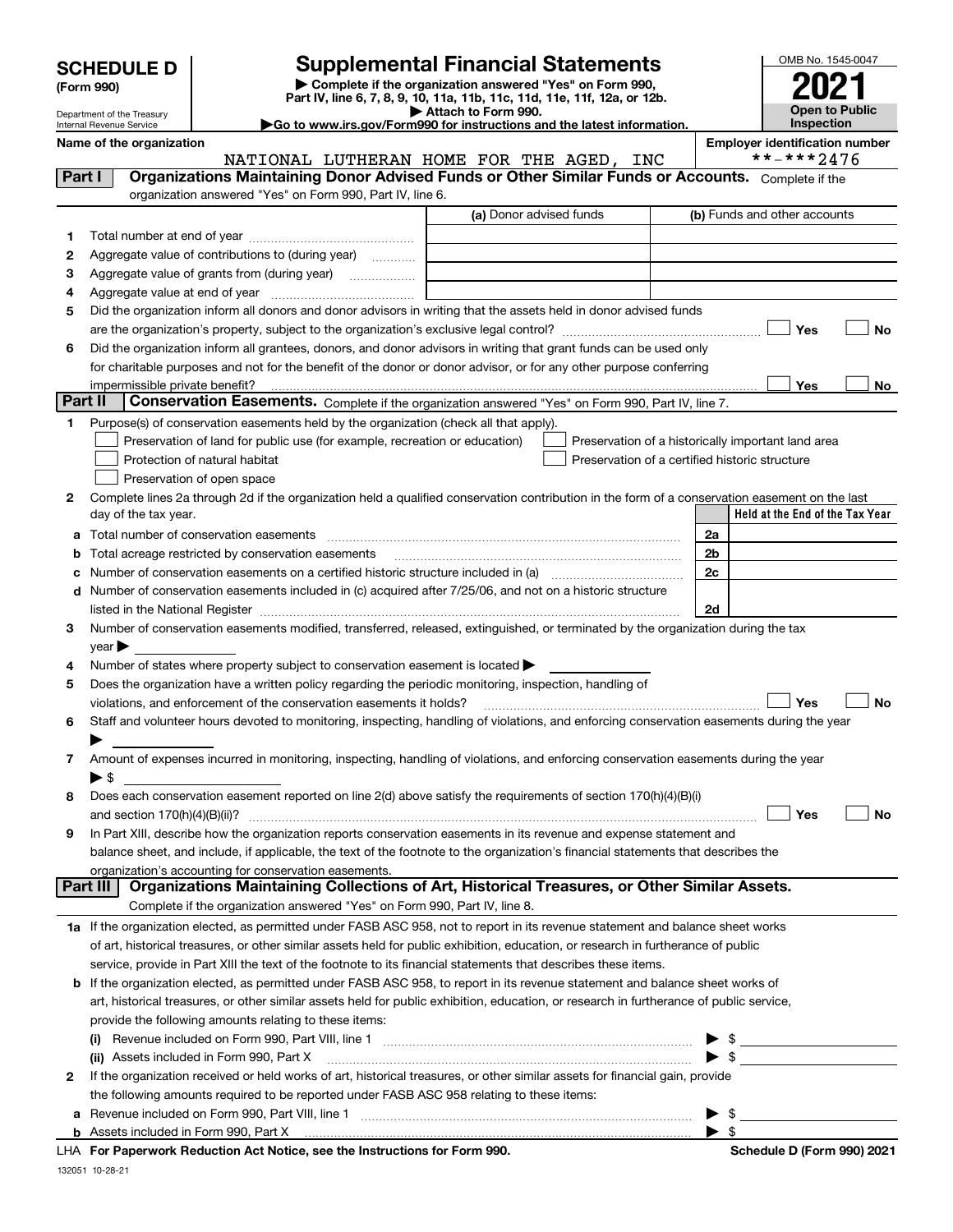# SCHEDULE D (Form 990)

Department of the Treasury
Internal Revenue Service

## Supplemental Financial Statements

▶ Complete if the organization answered "Yes" on Form 990, Part IV, line 6, 7, 8, 9, 10, 11a, 11b, 11c, 11d, 11e, 11f, 12a, or 12b.
▶ Attach to Form 990.
▶Go to www.irs.gov/Form990 for instructions and the latest information.

OMB No. 1545-0047

**2021**

**Open to Public Inspection**

**Name of the organization:** NATIONAL LUTHERAN HOME FOR THE AGED, INC

**Employer identification number:** **-***2476

### Part I — Organizations Maintaining Donor Advised Funds or Other Similar Funds or Accounts.

Complete if the organization answered "Yes" on Form 990, Part IV, line 6.

| | | (a) Donor advised funds | (b) Funds and other accounts |
|---|---|---|---|
| 1 | Total number at end of year | | |
| 2 | Aggregate value of contributions to (during year) | | |
| 3 | Aggregate value of grants from (during year) | | |
| 4 | Aggregate value at end of year | | |

5 Did the organization inform all donors and donor advisors in writing that the assets held in donor advised funds are the organization's property, subject to the organization's exclusive legal control? ☐ Yes ☐ No

6 Did the organization inform all grantees, donors, and donor advisors in writing that grant funds can be used only for charitable purposes and not for the benefit of the donor or donor advisor, or for any other purpose conferring impermissible private benefit? ☐ Yes ☐ No

### Part II — Conservation Easements.

Complete if the organization answered "Yes" on Form 990, Part IV, line 7.

1 Purpose(s) of conservation easements held by the organization (check all that apply).

- ☐ Preservation of land for public use (for example, recreation or education)
- ☐ Protection of natural habitat
- ☐ Preservation of open space
- ☐ Preservation of a historically important land area
- ☐ Preservation of a certified historic structure

2 Complete lines 2a through 2d if the organization held a qualified conservation contribution in the form of a conservation easement on the last day of the tax year.

| | | | Held at the End of the Tax Year |
|---|---|---|---|
| a | Total number of conservation easements | 2a | |
| b | Total acreage restricted by conservation easements | 2b | |
| c | Number of conservation easements on a certified historic structure included in (a) | 2c | |
| d | Number of conservation easements included in (c) acquired after 7/25/06, and not on a historic structure listed in the National Register | 2d | |

3 Number of conservation easements modified, transferred, released, extinguished, or terminated by the organization during the tax year ▶

4 Number of states where property subject to conservation easement is located ▶

5 Does the organization have a written policy regarding the periodic monitoring, inspection, handling of violations, and enforcement of the conservation easements it holds? ☐ Yes ☐ No

6 Staff and volunteer hours devoted to monitoring, inspecting, handling of violations, and enforcing conservation easements during the year ▶

7 Amount of expenses incurred in monitoring, inspecting, handling of violations, and enforcing conservation easements during the year ▶ $

8 Does each conservation easement reported on line 2(d) above satisfy the requirements of section 170(h)(4)(B)(i) and section 170(h)(4)(B)(ii)? ☐ Yes ☐ No

9 In Part XIII, describe how the organization reports conservation easements in its revenue and expense statement and balance sheet, and include, if applicable, the text of the footnote to the organization's financial statements that describes the organization's accounting for conservation easements.

### Part III — Organizations Maintaining Collections of Art, Historical Treasures, or Other Similar Assets.

Complete if the organization answered "Yes" on Form 990, Part IV, line 8.

1a If the organization elected, as permitted under FASB ASC 958, not to report in its revenue statement and balance sheet works of art, historical treasures, or other similar assets held for public exhibition, education, or research in furtherance of public service, provide in Part XIII the text of the footnote to its financial statements that describes these items.

b If the organization elected, as permitted under FASB ASC 958, to report in its revenue statement and balance sheet works of art, historical treasures, or other similar assets held for public exhibition, education, or research in furtherance of public service, provide the following amounts relating to these items:

(i) Revenue included on Form 990, Part VIII, line 1 ▶ $

(ii) Assets included in Form 990, Part X ▶ $

2 If the organization received or held works of art, historical treasures, or other similar assets for financial gain, provide the following amounts required to be reported under FASB ASC 958 relating to these items:

a Revenue included on Form 990, Part VIII, line 1 ▶ $

b Assets included in Form 990, Part X ▶ $

LHA For Paperwork Reduction Act Notice, see the Instructions for Form 990. Schedule D (Form 990) 2021

132051 10-28-21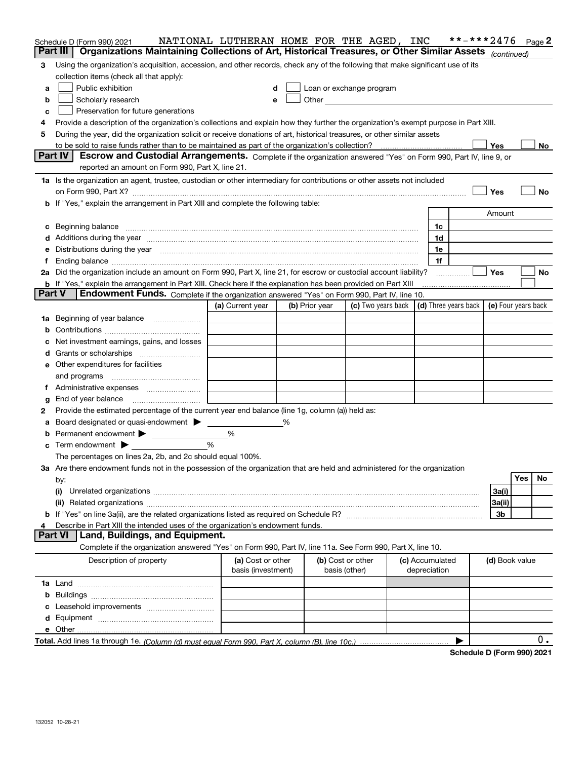Schedule D (Form 990) 2021 NATIONAL LUTHERAN HOME FOR THE AGED, INC **-***2476 Page 2

## Part III Organizations Maintaining Collections of Art, Historical Treasures, or Other Similar Assets *(continued)*

3 Using the organization's acquisition, accession, and other records, check any of the following that make significant use of its collection items (check all that apply):

- a ☐ Public exhibition
- b ☐ Scholarly research
- c ☐ Preservation for future generations
- d ☐ Loan or exchange program
- e ☐ Other

4 Provide a description of the organization's collections and explain how they further the organization's exempt purpose in Part XIII.

5 During the year, did the organization solicit or receive donations of art, historical treasures, or other similar assets to be sold to raise funds rather than to be maintained as part of the organization's collection? ☐ Yes ☐ No

## Part IV Escrow and Custodial Arrangements.

Complete if the organization answered "Yes" on Form 990, Part IV, line 9, or reported an amount on Form 990, Part X, line 21.

1a Is the organization an agent, trustee, custodian or other intermediary for contributions or other assets not included on Form 990, Part X? ☐ Yes ☐ No

b If "Yes," explain the arrangement in Part XIII and complete the following table:

| | | Amount |
|---|---|---|
| c Beginning balance | 1c | |
| d Additions during the year | 1d | |
| e Distributions during the year | 1e | |
| f Ending balance | 1f | |

2a Did the organization include an amount on Form 990, Part X, line 21, for escrow or custodial account liability? ☐ Yes ☐ No

b If "Yes," explain the arrangement in Part XIII. Check here if the explanation has been provided on Part XIII ☐

## Part V Endowment Funds.

Complete if the organization answered "Yes" on Form 990, Part IV, line 10.

| | (a) Current year | (b) Prior year | (c) Two years back | (d) Three years back | (e) Four years back |
|---|---|---|---|---|---|
| 1a Beginning of year balance | | | | | |
| b Contributions | | | | | |
| c Net investment earnings, gains, and losses | | | | | |
| d Grants or scholarships | | | | | |
| e Other expenditures for facilities and programs | | | | | |
| f Administrative expenses | | | | | |
| g End of year balance | | | | | |

2 Provide the estimated percentage of the current year end balance (line 1g, column (a)) held as:

a Board designated or quasi-endowment ▶ %

b Permanent endowment ▶ %

c Term endowment ▶ %

The percentages on lines 2a, 2b, and 2c should equal 100%.

3a Are there endowment funds not in the possession of the organization that are held and administered for the organization by:

| | | Yes | No |
|---|---|---|---|
| (i) Unrelated organizations | 3a(i) | | |
| (ii) Related organizations | 3a(ii) | | |
| b If "Yes" on line 3a(ii), are the related organizations listed as required on Schedule R? | 3b | | |

4 Describe in Part XIII the intended uses of the organization's endowment funds.

## Part VI Land, Buildings, and Equipment.

Complete if the organization answered "Yes" on Form 990, Part IV, line 11a. See Form 990, Part X, line 10.

| Description of property | (a) Cost or other basis (investment) | (b) Cost or other basis (other) | (c) Accumulated depreciation | (d) Book value |
|---|---|---|---|---|
| 1a Land | | | | |
| b Buildings | | | | |
| c Leasehold improvements | | | | |
| d Equipment | | | | |
| e Other | | | | |
| **Total.** Add lines 1a through 1e. *(Column (d) must equal Form 990, Part X, column (B), line 10c.)* | | | | 0. |

Schedule D (Form 990) 2021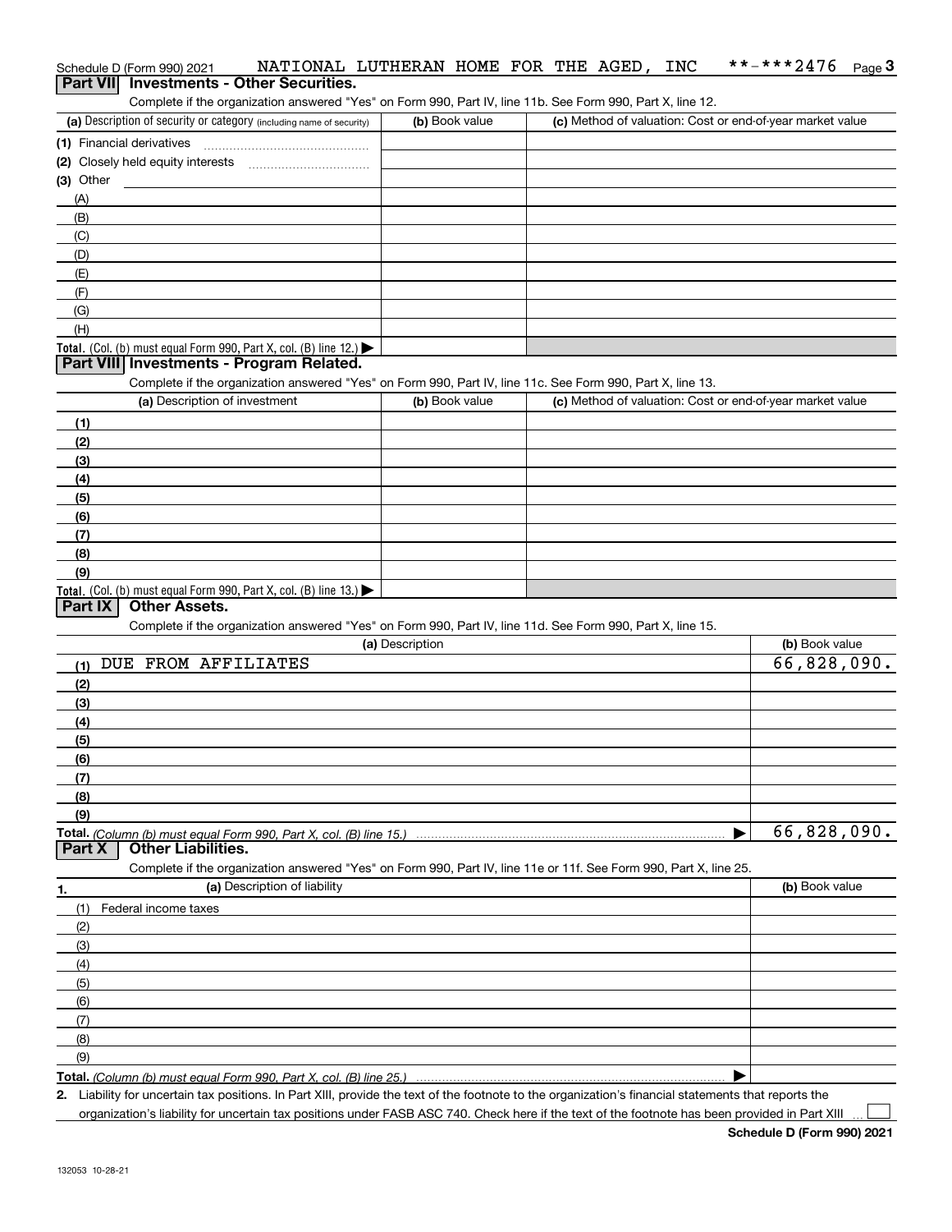Schedule D (Form 990) 2021 NATIONAL LUTHERAN HOME FOR THE AGED, INC **-***2476

## Part VII Investments - Other Securities.

Complete if the organization answered "Yes" on Form 990, Part IV, line 11b. See Form 990, Part X, line 12.

| (a) Description of security or category (including name of security) | (b) Book value | (c) Method of valuation: Cost or end-of-year market value |
|---|---|---|
| (1) Financial derivatives | | |
| (2) Closely held equity interests | | |
| (3) Other | | |
| (A) | | |
| (B) | | |
| (C) | | |
| (D) | | |
| (E) | | |
| (F) | | |
| (G) | | |
| (H) | | |
| **Total.** (Col. (b) must equal Form 990, Part X, col. (B) line 12.) ▶ | | |

## Part VIII Investments - Program Related.

Complete if the organization answered "Yes" on Form 990, Part IV, line 11c. See Form 990, Part X, line 13.

| (a) Description of investment | (b) Book value | (c) Method of valuation: Cost or end-of-year market value |
|---|---|---|
| (1) | | |
| (2) | | |
| (3) | | |
| (4) | | |
| (5) | | |
| (6) | | |
| (7) | | |
| (8) | | |
| (9) | | |
| **Total.** (Col. (b) must equal Form 990, Part X, col. (B) line 13.) ▶ | | |

## Part IX Other Assets.

Complete if the organization answered "Yes" on Form 990, Part IV, line 11d. See Form 990, Part X, line 15.

| (a) Description | (b) Book value |
|---|---|
| (1) DUE FROM AFFILIATES | 66,828,090. |
| (2) | |
| (3) | |
| (4) | |
| (5) | |
| (6) | |
| (7) | |
| (8) | |
| (9) | |
| **Total.** *(Column (b) must equal Form 990, Part X, col. (B) line 15.)* ▶ | 66,828,090. |

## Part X Other Liabilities.

Complete if the organization answered "Yes" on Form 990, Part IV, line 11e or 11f. See Form 990, Part X, line 25.

| 1. (a) Description of liability | (b) Book value |
|---|---|
| (1) Federal income taxes | |
| (2) | |
| (3) | |
| (4) | |
| (5) | |
| (6) | |
| (7) | |
| (8) | |
| (9) | |
| **Total.** *(Column (b) must equal Form 990, Part X, col. (B) line 25.)* ▶ | |

**2.** Liability for uncertain tax positions. In Part XIII, provide the text of the footnote to the organization's financial statements that reports the organization's liability for uncertain tax positions under FASB ASC 740. Check here if the text of the footnote has been provided in Part XIII ☐

**Schedule D (Form 990) 2021**

132053 10-28-21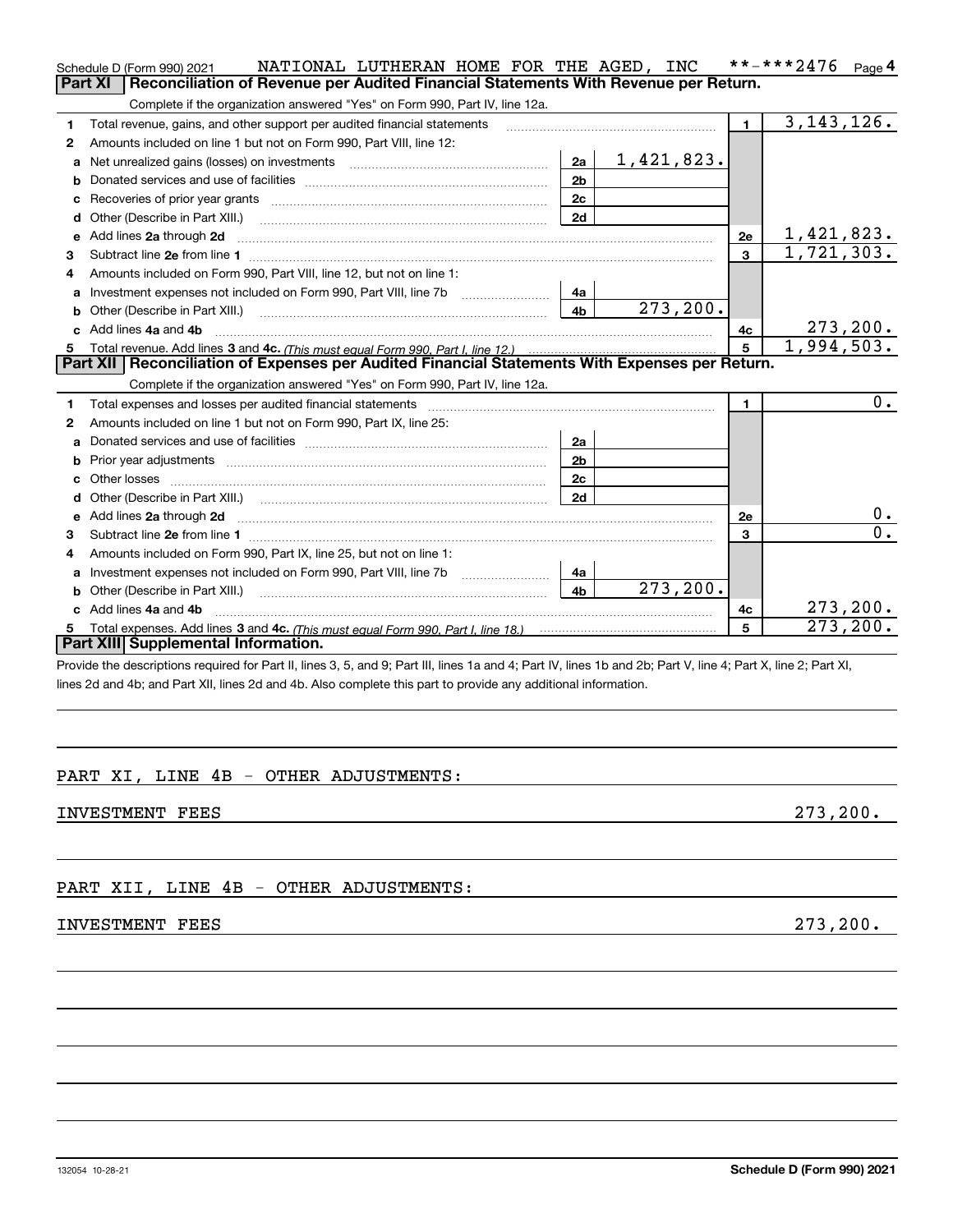Schedule D (Form 990) 2021 NATIONAL LUTHERAN HOME FOR THE AGED, INC **-***2476 Page 4

## Part XI Reconciliation of Revenue per Audited Financial Statements With Revenue per Return.

Complete if the organization answered "Yes" on Form 990, Part IV, line 12a.

| | | | | | |
|---|---|---|---|---|---|
| 1 | Total revenue, gains, and other support per audited financial statements | | | 1 | 3,143,126. |
| 2 | Amounts included on line 1 but not on Form 990, Part VIII, line 12: | | | | |
| a | Net unrealized gains (losses) on investments | 2a | 1,421,823. | | |
| b | Donated services and use of facilities | 2b | | | |
| c | Recoveries of prior year grants | 2c | | | |
| d | Other (Describe in Part XIII.) | 2d | | | |
| e | Add lines 2a through 2d | | | 2e | 1,421,823. |
| 3 | Subtract line 2e from line 1 | | | 3 | 1,721,303. |
| 4 | Amounts included on Form 990, Part VIII, line 12, but not on line 1: | | | | |
| a | Investment expenses not included on Form 990, Part VIII, line 7b | 4a | | | |
| b | Other (Describe in Part XIII.) | 4b | 273,200. | | |
| c | Add lines 4a and 4b | | | 4c | 273,200. |
| 5 | Total revenue. Add lines 3 and 4c. *(This must equal Form 990, Part I, line 12.)* | | | 5 | 1,994,503. |

## Part XII Reconciliation of Expenses per Audited Financial Statements With Expenses per Return.

Complete if the organization answered "Yes" on Form 990, Part IV, line 12a.

| | | | | | |
|---|---|---|---|---|---|
| 1 | Total expenses and losses per audited financial statements | | | 1 | 0. |
| 2 | Amounts included on line 1 but not on Form 990, Part IX, line 25: | | | | |
| a | Donated services and use of facilities | 2a | | | |
| b | Prior year adjustments | 2b | | | |
| c | Other losses | 2c | | | |
| d | Other (Describe in Part XIII.) | 2d | | | |
| e | Add lines 2a through 2d | | | 2e | 0. |
| 3 | Subtract line 2e from line 1 | | | 3 | 0. |
| 4 | Amounts included on Form 990, Part IX, line 25, but not on line 1: | | | | |
| a | Investment expenses not included on Form 990, Part VIII, line 7b | 4a | | | |
| b | Other (Describe in Part XIII.) | 4b | 273,200. | | |
| c | Add lines 4a and 4b | | | 4c | 273,200. |
| 5 | Total expenses. Add lines 3 and 4c. *(This must equal Form 990, Part I, line 18.)* | | | 5 | 273,200. |

## Part XIII Supplemental Information.

Provide the descriptions required for Part II, lines 3, 5, and 9; Part III, lines 1a and 4; Part IV, lines 1b and 2b; Part V, line 4; Part X, line 2; Part XI, lines 2d and 4b; and Part XII, lines 2d and 4b. Also complete this part to provide any additional information.

PART XI, LINE 4B - OTHER ADJUSTMENTS:

INVESTMENT FEES 273,200.

PART XII, LINE 4B - OTHER ADJUSTMENTS:

INVESTMENT FEES 273,200.

132054 10-28-21 **Schedule D (Form 990) 2021**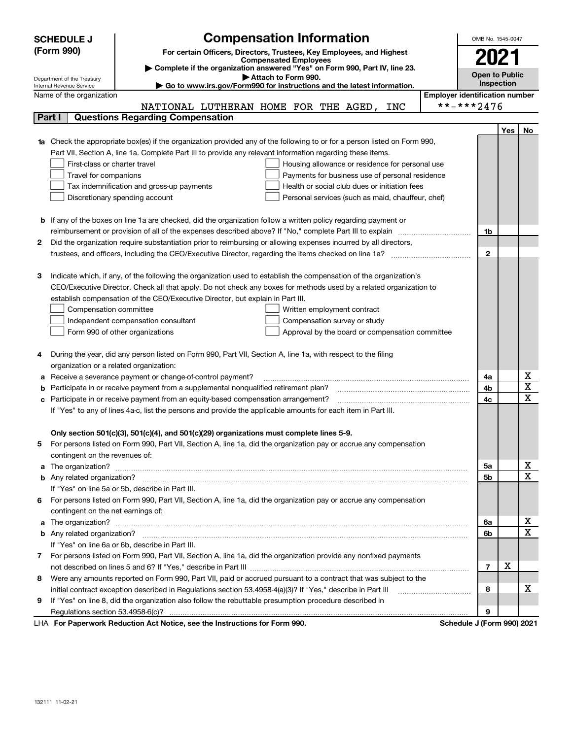**SCHEDULE J (Form 990)**

Department of the Treasury
Internal Revenue Service

# Compensation Information

**For certain Officers, Directors, Trustees, Key Employees, and Highest Compensated Employees**

▶ **Complete if the organization answered "Yes" on Form 990, Part IV, line 23.**

▶ **Attach to Form 990.**

▶ **Go to www.irs.gov/Form990 for instructions and the latest information.**

OMB No. 1545-0047

**2021**

**Open to Public Inspection**

Name of the organization: NATIONAL LUTHERAN HOME FOR THE AGED, INC

Employer identification number: **-***2476

## Part I Questions Regarding Compensation

| | | | Yes | No |
|---|---|---|---|---|
| **1a** | Check the appropriate box(es) if the organization provided any of the following to or for a person listed on Form 990, Part VII, Section A, line 1a. Complete Part III to provide any relevant information regarding these items.<br>☐ First-class or charter travel ☐ Housing allowance or residence for personal use<br>☐ Travel for companions ☐ Payments for business use of personal residence<br>☐ Tax indemnification and gross-up payments ☐ Health or social club dues or initiation fees<br>☐ Discretionary spending account ☐ Personal services (such as maid, chauffeur, chef) | | | |
| **b** | If any of the boxes on line 1a are checked, did the organization follow a written policy regarding payment or reimbursement or provision of all of the expenses described above? If "No," complete Part III to explain | 1b | | |
| **2** | Did the organization require substantiation prior to reimbursing or allowing expenses incurred by all directors, trustees, and officers, including the CEO/Executive Director, regarding the items checked on line 1a? | 2 | | |
| **3** | Indicate which, if any, of the following the organization used to establish the compensation of the organization's CEO/Executive Director. Check all that apply. Do not check any boxes for methods used by a related organization to establish compensation of the CEO/Executive Director, but explain in Part III.<br>☐ Compensation committee ☐ Written employment contract<br>☐ Independent compensation consultant ☐ Compensation survey or study<br>☐ Form 990 of other organizations ☐ Approval by the board or compensation committee | | | |
| **4** | During the year, did any person listed on Form 990, Part VII, Section A, line 1a, with respect to the filing organization or a related organization: | | | |
| **a** | Receive a severance payment or change-of-control payment? | 4a | | X |
| **b** | Participate in or receive payment from a supplemental nonqualified retirement plan? | 4b | | X |
| **c** | Participate in or receive payment from an equity-based compensation arrangement? | 4c | | X |
| | If "Yes" to any of lines 4a-c, list the persons and provide the applicable amounts for each item in Part III. | | | |
| | **Only section 501(c)(3), 501(c)(4), and 501(c)(29) organizations must complete lines 5-9.** | | | |
| **5** | For persons listed on Form 990, Part VII, Section A, line 1a, did the organization pay or accrue any compensation contingent on the revenues of: | | | |
| **a** | The organization? | 5a | | X |
| **b** | Any related organization? | 5b | | X |
| | If "Yes" on line 5a or 5b, describe in Part III. | | | |
| **6** | For persons listed on Form 990, Part VII, Section A, line 1a, did the organization pay or accrue any compensation contingent on the net earnings of: | | | |
| **a** | The organization? | 6a | | X |
| **b** | Any related organization? | 6b | | X |
| | If "Yes" on line 6a or 6b, describe in Part III. | | | |
| **7** | For persons listed on Form 990, Part VII, Section A, line 1a, did the organization provide any nonfixed payments not described on lines 5 and 6? If "Yes," describe in Part III | 7 | X | |
| **8** | Were any amounts reported on Form 990, Part VII, paid or accrued pursuant to a contract that was subject to the initial contract exception described in Regulations section 53.4958-4(a)(3)? If "Yes," describe in Part III | 8 | | X |
| **9** | If "Yes" on line 8, did the organization also follow the rebuttable presumption procedure described in Regulations section 53.4958-6(c)? | 9 | | |

LHA **For Paperwork Reduction Act Notice, see the Instructions for Form 990.** **Schedule J (Form 990) 2021**

132111 11-02-21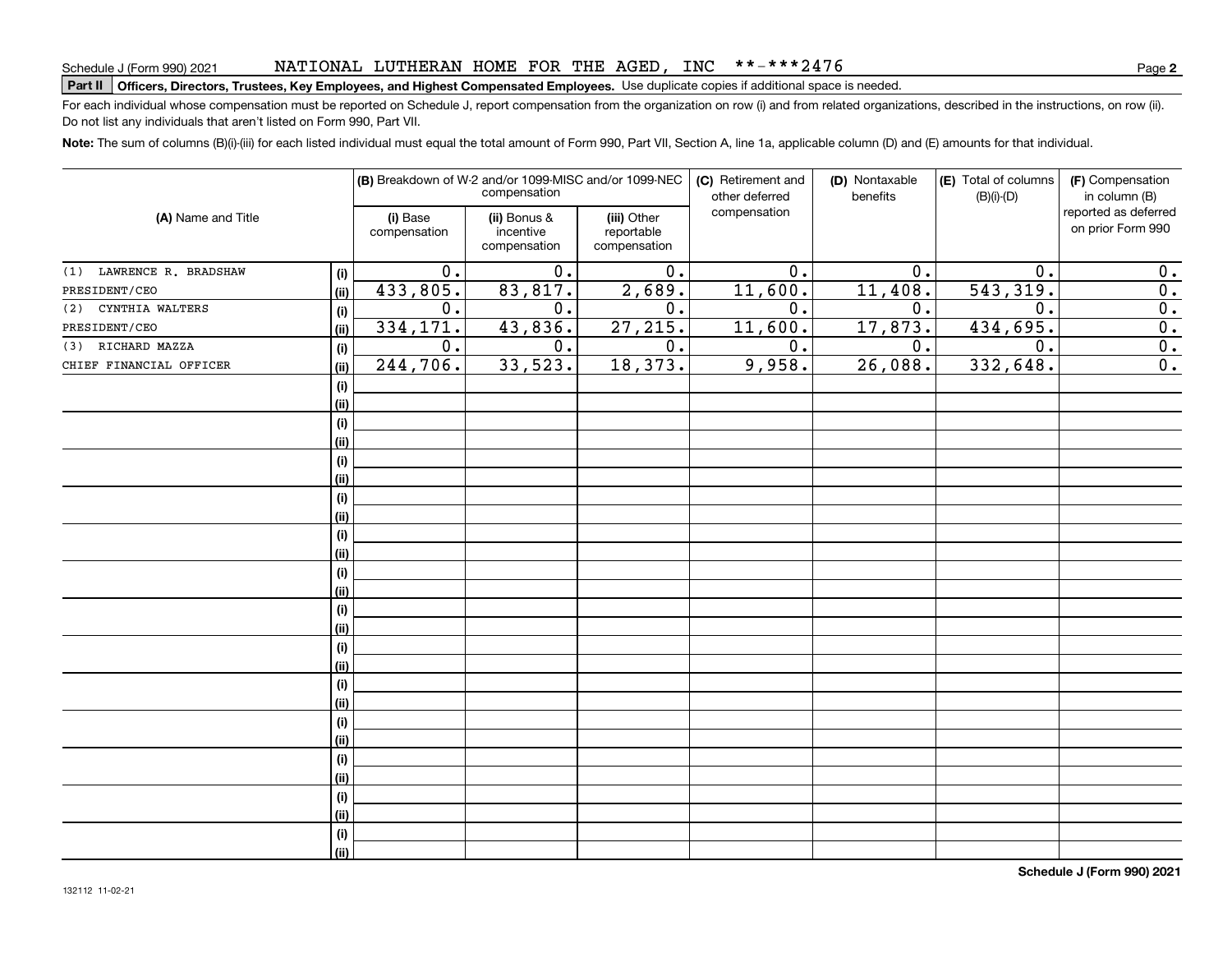Schedule J (Form 990) 2021 NATIONAL LUTHERAN HOME FOR THE AGED, INC **-***2476

**Part II** **Officers, Directors, Trustees, Key Employees, and Highest Compensated Employees.** Use duplicate copies if additional space is needed.

For each individual whose compensation must be reported on Schedule J, report compensation from the organization on row (i) and from related organizations, described in the instructions, on row (ii). Do not list any individuals that aren't listed on Form 990, Part VII.

**Note:** The sum of columns (B)(i)-(iii) for each listed individual must equal the total amount of Form 990, Part VII, Section A, line 1a, applicable column (D) and (E) amounts for that individual.

| (A) Name and Title | | (B) Breakdown of W-2 and/or 1099-MISC and/or 1099-NEC compensation | | | (C) Retirement and other deferred compensation | (D) Nontaxable benefits | (E) Total of columns (B)(i)-(D) | (F) Compensation in column (B) reported as deferred on prior Form 990 |
|---|---|---|---|---|---|---|---|---|
| | | (i) Base compensation | (ii) Bonus & incentive compensation | (iii) Other reportable compensation | | | | |
| (1) LAWRENCE R. BRADSHAW | (i) | 0. | 0. | 0. | 0. | 0. | 0. | 0. |
| PRESIDENT/CEO | (ii) | 433,805. | 83,817. | 2,689. | 11,600. | 11,408. | 543,319. | 0. |
| (2) CYNTHIA WALTERS | (i) | 0. | 0. | 0. | 0. | 0. | 0. | 0. |
| PRESIDENT/CEO | (ii) | 334,171. | 43,836. | 27,215. | 11,600. | 17,873. | 434,695. | 0. |
| (3) RICHARD MAZZA | (i) | 0. | 0. | 0. | 0. | 0. | 0. | 0. |
| CHIEF FINANCIAL OFFICER | (ii) | 244,706. | 33,523. | 18,373. | 9,958. | 26,088. | 332,648. | 0. |
| | (i) | | | | | | | |
| | (ii) | | | | | | | |
| | (i) | | | | | | | |
| | (ii) | | | | | | | |
| | (i) | | | | | | | |
| | (ii) | | | | | | | |
| | (i) | | | | | | | |
| | (ii) | | | | | | | |
| | (i) | | | | | | | |
| | (ii) | | | | | | | |
| | (i) | | | | | | | |
| | (ii) | | | | | | | |
| | (i) | | | | | | | |
| | (ii) | | | | | | | |
| | (i) | | | | | | | |
| | (ii) | | | | | | | |
| | (i) | | | | | | | |
| | (ii) | | | | | | | |
| | (i) | | | | | | | |
| | (ii) | | | | | | | |
| | (i) | | | | | | | |
| | (ii) | | | | | | | |
| | (i) | | | | | | | |
| | (ii) | | | | | | | |
| | (i) | | | | | | | |
| | (ii) | | | | | | | |

**Schedule J (Form 990) 2021**

132112 11-02-21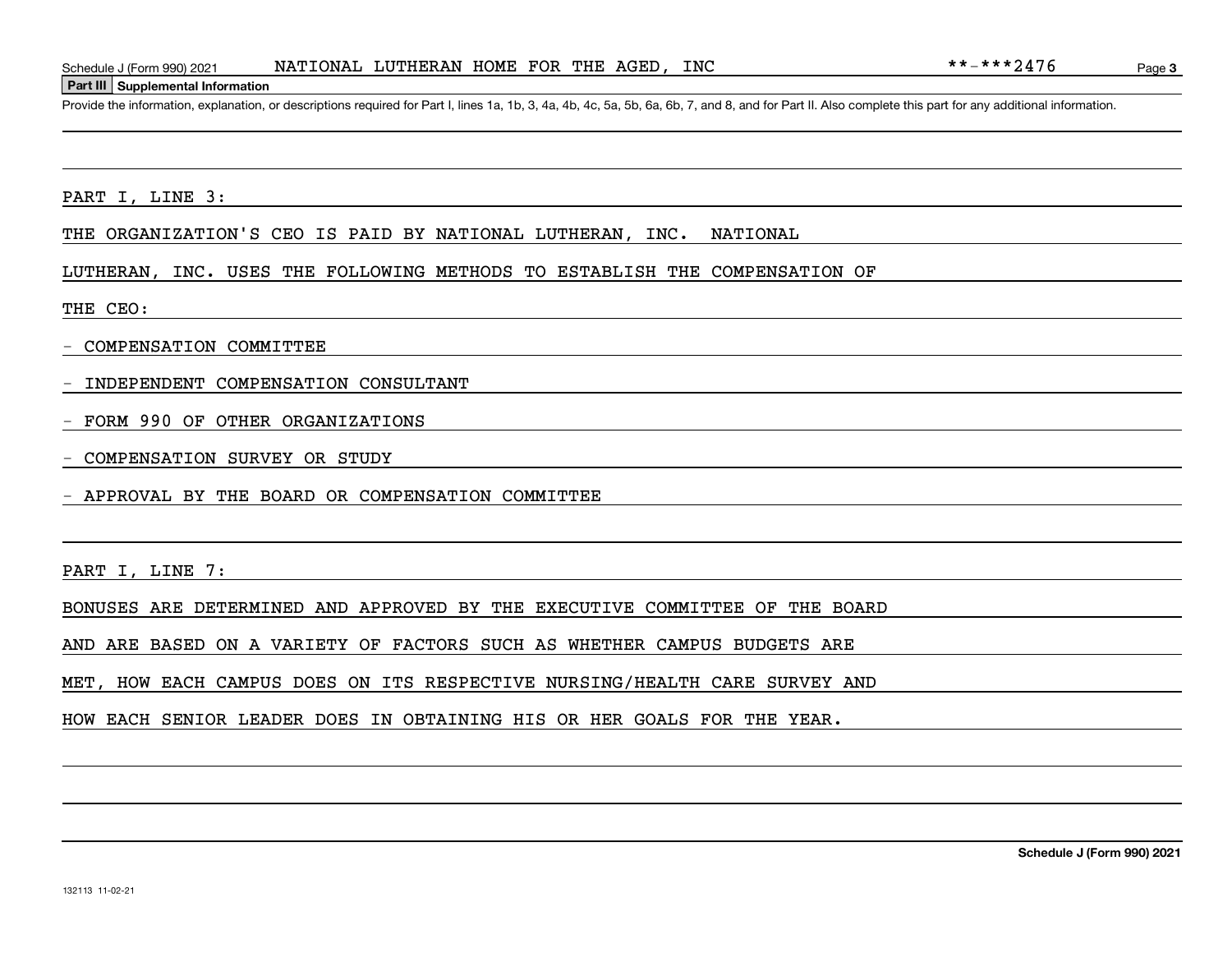## Part III Supplemental Information

Provide the information, explanation, or descriptions required for Part I, lines 1a, 1b, 3, 4a, 4b, 4c, 5a, 5b, 6a, 6b, 7, and 8, and for Part II. Also complete this part for any additional information.

PART I, LINE 3:

THE ORGANIZATION'S CEO IS PAID BY NATIONAL LUTHERAN, INC. NATIONAL LUTHERAN, INC. USES THE FOLLOWING METHODS TO ESTABLISH THE COMPENSATION OF THE CEO:

- COMPENSATION COMMITTEE
- INDEPENDENT COMPENSATION CONSULTANT
- FORM 990 OF OTHER ORGANIZATIONS
- COMPENSATION SURVEY OR STUDY
- APPROVAL BY THE BOARD OR COMPENSATION COMMITTEE

PART I, LINE 7:

BONUSES ARE DETERMINED AND APPROVED BY THE EXECUTIVE COMMITTEE OF THE BOARD AND ARE BASED ON A VARIETY OF FACTORS SUCH AS WHETHER CAMPUS BUDGETS ARE MET, HOW EACH CAMPUS DOES ON ITS RESPECTIVE NURSING/HEALTH CARE SURVEY AND HOW EACH SENIOR LEADER DOES IN OBTAINING HIS OR HER GOALS FOR THE YEAR.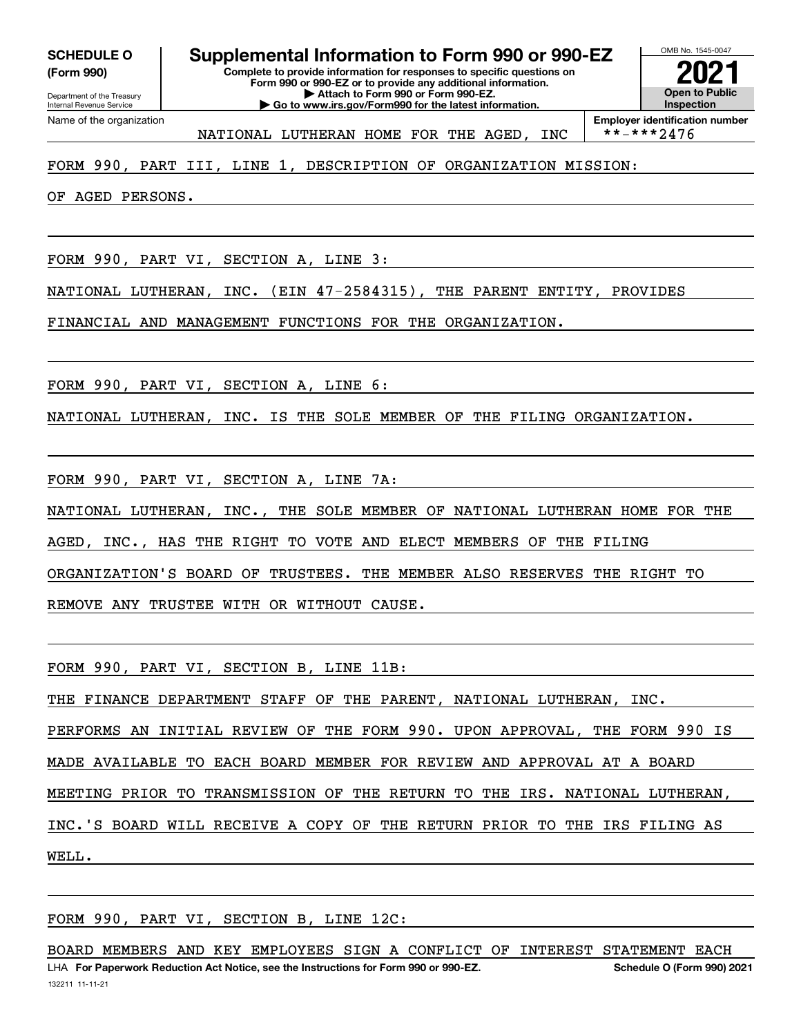**SCHEDULE O (Form 990)**

Department of the Treasury
Internal Revenue Service

# Supplemental Information to Form 990 or 990-EZ

**Complete to provide information for responses to specific questions on Form 990 or 990-EZ or to provide any additional information.**
**▶ Attach to Form 990 or Form 990-EZ.**
**▶ Go to www.irs.gov/Form990 for the latest information.**

OMB No. 1545-0047

**2021**

**Open to Public Inspection**

Name of the organization: NATIONAL LUTHERAN HOME FOR THE AGED, INC

**Employer identification number:** **-***2476

FORM 990, PART III, LINE 1, DESCRIPTION OF ORGANIZATION MISSION:

OF AGED PERSONS.

FORM 990, PART VI, SECTION A, LINE 3:

NATIONAL LUTHERAN, INC. (EIN 47-2584315), THE PARENT ENTITY, PROVIDES FINANCIAL AND MANAGEMENT FUNCTIONS FOR THE ORGANIZATION.

FORM 990, PART VI, SECTION A, LINE 6:

NATIONAL LUTHERAN, INC. IS THE SOLE MEMBER OF THE FILING ORGANIZATION.

FORM 990, PART VI, SECTION A, LINE 7A:

NATIONAL LUTHERAN, INC., THE SOLE MEMBER OF NATIONAL LUTHERAN HOME FOR THE AGED, INC., HAS THE RIGHT TO VOTE AND ELECT MEMBERS OF THE FILING ORGANIZATION'S BOARD OF TRUSTEES. THE MEMBER ALSO RESERVES THE RIGHT TO REMOVE ANY TRUSTEE WITH OR WITHOUT CAUSE.

FORM 990, PART VI, SECTION B, LINE 11B:

THE FINANCE DEPARTMENT STAFF OF THE PARENT, NATIONAL LUTHERAN, INC. PERFORMS AN INITIAL REVIEW OF THE FORM 990. UPON APPROVAL, THE FORM 990 IS MADE AVAILABLE TO EACH BOARD MEMBER FOR REVIEW AND APPROVAL AT A BOARD MEETING PRIOR TO TRANSMISSION OF THE RETURN TO THE IRS. NATIONAL LUTHERAN, INC.'S BOARD WILL RECEIVE A COPY OF THE RETURN PRIOR TO THE IRS FILING AS WELL.

FORM 990, PART VI, SECTION B, LINE 12C:

BOARD MEMBERS AND KEY EMPLOYEES SIGN A CONFLICT OF INTEREST STATEMENT EACH

LHA **For Paperwork Reduction Act Notice, see the Instructions for Form 990 or 990-EZ.** **Schedule O (Form 990) 2021**

132211 11-11-21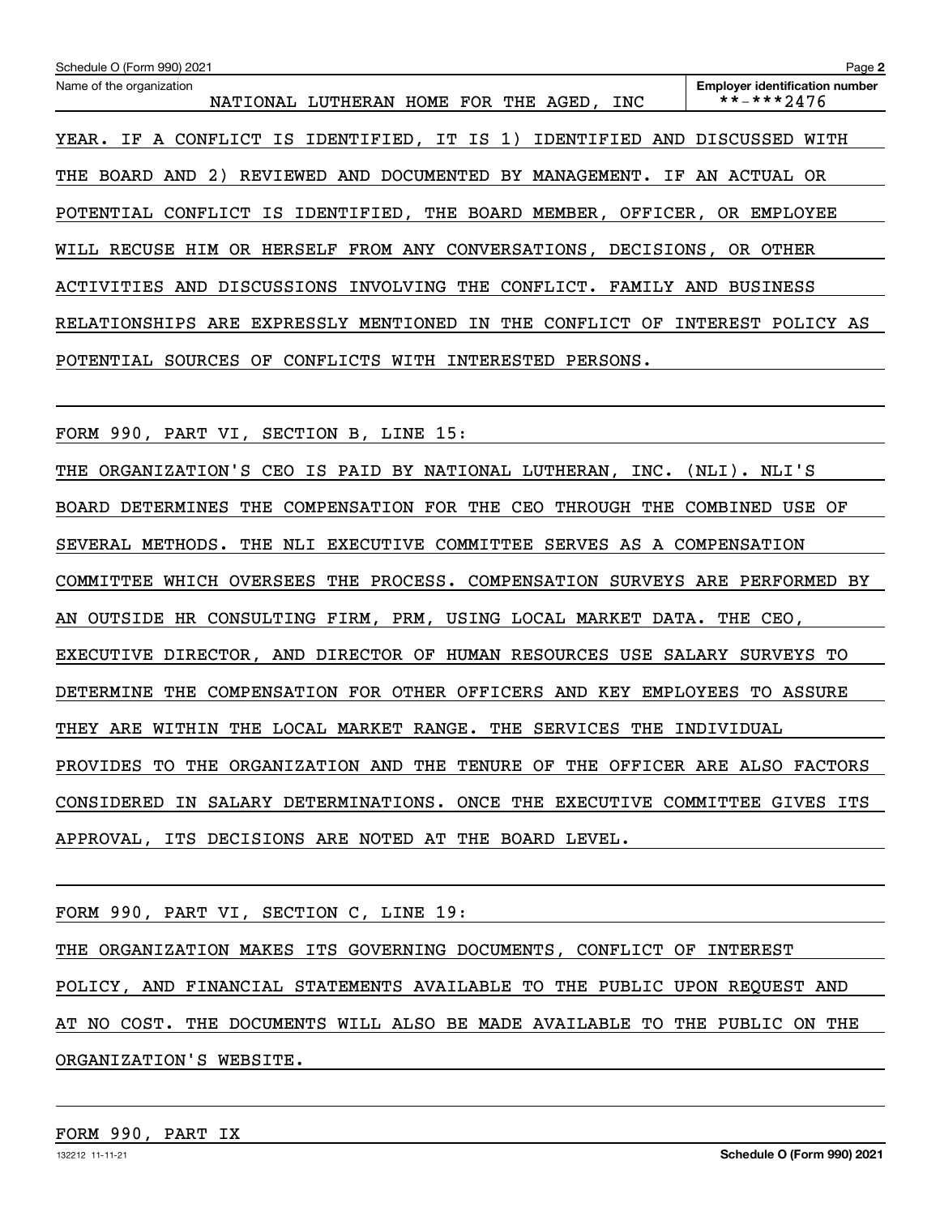Name of the organization: NATIONAL LUTHERAN HOME FOR THE AGED, INC

Employer identification number: **-***2476

YEAR. IF A CONFLICT IS IDENTIFIED, IT IS 1) IDENTIFIED AND DISCUSSED WITH THE BOARD AND 2) REVIEWED AND DOCUMENTED BY MANAGEMENT. IF AN ACTUAL OR POTENTIAL CONFLICT IS IDENTIFIED, THE BOARD MEMBER, OFFICER, OR EMPLOYEE WILL RECUSE HIM OR HERSELF FROM ANY CONVERSATIONS, DECISIONS, OR OTHER ACTIVITIES AND DISCUSSIONS INVOLVING THE CONFLICT. FAMILY AND BUSINESS RELATIONSHIPS ARE EXPRESSLY MENTIONED IN THE CONFLICT OF INTEREST POLICY AS POTENTIAL SOURCES OF CONFLICTS WITH INTERESTED PERSONS.

FORM 990, PART VI, SECTION B, LINE 15:

THE ORGANIZATION'S CEO IS PAID BY NATIONAL LUTHERAN, INC. (NLI). NLI'S BOARD DETERMINES THE COMPENSATION FOR THE CEO THROUGH THE COMBINED USE OF SEVERAL METHODS. THE NLI EXECUTIVE COMMITTEE SERVES AS A COMPENSATION COMMITTEE WHICH OVERSEES THE PROCESS. COMPENSATION SURVEYS ARE PERFORMED BY AN OUTSIDE HR CONSULTING FIRM, PRM, USING LOCAL MARKET DATA. THE CEO, EXECUTIVE DIRECTOR, AND DIRECTOR OF HUMAN RESOURCES USE SALARY SURVEYS TO DETERMINE THE COMPENSATION FOR OTHER OFFICERS AND KEY EMPLOYEES TO ASSURE THEY ARE WITHIN THE LOCAL MARKET RANGE. THE SERVICES THE INDIVIDUAL PROVIDES TO THE ORGANIZATION AND THE TENURE OF THE OFFICER ARE ALSO FACTORS CONSIDERED IN SALARY DETERMINATIONS. ONCE THE EXECUTIVE COMMITTEE GIVES ITS APPROVAL, ITS DECISIONS ARE NOTED AT THE BOARD LEVEL.

FORM 990, PART VI, SECTION C, LINE 19:

THE ORGANIZATION MAKES ITS GOVERNING DOCUMENTS, CONFLICT OF INTEREST POLICY, AND FINANCIAL STATEMENTS AVAILABLE TO THE PUBLIC UPON REQUEST AND AT NO COST. THE DOCUMENTS WILL ALSO BE MADE AVAILABLE TO THE PUBLIC ON THE ORGANIZATION'S WEBSITE.

FORM 990, PART IX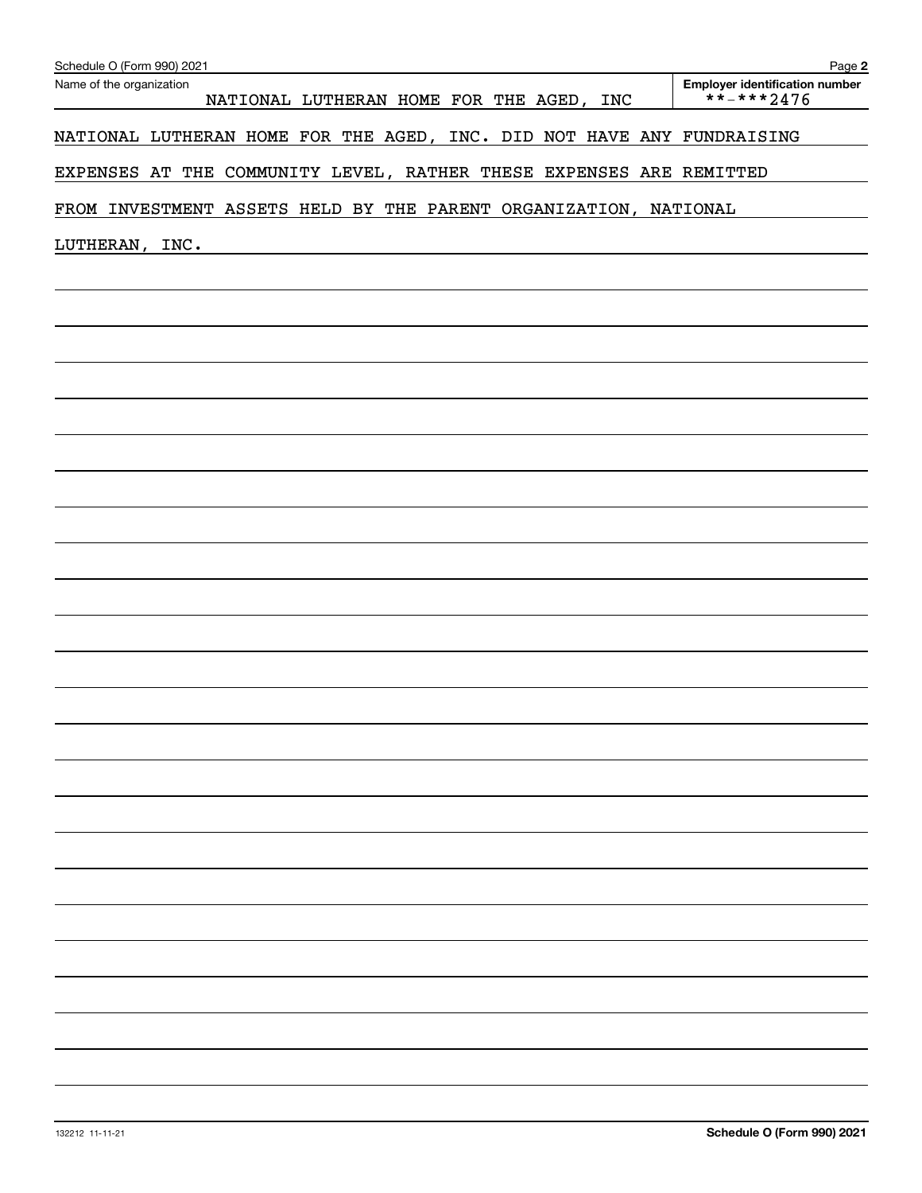Schedule O (Form 990) 2021

Name of the organization: NATIONAL LUTHERAN HOME FOR THE AGED, INC

Employer identification number: **-***2476

NATIONAL LUTHERAN HOME FOR THE AGED, INC. DID NOT HAVE ANY FUNDRAISING EXPENSES AT THE COMMUNITY LEVEL, RATHER THESE EXPENSES ARE REMITTED FROM INVESTMENT ASSETS HELD BY THE PARENT ORGANIZATION, NATIONAL LUTHERAN, INC.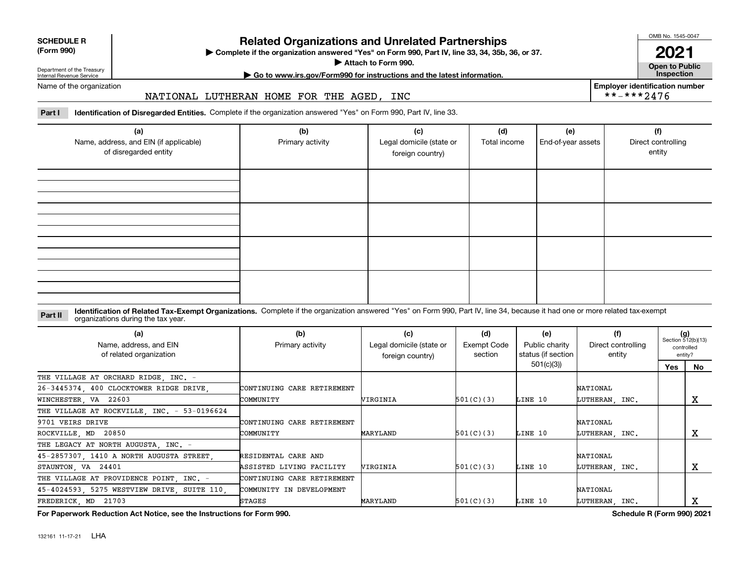**SCHEDULE R (Form 990)**

Department of the Treasury
Internal Revenue Service

# Related Organizations and Unrelated Partnerships

▶ Complete if the organization answered "Yes" on Form 990, Part IV, line 33, 34, 35b, 36, or 37.
▶ Attach to Form 990.
▶ Go to www.irs.gov/Form990 for instructions and the latest information.

OMB No. 1545-0047

**2021**

**Open to Public Inspection**

Name of the organization: NATIONAL LUTHERAN HOME FOR THE AGED, INC

**Employer identification number** **-***2476

**Part I** **Identification of Disregarded Entities.** Complete if the organization answered "Yes" on Form 990, Part IV, line 33.

| (a) Name, address, and EIN (if applicable) of disregarded entity | (b) Primary activity | (c) Legal domicile (state or foreign country) | (d) Total income | (e) End-of-year assets | (f) Direct controlling entity |
|---|---|---|---|---|---|
| | | | | | |
| | | | | | |
| | | | | | |
| | | | | | |

**Part II** **Identification of Related Tax-Exempt Organizations.** Complete if the organization answered "Yes" on Form 990, Part IV, line 34, because it had one or more related tax-exempt organizations during the tax year.

| (a) Name, address, and EIN of related organization | (b) Primary activity | (c) Legal domicile (state or foreign country) | (d) Exempt Code section | (e) Public charity status (if section 501(c)(3)) | (f) Direct controlling entity | (g) Section 512(b)(13) controlled entity? Yes | No |
|---|---|---|---|---|---|---|---|
| THE VILLAGE AT ORCHARD RIDGE, INC. - 26-3445374, 400 CLOCKTOWER RIDGE DRIVE, WINCHESTER, VA 22603 | CONTINUING CARE RETIREMENT COMMUNITY | VIRGINIA | 501(C)(3) | LINE 10 | NATIONAL LUTHERAN, INC. | | X |
| THE VILLAGE AT ROCKVILLE, INC. - 53-0196624 9701 VEIRS DRIVE ROCKVILLE, MD 20850 | CONTINUING CARE RETIREMENT COMMUNITY | MARYLAND | 501(C)(3) | LINE 10 | NATIONAL LUTHERAN, INC. | | X |
| THE LEGACY AT NORTH AUGUSTA, INC. - 45-2857307, 1410 A NORTH AUGUSTA STREET, STAUNTON, VA 24401 | RESIDENTAL CARE AND ASSISTED LIVING FACILITY | VIRGINIA | 501(C)(3) | LINE 10 | NATIONAL LUTHERAN, INC. | | X |
| THE VILLAGE AT PROVIDENCE POINT, INC. - 45-4024593, 5275 WESTVIEW DRIVE, SUITE 110, FREDERICK, MD 21703 | CONTINUING CARE RETIREMENT COMMUNITY IN DEVELOPMENT STAGES | MARYLAND | 501(C)(3) | LINE 10 | NATIONAL LUTHERAN, INC. | | X |

**For Paperwork Reduction Act Notice, see the Instructions for Form 990.** **Schedule R (Form 990) 2021**

132161 11-17-21 LHA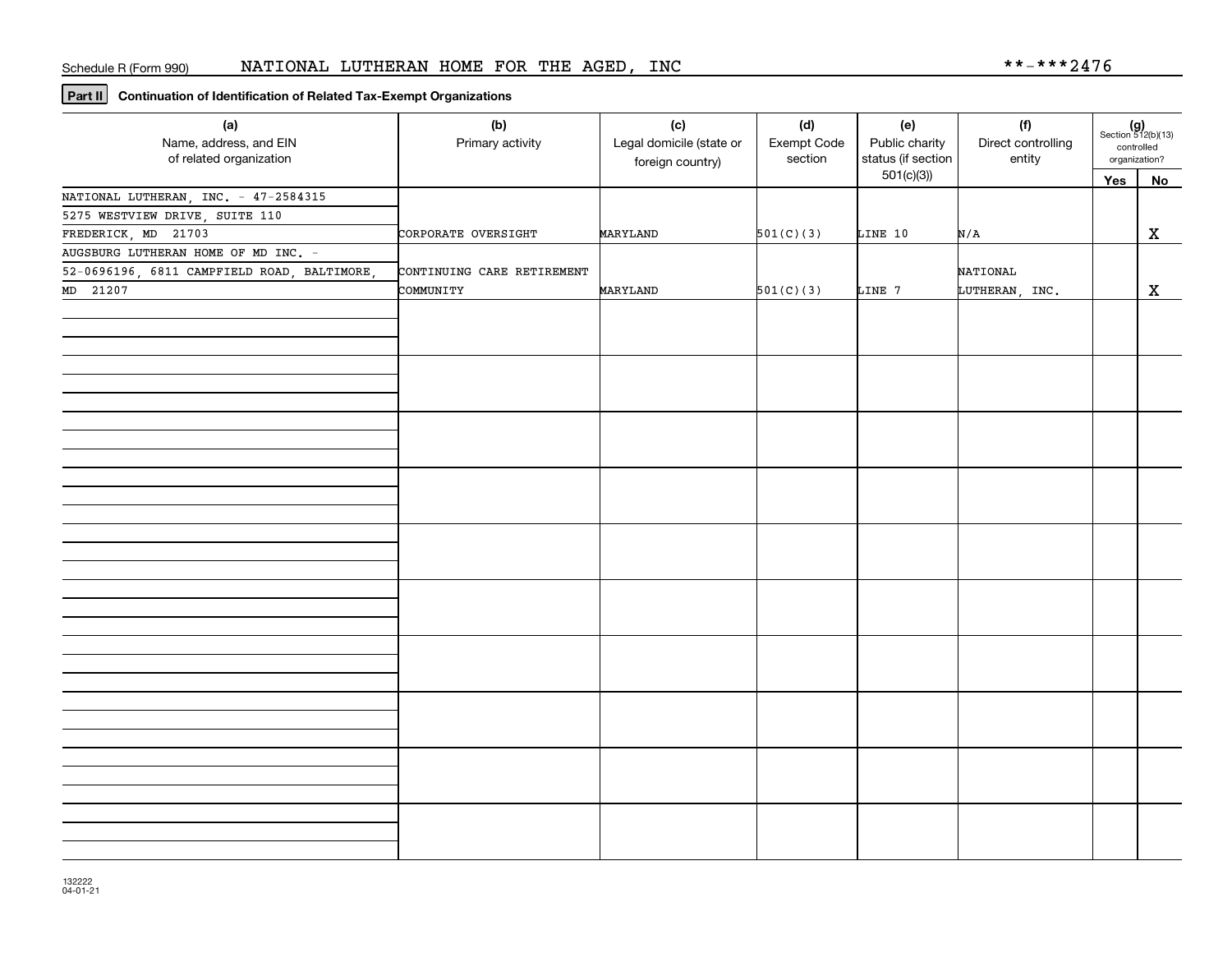Schedule R (Form 990) NATIONAL LUTHERAN HOME FOR THE AGED, INC **-***2476

**Part II** **Continuation of Identification of Related Tax-Exempt Organizations**

| (a) Name, address, and EIN of related organization | (b) Primary activity | (c) Legal domicile (state or foreign country) | (d) Exempt Code section | (e) Public charity status (if section 501(c)(3)) | (f) Direct controlling entity | (g) Section 512(b)(13) controlled organization? | |
|---|---|---|---|---|---|---|---|
| | | | | | | Yes | No |
| NATIONAL LUTHERAN, INC. - 47-2584315 5275 WESTVIEW DRIVE, SUITE 110 FREDERICK, MD 21703 | CORPORATE OVERSIGHT | MARYLAND | 501(C)(3) | LINE 10 | N/A | | X |
| AUGSBURG LUTHERAN HOME OF MD INC. - 52-0696196, 6811 CAMPFIELD ROAD, BALTIMORE, MD 21207 | CONTINUING CARE RETIREMENT COMMUNITY | MARYLAND | 501(C)(3) | LINE 7 | NATIONAL LUTHERAN, INC. | | X |

132222 04-01-21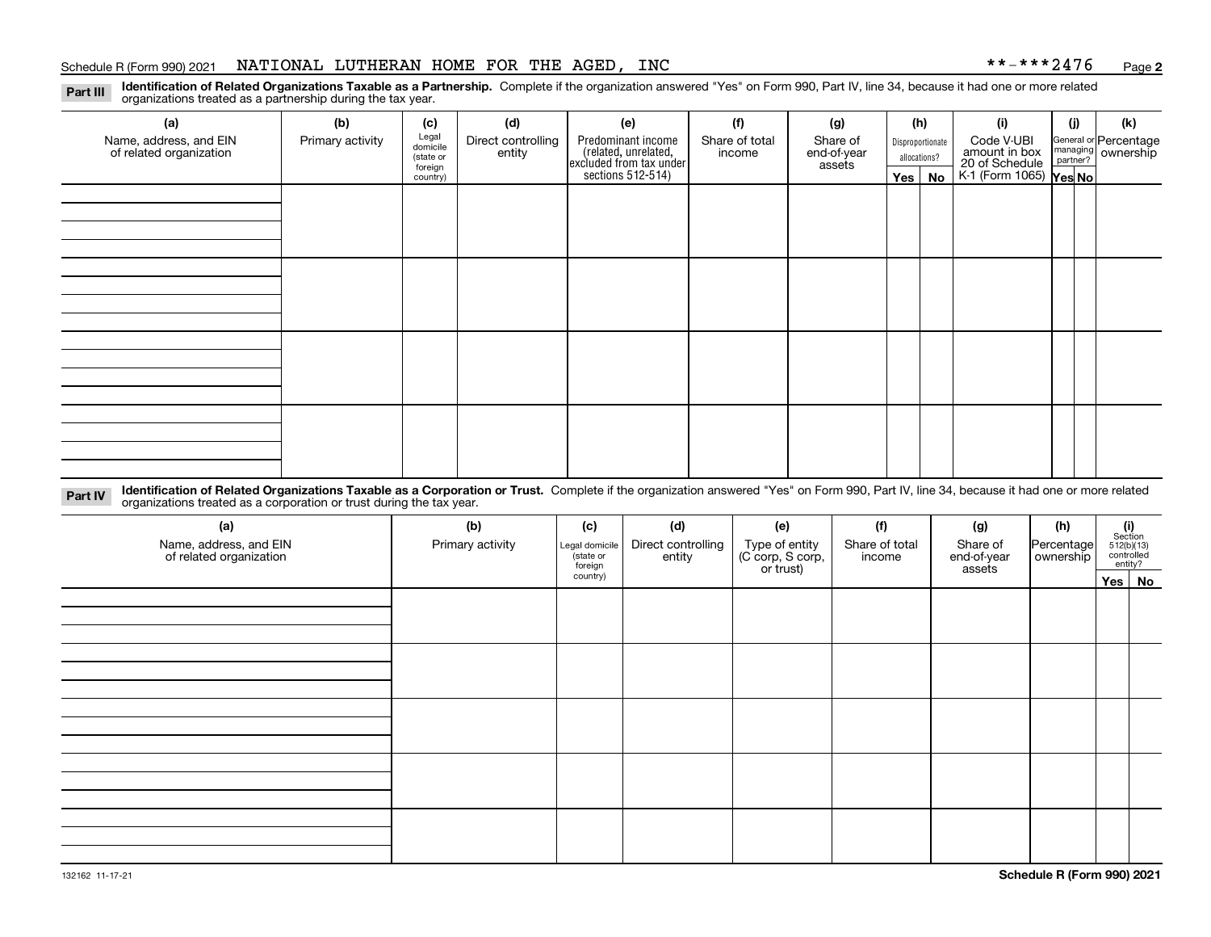Schedule R (Form 990) 2021 NATIONAL LUTHERAN HOME FOR THE AGED, INC **-***2476 Page **2**

**Part III** **Identification of Related Organizations Taxable as a Partnership.** Complete if the organization answered "Yes" on Form 990, Part IV, line 34, because it had one or more related organizations treated as a partnership during the tax year.

| (a) Name, address, and EIN of related organization | (b) Primary activity | (c) Legal domicile (state or foreign country) | (d) Direct controlling entity | (e) Predominant income (related, unrelated, excluded from tax under sections 512-514) | (f) Share of total income | (g) Share of end-of-year assets | (h) Disproportionate allocations? | | (i) Code V-UBI amount in box 20 of Schedule K-1 (Form 1065) | (j) General or managing partner? | | (k) Percentage ownership |
|---|---|---|---|---|---|---|---|---|---|---|---|---|
| | | | | | | | Yes | No | | Yes | No | |
| | | | | | | | | | | | | |
| | | | | | | | | | | | | |
| | | | | | | | | | | | | |
| | | | | | | | | | | | | |

**Part IV** **Identification of Related Organizations Taxable as a Corporation or Trust.** Complete if the organization answered "Yes" on Form 990, Part IV, line 34, because it had one or more related organizations treated as a corporation or trust during the tax year.

| (a) Name, address, and EIN of related organization | (b) Primary activity | (c) Legal domicile (state or foreign country) | (d) Direct controlling entity | (e) Type of entity (C corp, S corp, or trust) | (f) Share of total income | (g) Share of end-of-year assets | (h) Percentage ownership | (i) Section 512(b)(13) controlled entity? | |
|---|---|---|---|---|---|---|---|---|---|
| | | | | | | | | Yes | No |
| | | | | | | | | | |
| | | | | | | | | | |
| | | | | | | | | | |
| | | | | | | | | | |
| | | | | | | | | | |

132162 11-17-21 **Schedule R (Form 990) 2021**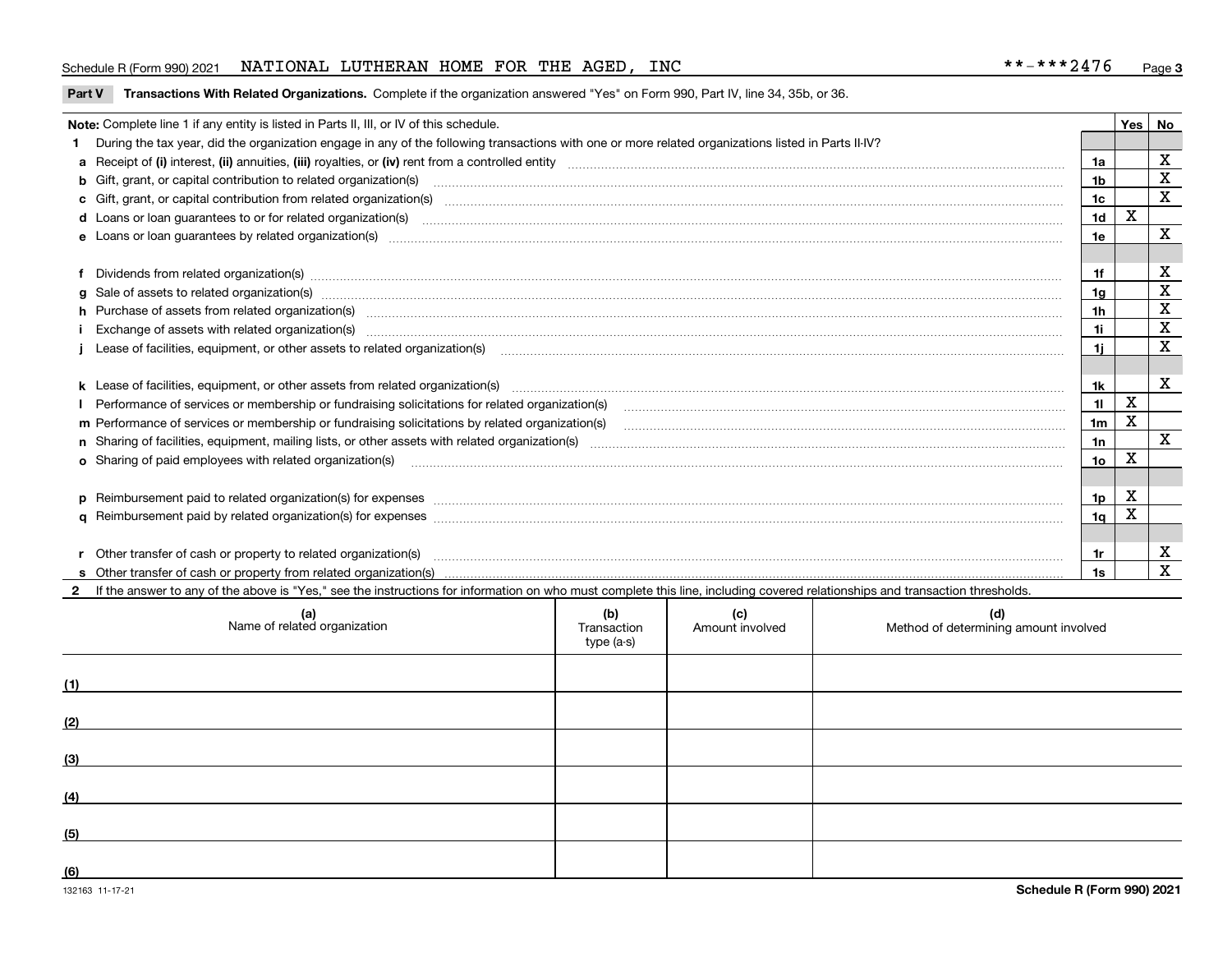Schedule R (Form 990) 2021 NATIONAL LUTHERAN HOME FOR THE AGED, INC **-***2476

**Part V Transactions With Related Organizations.** Complete if the organization answered "Yes" on Form 990, Part IV, line 34, 35b, or 36.

**Note:** Complete line 1 if any entity is listed in Parts II, III, or IV of this schedule.

| | | | Yes | No |
|---|---|---|---|---|
| **1** | During the tax year, did the organization engage in any of the following transactions with one or more related organizations listed in Parts II-IV? | | | |
| **a** | Receipt of **(i)** interest, **(ii)** annuities, **(iii)** royalties, or **(iv)** rent from a controlled entity | 1a | | X |
| **b** | Gift, grant, or capital contribution to related organization(s) | 1b | | X |
| **c** | Gift, grant, or capital contribution from related organization(s) | 1c | | X |
| **d** | Loans or loan guarantees to or for related organization(s) | 1d | X | |
| **e** | Loans or loan guarantees by related organization(s) | 1e | | X |
| **f** | Dividends from related organization(s) | 1f | | X |
| **g** | Sale of assets to related organization(s) | 1g | | X |
| **h** | Purchase of assets from related organization(s) | 1h | | X |
| **i** | Exchange of assets with related organization(s) | 1i | | X |
| **j** | Lease of facilities, equipment, or other assets to related organization(s) | 1j | | X |
| **k** | Lease of facilities, equipment, or other assets from related organization(s) | 1k | | X |
| **l** | Performance of services or membership or fundraising solicitations for related organization(s) | 1l | X | |
| **m** | Performance of services or membership or fundraising solicitations by related organization(s) | 1m | X | |
| **n** | Sharing of facilities, equipment, mailing lists, or other assets with related organization(s) | 1n | | X |
| **o** | Sharing of paid employees with related organization(s) | 1o | X | |
| **p** | Reimbursement paid to related organization(s) for expenses | 1p | X | |
| **q** | Reimbursement paid by related organization(s) for expenses | 1q | X | |
| **r** | Other transfer of cash or property to related organization(s) | 1r | | X |
| **s** | Other transfer of cash or property from related organization(s) | 1s | | X |

**2** If the answer to any of the above is "Yes," see the instructions for information on who must complete this line, including covered relationships and transaction thresholds.

| | (a) Name of related organization | (b) Transaction type (a-s) | (c) Amount involved | (d) Method of determining amount involved |
|---|---|---|---|---|
| (1) | | | | |
| (2) | | | | |
| (3) | | | | |
| (4) | | | | |
| (5) | | | | |
| (6) | | | | |

132163 11-17-21

**Schedule R (Form 990) 2021**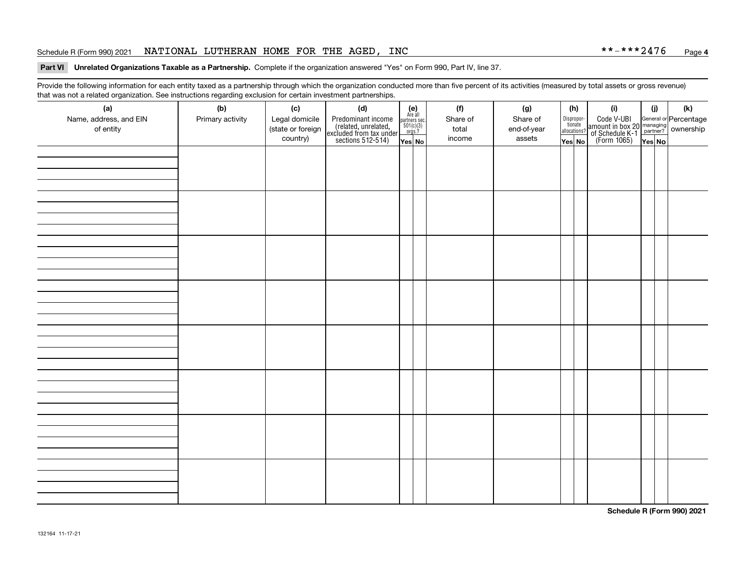Schedule R (Form 990) 2021 NATIONAL LUTHERAN HOME FOR THE AGED, INC **-***2476 Page **4**

**Part VI Unrelated Organizations Taxable as a Partnership.** Complete if the organization answered "Yes" on Form 990, Part IV, line 37.

Provide the following information for each entity taxed as a partnership through which the organization conducted more than five percent of its activities (measured by total assets or gross revenue) that was not a related organization. See instructions regarding exclusion for certain investment partnerships.

| (a) Name, address, and EIN of entity | (b) Primary activity | (c) Legal domicile (state or foreign country) | (d) Predominant income (related, unrelated, excluded from tax under sections 512-514) | (e) Are all partners sec. 501(c)(3) orgs.? Yes | (e) No | (f) Share of total income | (g) Share of end-of-year assets | (h) Dispropor-tionate allocations? Yes | (h) No | (i) Code V-UBI amount in box 20 of Schedule K-1 (Form 1065) | (j) General or managing partner? Yes | (j) No | (k) Percentage ownership |
|---|---|---|---|---|---|---|---|---|---|---|---|---|---|
| | | | | | | | | | | | | | |
| | | | | | | | | | | | | | |
| | | | | | | | | | | | | | |
| | | | | | | | | | | | | | |
| | | | | | | | | | | | | | |
| | | | | | | | | | | | | | |
| | | | | | | | | | | | | | |
| | | | | | | | | | | | | | |

**Schedule R (Form 990) 2021**

132164 11-17-21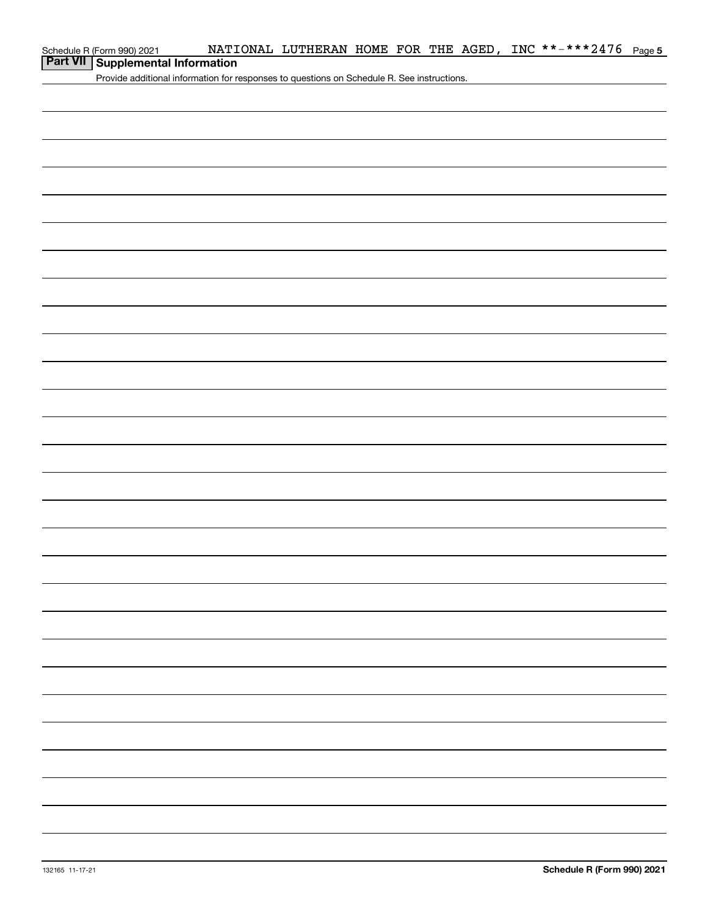## Part VII Supplemental Information

Provide additional information for responses to questions on Schedule R. See instructions.